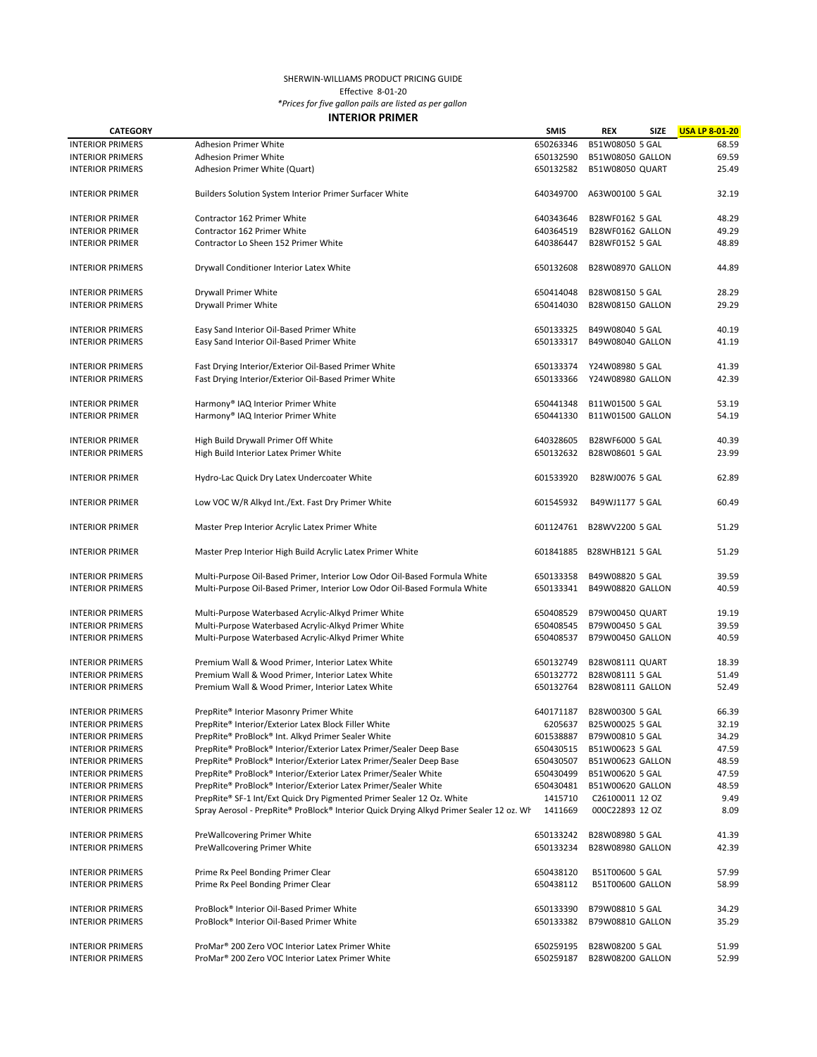SHERWIN-WILLIAMS PRODUCT PRICING GUIDE

Effective 8-01-20

*\*Prices for five gallon pails are listed as per gallon*

## INTERIOR PRIMER

| CATEGORY | | SMIS | REX | SIZE | USA LP 8-01-20 |
|---|---|---|---|---|---|
| INTERIOR PRIMERS | Adhesion Primer White | 650263346 | B51W08050 | 5 GAL | 68.59 |
| INTERIOR PRIMERS | Adhesion Primer White | 650132590 | B51W08050 | GALLON | 69.59 |
| INTERIOR PRIMERS | Adhesion Primer White (Quart) | 650132582 | B51W08050 | QUART | 25.49 |
| INTERIOR PRIMER | Builders Solution System Interior Primer Surfacer White | 640349700 | A63W00100 | 5 GAL | 32.19 |
| INTERIOR PRIMER | Contractor 162 Primer White | 640343646 | B28WF0162 | 5 GAL | 48.29 |
| INTERIOR PRIMER | Contractor 162 Primer White | 640364519 | B28WF0162 | GALLON | 49.29 |
| INTERIOR PRIMER | Contractor Lo Sheen 152 Primer White | 640386447 | B28WF0152 | 5 GAL | 48.89 |
| INTERIOR PRIMERS | Drywall Conditioner Interior Latex White | 650132608 | B28W08970 | GALLON | 44.89 |
| INTERIOR PRIMERS | Drywall Primer White | 650414048 | B28W08150 | 5 GAL | 28.29 |
| INTERIOR PRIMERS | Drywall Primer White | 650414030 | B28W08150 | GALLON | 29.29 |
| INTERIOR PRIMERS | Easy Sand Interior Oil-Based Primer White | 650133325 | B49W08040 | 5 GAL | 40.19 |
| INTERIOR PRIMERS | Easy Sand Interior Oil-Based Primer White | 650133317 | B49W08040 | GALLON | 41.19 |
| INTERIOR PRIMERS | Fast Drying Interior/Exterior Oil-Based Primer White | 650133374 | Y24W08980 | 5 GAL | 41.39 |
| INTERIOR PRIMERS | Fast Drying Interior/Exterior Oil-Based Primer White | 650133366 | Y24W08980 | GALLON | 42.39 |
| INTERIOR PRIMER | Harmony® IAQ Interior Primer White | 650441348 | B11W01500 | 5 GAL | 53.19 |
| INTERIOR PRIMER | Harmony® IAQ Interior Primer White | 650441330 | B11W01500 | GALLON | 54.19 |
| INTERIOR PRIMER | High Build Drywall Primer Off White | 640328605 | B28WF6000 | 5 GAL | 40.39 |
| INTERIOR PRIMERS | High Build Interior Latex Primer White | 650132632 | B28W08601 | 5 GAL | 23.99 |
| INTERIOR PRIMER | Hydro-Lac Quick Dry Latex Undercoater White | 601533920 | B28WJ0076 | 5 GAL | 62.89 |
| INTERIOR PRIMER | Low VOC W/R Alkyd Int./Ext. Fast Dry Primer White | 601545932 | B49WJ1177 | 5 GAL | 60.49 |
| INTERIOR PRIMER | Master Prep Interior Acrylic Latex Primer White | 601124761 | B28WV2200 | 5 GAL | 51.29 |
| INTERIOR PRIMER | Master Prep Interior High Build Acrylic Latex Primer White | 601841885 | B28WHB121 | 5 GAL | 51.29 |
| INTERIOR PRIMERS | Multi-Purpose Oil-Based Primer, Interior Low Odor Oil-Based Formula White | 650133358 | B49W08820 | 5 GAL | 39.59 |
| INTERIOR PRIMERS | Multi-Purpose Oil-Based Primer, Interior Low Odor Oil-Based Formula White | 650133341 | B49W08820 | GALLON | 40.59 |
| INTERIOR PRIMERS | Multi-Purpose Waterbased Acrylic-Alkyd Primer White | 650408529 | B79W00450 | QUART | 19.19 |
| INTERIOR PRIMERS | Multi-Purpose Waterbased Acrylic-Alkyd Primer White | 650408545 | B79W00450 | 5 GAL | 39.59 |
| INTERIOR PRIMERS | Multi-Purpose Waterbased Acrylic-Alkyd Primer White | 650408537 | B79W00450 | GALLON | 40.59 |
| INTERIOR PRIMERS | Premium Wall & Wood Primer, Interior Latex White | 650132749 | B28W08111 | QUART | 18.39 |
| INTERIOR PRIMERS | Premium Wall & Wood Primer, Interior Latex White | 650132772 | B28W08111 | 5 GAL | 51.49 |
| INTERIOR PRIMERS | Premium Wall & Wood Primer, Interior Latex White | 650132764 | B28W08111 | GALLON | 52.49 |
| INTERIOR PRIMERS | PrepRite® Interior Masonry Primer White | 640171187 | B28W00300 | 5 GAL | 66.39 |
| INTERIOR PRIMERS | PrepRite® Interior/Exterior Latex Block Filler White | 6205637 | B25W00025 | 5 GAL | 32.19 |
| INTERIOR PRIMERS | PrepRite® ProBlock® Int. Alkyd Primer Sealer White | 601538887 | B79W00810 | 5 GAL | 34.29 |
| INTERIOR PRIMERS | PrepRite® ProBlock® Interior/Exterior Latex Primer/Sealer Deep Base | 650430515 | B51W00623 | 5 GAL | 47.59 |
| INTERIOR PRIMERS | PrepRite® ProBlock® Interior/Exterior Latex Primer/Sealer Deep Base | 650430507 | B51W00623 | GALLON | 48.59 |
| INTERIOR PRIMERS | PrepRite® ProBlock® Interior/Exterior Latex Primer/Sealer White | 650430499 | B51W00620 | 5 GAL | 47.59 |
| INTERIOR PRIMERS | PrepRite® ProBlock® Interior/Exterior Latex Primer/Sealer White | 650430481 | B51W00620 | GALLON | 48.59 |
| INTERIOR PRIMERS | PrepRite® SF-1 Int/Ext Quick Dry Pigmented Primer Sealer 12 Oz. White | 1415710 | C26100011 | 12 OZ | 9.49 |
| INTERIOR PRIMERS | Spray Aerosol - PrepRite® ProBlock® Interior Quick Drying Alkyd Primer Sealer 12 oz. Wh | 1411669 | 000C22893 | 12 OZ | 8.09 |
| INTERIOR PRIMERS | PreWallcovering Primer White | 650133242 | B28W08980 | 5 GAL | 41.39 |
| INTERIOR PRIMERS | PreWallcovering Primer White | 650133234 | B28W08980 | GALLON | 42.39 |
| INTERIOR PRIMERS | Prime Rx Peel Bonding Primer Clear | 650438120 | B51T00600 | 5 GAL | 57.99 |
| INTERIOR PRIMERS | Prime Rx Peel Bonding Primer Clear | 650438112 | B51T00600 | GALLON | 58.99 |
| INTERIOR PRIMERS | ProBlock® Interior Oil-Based Primer White | 650133390 | B79W08810 | 5 GAL | 34.29 |
| INTERIOR PRIMERS | ProBlock® Interior Oil-Based Primer White | 650133382 | B79W08810 | GALLON | 35.29 |
| INTERIOR PRIMERS | ProMar® 200 Zero VOC Interior Latex Primer White | 650259195 | B28W08200 | 5 GAL | 51.99 |
| INTERIOR PRIMERS | ProMar® 200 Zero VOC Interior Latex Primer White | 650259187 | B28W08200 | GALLON | 52.99 |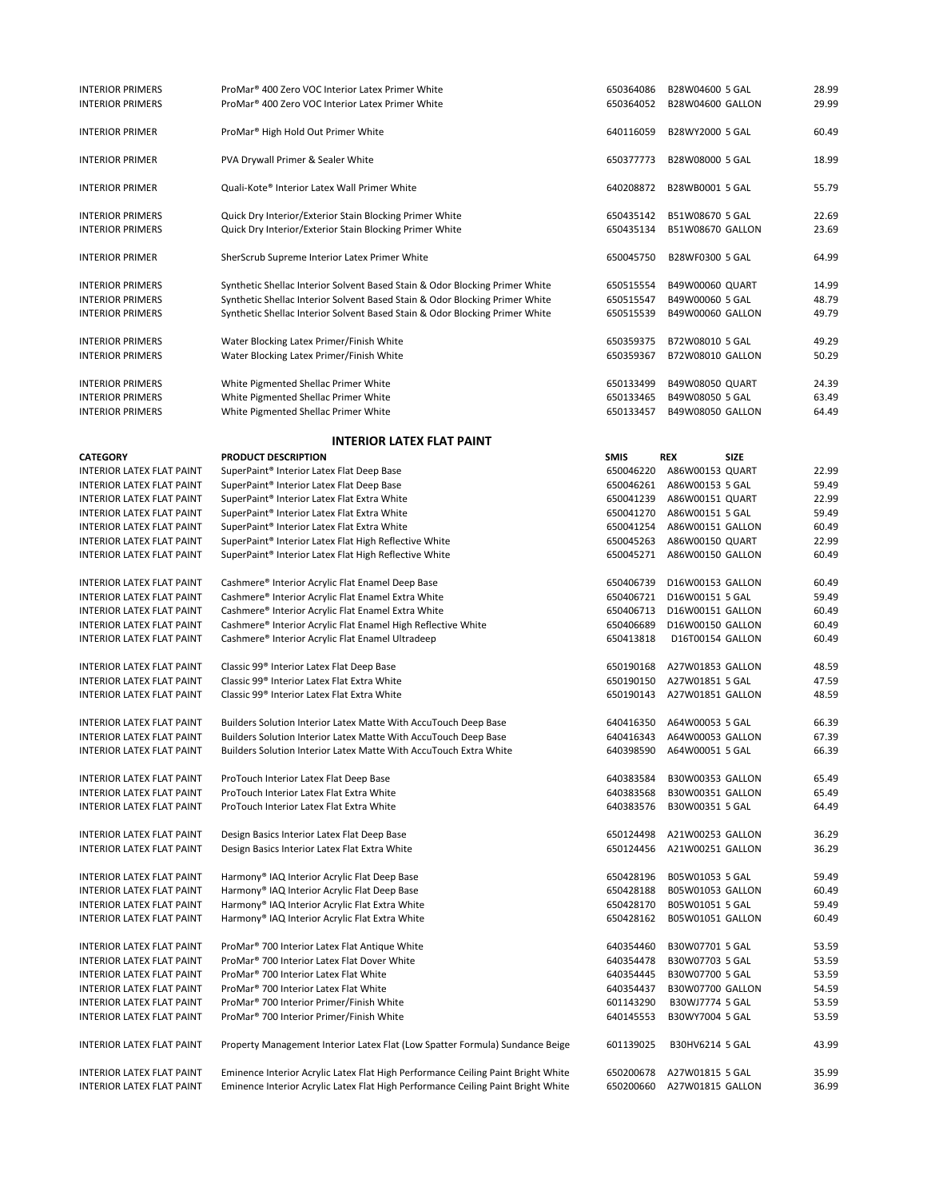| | | | | | |
|---|---|---|---|---|---|
| INTERIOR PRIMERS | ProMar® 400 Zero VOC Interior Latex Primer White | 650364086 | B28W04600 | 5 GAL | 28.99 |
| INTERIOR PRIMERS | ProMar® 400 Zero VOC Interior Latex Primer White | 650364052 | B28W04600 | GALLON | 29.99 |
| INTERIOR PRIMER | ProMar® High Hold Out Primer White | 640116059 | B28WY2000 | 5 GAL | 60.49 |
| INTERIOR PRIMER | PVA Drywall Primer & Sealer White | 650377773 | B28W08000 | 5 GAL | 18.99 |
| INTERIOR PRIMER | Quali-Kote® Interior Latex Wall Primer White | 640208872 | B28WB0001 | 5 GAL | 55.79 |
| INTERIOR PRIMERS | Quick Dry Interior/Exterior Stain Blocking Primer White | 650435142 | B51W08670 | 5 GAL | 22.69 |
| INTERIOR PRIMERS | Quick Dry Interior/Exterior Stain Blocking Primer White | 650435134 | B51W08670 | GALLON | 23.69 |
| INTERIOR PRIMER | SherScrub Supreme Interior Latex Primer White | 650045750 | B28WF0300 | 5 GAL | 64.99 |
| INTERIOR PRIMERS | Synthetic Shellac Interior Solvent Based Stain & Odor Blocking Primer White | 650515554 | B49W00060 | QUART | 14.99 |
| INTERIOR PRIMERS | Synthetic Shellac Interior Solvent Based Stain & Odor Blocking Primer White | 650515547 | B49W00060 | 5 GAL | 48.79 |
| INTERIOR PRIMERS | Synthetic Shellac Interior Solvent Based Stain & Odor Blocking Primer White | 650515539 | B49W00060 | GALLON | 49.79 |
| INTERIOR PRIMERS | Water Blocking Latex Primer/Finish White | 650359375 | B72W08010 | 5 GAL | 49.29 |
| INTERIOR PRIMERS | Water Blocking Latex Primer/Finish White | 650359367 | B72W08010 | GALLON | 50.29 |
| INTERIOR PRIMERS | White Pigmented Shellac Primer White | 650133499 | B49W08050 | QUART | 24.39 |
| INTERIOR PRIMERS | White Pigmented Shellac Primer White | 650133465 | B49W08050 | 5 GAL | 63.49 |
| INTERIOR PRIMERS | White Pigmented Shellac Primer White | 650133457 | B49W08050 | GALLON | 64.49 |

## INTERIOR LATEX FLAT PAINT

| CATEGORY | PRODUCT DESCRIPTION | SMIS | REX | SIZE | |
|---|---|---|---|---|---|
| INTERIOR LATEX FLAT PAINT | SuperPaint® Interior Latex Flat Deep Base | 650046220 | A86W00153 | QUART | 22.99 |
| INTERIOR LATEX FLAT PAINT | SuperPaint® Interior Latex Flat Deep Base | 650046261 | A86W00153 | 5 GAL | 59.49 |
| INTERIOR LATEX FLAT PAINT | SuperPaint® Interior Latex Flat Extra White | 650041239 | A86W00151 | QUART | 22.99 |
| INTERIOR LATEX FLAT PAINT | SuperPaint® Interior Latex Flat Extra White | 650041270 | A86W00151 | 5 GAL | 59.49 |
| INTERIOR LATEX FLAT PAINT | SuperPaint® Interior Latex Flat Extra White | 650041254 | A86W00151 | GALLON | 60.49 |
| INTERIOR LATEX FLAT PAINT | SuperPaint® Interior Latex Flat High Reflective White | 650045263 | A86W00150 | QUART | 22.99 |
| INTERIOR LATEX FLAT PAINT | SuperPaint® Interior Latex Flat High Reflective White | 650045271 | A86W00150 | GALLON | 60.49 |
| INTERIOR LATEX FLAT PAINT | Cashmere® Interior Acrylic Flat Enamel Deep Base | 650406739 | D16W00153 | GALLON | 60.49 |
| INTERIOR LATEX FLAT PAINT | Cashmere® Interior Acrylic Flat Enamel Extra White | 650406721 | D16W00151 | 5 GAL | 59.49 |
| INTERIOR LATEX FLAT PAINT | Cashmere® Interior Acrylic Flat Enamel Extra White | 650406713 | D16W00151 | GALLON | 60.49 |
| INTERIOR LATEX FLAT PAINT | Cashmere® Interior Acrylic Flat Enamel High Reflective White | 650406689 | D16W00150 | GALLON | 60.49 |
| INTERIOR LATEX FLAT PAINT | Cashmere® Interior Acrylic Flat Enamel Ultradeep | 650413818 | D16T00154 | GALLON | 60.49 |
| INTERIOR LATEX FLAT PAINT | Classic 99® Interior Latex Flat Deep Base | 650190168 | A27W01853 | GALLON | 48.59 |
| INTERIOR LATEX FLAT PAINT | Classic 99® Interior Latex Flat Extra White | 650190150 | A27W01851 | 5 GAL | 47.59 |
| INTERIOR LATEX FLAT PAINT | Classic 99® Interior Latex Flat Extra White | 650190143 | A27W01851 | GALLON | 48.59 |
| INTERIOR LATEX FLAT PAINT | Builders Solution Interior Latex Matte With AccuTouch Deep Base | 640416350 | A64W00053 | 5 GAL | 66.39 |
| INTERIOR LATEX FLAT PAINT | Builders Solution Interior Latex Matte With AccuTouch Deep Base | 640416343 | A64W00053 | GALLON | 67.39 |
| INTERIOR LATEX FLAT PAINT | Builders Solution Interior Latex Matte With AccuTouch Extra White | 640398590 | A64W00051 | 5 GAL | 66.39 |
| INTERIOR LATEX FLAT PAINT | ProTouch Interior Latex Flat Deep Base | 640383584 | B30W00353 | GALLON | 65.49 |
| INTERIOR LATEX FLAT PAINT | ProTouch Interior Latex Flat Extra White | 640383568 | B30W00351 | GALLON | 65.49 |
| INTERIOR LATEX FLAT PAINT | ProTouch Interior Latex Flat Extra White | 640383576 | B30W00351 | 5 GAL | 64.49 |
| INTERIOR LATEX FLAT PAINT | Design Basics Interior Latex Flat Deep Base | 650124498 | A21W00253 | GALLON | 36.29 |
| INTERIOR LATEX FLAT PAINT | Design Basics Interior Latex Flat Extra White | 650124456 | A21W00251 | GALLON | 36.29 |
| INTERIOR LATEX FLAT PAINT | Harmony® IAQ Interior Acrylic Flat Deep Base | 650428196 | B05W01053 | 5 GAL | 59.49 |
| INTERIOR LATEX FLAT PAINT | Harmony® IAQ Interior Acrylic Flat Deep Base | 650428188 | B05W01053 | GALLON | 60.49 |
| INTERIOR LATEX FLAT PAINT | Harmony® IAQ Interior Acrylic Flat Extra White | 650428170 | B05W01051 | 5 GAL | 59.49 |
| INTERIOR LATEX FLAT PAINT | Harmony® IAQ Interior Acrylic Flat Extra White | 650428162 | B05W01051 | GALLON | 60.49 |
| INTERIOR LATEX FLAT PAINT | ProMar® 700 Interior Latex Flat Antique White | 640354460 | B30W07701 | 5 GAL | 53.59 |
| INTERIOR LATEX FLAT PAINT | ProMar® 700 Interior Latex Flat Dover White | 640354478 | B30W07703 | 5 GAL | 53.59 |
| INTERIOR LATEX FLAT PAINT | ProMar® 700 Interior Latex Flat White | 640354445 | B30W07700 | 5 GAL | 53.59 |
| INTERIOR LATEX FLAT PAINT | ProMar® 700 Interior Latex Flat White | 640354437 | B30W07700 | GALLON | 54.59 |
| INTERIOR LATEX FLAT PAINT | ProMar® 700 Interior Primer/Finish White | 601143290 | B30WJ7774 | 5 GAL | 53.59 |
| INTERIOR LATEX FLAT PAINT | ProMar® 700 Interior Primer/Finish White | 640145553 | B30WY7004 | 5 GAL | 53.59 |
| INTERIOR LATEX FLAT PAINT | Property Management Interior Latex Flat (Low Spatter Formula) Sundance Beige | 601139025 | B30HV6214 | 5 GAL | 43.99 |
| INTERIOR LATEX FLAT PAINT | Eminence Interior Acrylic Latex Flat High Performance Ceiling Paint Bright White | 650200678 | A27W01815 | 5 GAL | 35.99 |
| INTERIOR LATEX FLAT PAINT | Eminence Interior Acrylic Latex Flat High Performance Ceiling Paint Bright White | 650200660 | A27W01815 | GALLON | 36.99 |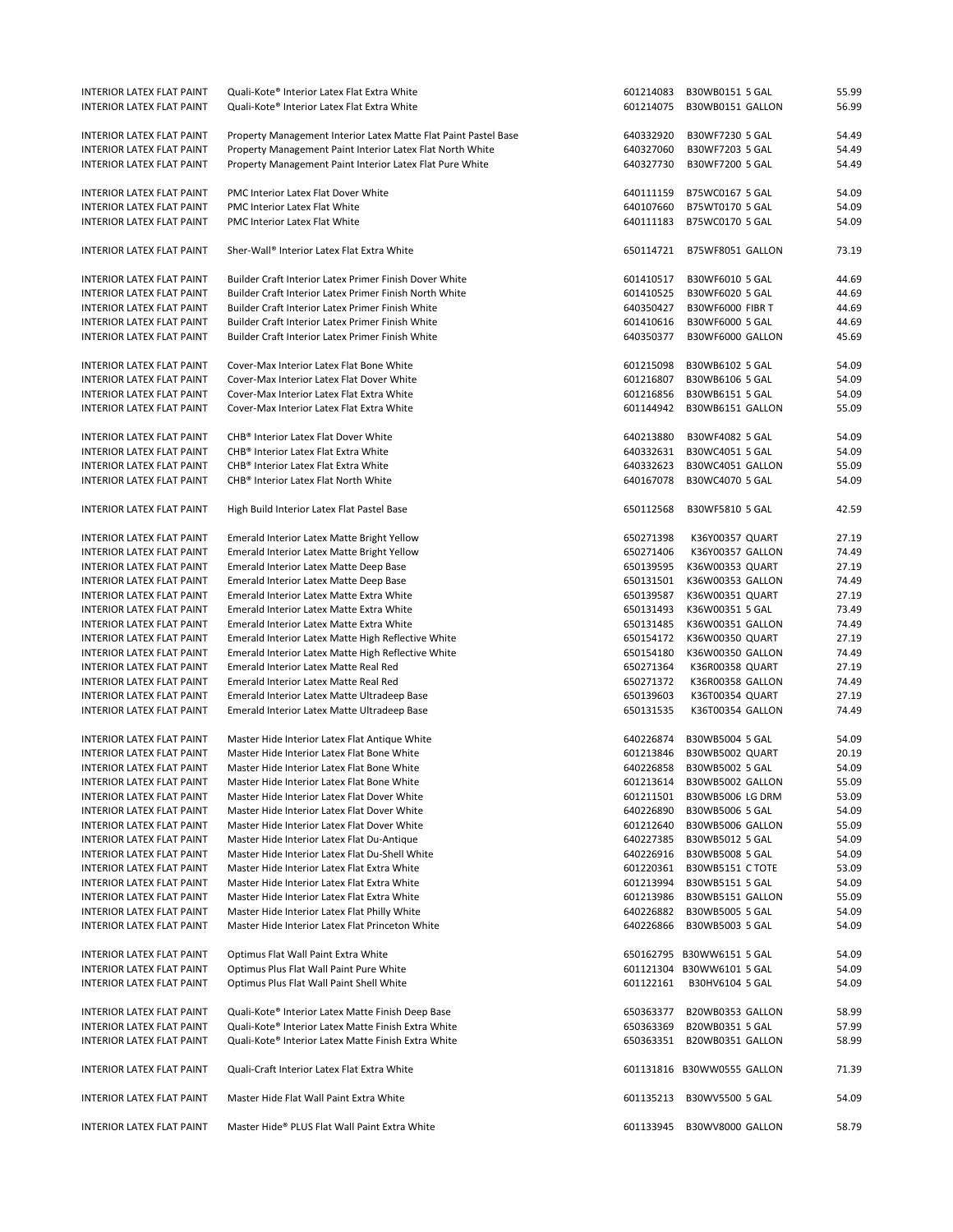| | | | | |
|---|---|---|---|---|
| INTERIOR LATEX FLAT PAINT | Quali-Kote® Interior Latex Flat Extra White | 601214083 | B30WB0151 5 GAL | 55.99 |
| INTERIOR LATEX FLAT PAINT | Quali-Kote® Interior Latex Flat Extra White | 601214075 | B30WB0151 GALLON | 56.99 |
| | | | | |
| INTERIOR LATEX FLAT PAINT | Property Management Interior Latex Matte Flat Paint Pastel Base | 640332920 | B30WF7230 5 GAL | 54.49 |
| INTERIOR LATEX FLAT PAINT | Property Management Paint Interior Latex Flat North White | 640327060 | B30WF7203 5 GAL | 54.49 |
| INTERIOR LATEX FLAT PAINT | Property Management Paint Interior Latex Flat Pure White | 640327730 | B30WF7200 5 GAL | 54.49 |
| | | | | |
| INTERIOR LATEX FLAT PAINT | PMC Interior Latex Flat Dover White | 640111159 | B75WC0167 5 GAL | 54.09 |
| INTERIOR LATEX FLAT PAINT | PMC Interior Latex Flat White | 640107660 | B75WT0170 5 GAL | 54.09 |
| INTERIOR LATEX FLAT PAINT | PMC Interior Latex Flat White | 640111183 | B75WC0170 5 GAL | 54.09 |
| | | | | |
| INTERIOR LATEX FLAT PAINT | Sher-Wall® Interior Latex Flat Extra White | 650114721 | B75WF8051 GALLON | 73.19 |
| | | | | |
| INTERIOR LATEX FLAT PAINT | Builder Craft Interior Latex Primer Finish Dover White | 601410517 | B30WF6010 5 GAL | 44.69 |
| INTERIOR LATEX FLAT PAINT | Builder Craft Interior Latex Primer Finish North White | 601410525 | B30WF6020 5 GAL | 44.69 |
| INTERIOR LATEX FLAT PAINT | Builder Craft Interior Latex Primer Finish White | 640350427 | B30WF6000 FIBR T | 44.69 |
| INTERIOR LATEX FLAT PAINT | Builder Craft Interior Latex Primer Finish White | 601410616 | B30WF6000 5 GAL | 44.69 |
| INTERIOR LATEX FLAT PAINT | Builder Craft Interior Latex Primer Finish White | 640350377 | B30WF6000 GALLON | 45.69 |
| | | | | |
| INTERIOR LATEX FLAT PAINT | Cover-Max Interior Latex Flat Bone White | 601215098 | B30WB6102 5 GAL | 54.09 |
| INTERIOR LATEX FLAT PAINT | Cover-Max Interior Latex Flat Dover White | 601216807 | B30WB6106 5 GAL | 54.09 |
| INTERIOR LATEX FLAT PAINT | Cover-Max Interior Latex Flat Extra White | 601216856 | B30WB6151 5 GAL | 54.09 |
| INTERIOR LATEX FLAT PAINT | Cover-Max Interior Latex Flat Extra White | 601144942 | B30WB6151 GALLON | 55.09 |
| | | | | |
| INTERIOR LATEX FLAT PAINT | CHB® Interior Latex Flat Dover White | 640213880 | B30WF4082 5 GAL | 54.09 |
| INTERIOR LATEX FLAT PAINT | CHB® Interior Latex Flat Extra White | 640332631 | B30WC4051 5 GAL | 54.09 |
| INTERIOR LATEX FLAT PAINT | CHB® Interior Latex Flat Extra White | 640332623 | B30WC4051 GALLON | 55.09 |
| INTERIOR LATEX FLAT PAINT | CHB® Interior Latex Flat North White | 640167078 | B30WC4070 5 GAL | 54.09 |
| | | | | |
| INTERIOR LATEX FLAT PAINT | High Build Interior Latex Flat Pastel Base | 650112568 | B30WF5810 5 GAL | 42.59 |
| | | | | |
| INTERIOR LATEX FLAT PAINT | Emerald Interior Latex Matte Bright Yellow | 650271398 | K36Y00357 QUART | 27.19 |
| INTERIOR LATEX FLAT PAINT | Emerald Interior Latex Matte Bright Yellow | 650271406 | K36Y00357 GALLON | 74.49 |
| INTERIOR LATEX FLAT PAINT | Emerald Interior Latex Matte Deep Base | 650139595 | K36W00353 QUART | 27.19 |
| INTERIOR LATEX FLAT PAINT | Emerald Interior Latex Matte Deep Base | 650131501 | K36W00353 GALLON | 74.49 |
| INTERIOR LATEX FLAT PAINT | Emerald Interior Latex Matte Extra White | 650139587 | K36W00351 QUART | 27.19 |
| INTERIOR LATEX FLAT PAINT | Emerald Interior Latex Matte Extra White | 650131493 | K36W00351 5 GAL | 73.49 |
| INTERIOR LATEX FLAT PAINT | Emerald Interior Latex Matte Extra White | 650131485 | K36W00351 GALLON | 74.49 |
| INTERIOR LATEX FLAT PAINT | Emerald Interior Latex Matte High Reflective White | 650154172 | K36W00350 QUART | 27.19 |
| INTERIOR LATEX FLAT PAINT | Emerald Interior Latex Matte High Reflective White | 650154180 | K36W00350 GALLON | 74.49 |
| INTERIOR LATEX FLAT PAINT | Emerald Interior Latex Matte Real Red | 650271364 | K36R00358 QUART | 27.19 |
| INTERIOR LATEX FLAT PAINT | Emerald Interior Latex Matte Real Red | 650271372 | K36R00358 GALLON | 74.49 |
| INTERIOR LATEX FLAT PAINT | Emerald Interior Latex Matte Ultradeep Base | 650139603 | K36T00354 QUART | 27.19 |
| INTERIOR LATEX FLAT PAINT | Emerald Interior Latex Matte Ultradeep Base | 650131535 | K36T00354 GALLON | 74.49 |
| | | | | |
| INTERIOR LATEX FLAT PAINT | Master Hide Interior Latex Flat Antique White | 640226874 | B30WB5004 5 GAL | 54.09 |
| INTERIOR LATEX FLAT PAINT | Master Hide Interior Latex Flat Bone White | 601213846 | B30WB5002 QUART | 20.19 |
| INTERIOR LATEX FLAT PAINT | Master Hide Interior Latex Flat Bone White | 640226858 | B30WB5002 5 GAL | 54.09 |
| INTERIOR LATEX FLAT PAINT | Master Hide Interior Latex Flat Bone White | 601213614 | B30WB5002 GALLON | 55.09 |
| INTERIOR LATEX FLAT PAINT | Master Hide Interior Latex Flat Dover White | 601211501 | B30WB5006 LG DRM | 53.09 |
| INTERIOR LATEX FLAT PAINT | Master Hide Interior Latex Flat Dover White | 640226890 | B30WB5006 5 GAL | 54.09 |
| INTERIOR LATEX FLAT PAINT | Master Hide Interior Latex Flat Dover White | 601212640 | B30WB5006 GALLON | 55.09 |
| INTERIOR LATEX FLAT PAINT | Master Hide Interior Latex Flat Du-Antique | 640227385 | B30WB5012 5 GAL | 54.09 |
| INTERIOR LATEX FLAT PAINT | Master Hide Interior Latex Flat Du-Shell White | 640226916 | B30WB5008 5 GAL | 54.09 |
| INTERIOR LATEX FLAT PAINT | Master Hide Interior Latex Flat Extra White | 601220361 | B30WB5151 C TOTE | 53.09 |
| INTERIOR LATEX FLAT PAINT | Master Hide Interior Latex Flat Extra White | 601213994 | B30WB5151 5 GAL | 54.09 |
| INTERIOR LATEX FLAT PAINT | Master Hide Interior Latex Flat Extra White | 601213986 | B30WB5151 GALLON | 55.09 |
| INTERIOR LATEX FLAT PAINT | Master Hide Interior Latex Flat Philly White | 640226882 | B30WB5005 5 GAL | 54.09 |
| INTERIOR LATEX FLAT PAINT | Master Hide Interior Latex Flat Princeton White | 640226866 | B30WB5003 5 GAL | 54.09 |
| | | | | |
| INTERIOR LATEX FLAT PAINT | Optimus Flat Wall Paint Extra White | 650162795 | B30WW6151 5 GAL | 54.09 |
| INTERIOR LATEX FLAT PAINT | Optimus Plus Flat Wall Paint Pure White | 601121304 | B30WW6101 5 GAL | 54.09 |
| INTERIOR LATEX FLAT PAINT | Optimus Plus Flat Wall Paint Shell White | 601122161 | B30HV6104 5 GAL | 54.09 |
| | | | | |
| INTERIOR LATEX FLAT PAINT | Quali-Kote® Interior Latex Matte Finish Deep Base | 650363377 | B20WB0353 GALLON | 58.99 |
| INTERIOR LATEX FLAT PAINT | Quali-Kote® Interior Latex Matte Finish Extra White | 650363369 | B20WB0351 5 GAL | 57.99 |
| INTERIOR LATEX FLAT PAINT | Quali-Kote® Interior Latex Matte Finish Extra White | 650363351 | B20WB0351 GALLON | 58.99 |
| | | | | |
| INTERIOR LATEX FLAT PAINT | Quali-Craft Interior Latex Flat Extra White | 601131816 | B30WW0555 GALLON | 71.39 |
| | | | | |
| INTERIOR LATEX FLAT PAINT | Master Hide Flat Wall Paint Extra White | 601135213 | B30WV5500 5 GAL | 54.09 |
| | | | | |
| INTERIOR LATEX FLAT PAINT | Master Hide® PLUS Flat Wall Paint Extra White | 601133945 | B30WV8000 GALLON | 58.79 |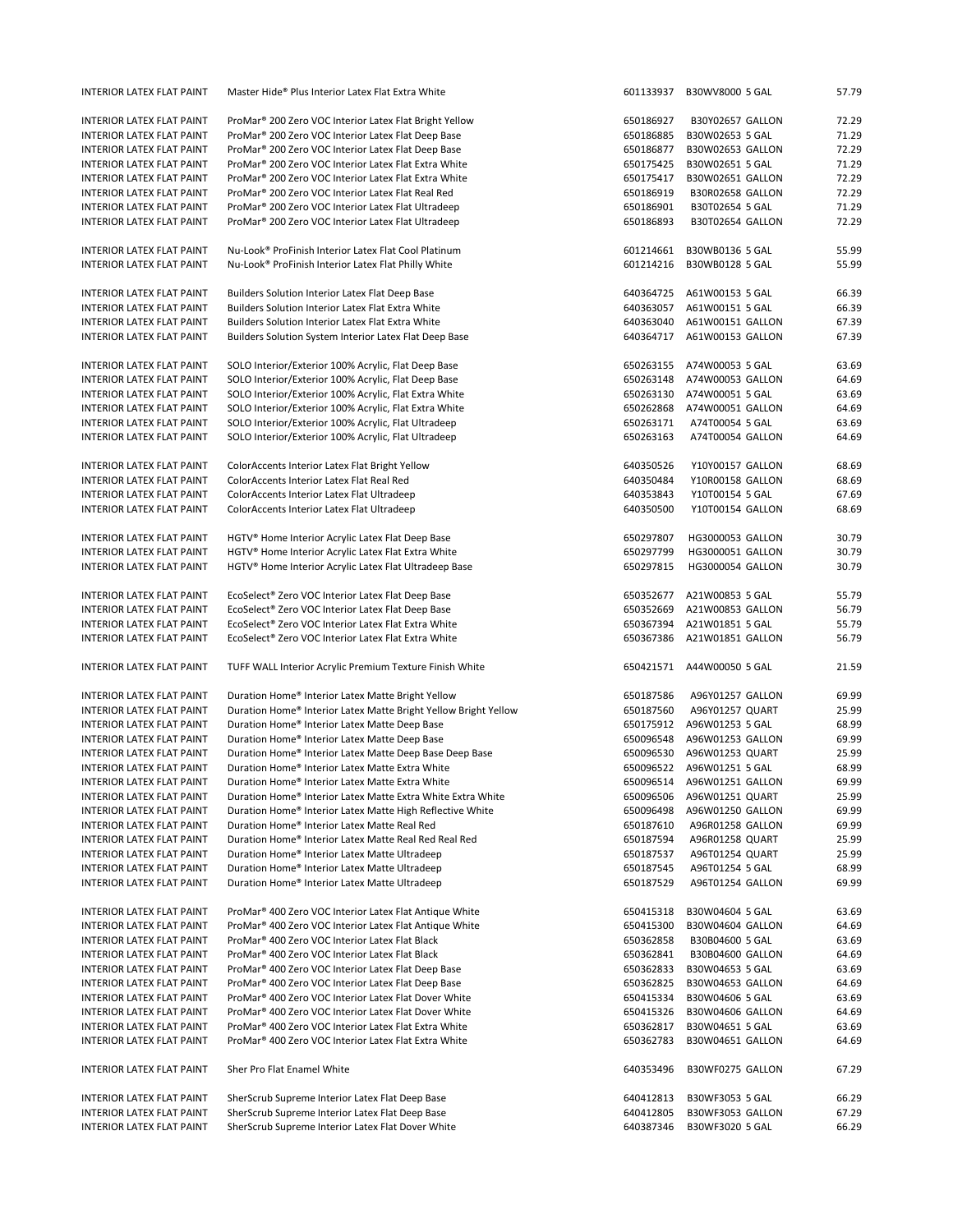| | | | | |
|---|---|---|---|---|
| INTERIOR LATEX FLAT PAINT | Master Hide® Plus Interior Latex Flat Extra White | 601133937 | B30WV8000 5 GAL | 57.79 |
| INTERIOR LATEX FLAT PAINT | ProMar® 200 Zero VOC Interior Latex Flat Bright Yellow | 650186927 | B30Y02657 GALLON | 72.29 |
| INTERIOR LATEX FLAT PAINT | ProMar® 200 Zero VOC Interior Latex Flat Deep Base | 650186885 | B30W02653 5 GAL | 71.29 |
| INTERIOR LATEX FLAT PAINT | ProMar® 200 Zero VOC Interior Latex Flat Deep Base | 650186877 | B30W02653 GALLON | 72.29 |
| INTERIOR LATEX FLAT PAINT | ProMar® 200 Zero VOC Interior Latex Flat Extra White | 650175425 | B30W02651 5 GAL | 71.29 |
| INTERIOR LATEX FLAT PAINT | ProMar® 200 Zero VOC Interior Latex Flat Extra White | 650175417 | B30W02651 GALLON | 72.29 |
| INTERIOR LATEX FLAT PAINT | ProMar® 200 Zero VOC Interior Latex Flat Real Red | 650186919 | B30R02658 GALLON | 72.29 |
| INTERIOR LATEX FLAT PAINT | ProMar® 200 Zero VOC Interior Latex Flat Ultradeep | 650186901 | B30T02654 5 GAL | 71.29 |
| INTERIOR LATEX FLAT PAINT | ProMar® 200 Zero VOC Interior Latex Flat Ultradeep | 650186893 | B30T02654 GALLON | 72.29 |
| INTERIOR LATEX FLAT PAINT | Nu-Look® ProFinish Interior Latex Flat Cool Platinum | 601214661 | B30WB0136 5 GAL | 55.99 |
| INTERIOR LATEX FLAT PAINT | Nu-Look® ProFinish Interior Latex Flat Philly White | 601214216 | B30WB0128 5 GAL | 55.99 |
| INTERIOR LATEX FLAT PAINT | Builders Solution Interior Latex Flat Deep Base | 640364725 | A61W00153 5 GAL | 66.39 |
| INTERIOR LATEX FLAT PAINT | Builders Solution Interior Latex Flat Extra White | 640363057 | A61W00151 5 GAL | 66.39 |
| INTERIOR LATEX FLAT PAINT | Builders Solution Interior Latex Flat Extra White | 640363040 | A61W00151 GALLON | 67.39 |
| INTERIOR LATEX FLAT PAINT | Builders Solution System Interior Latex Flat Deep Base | 640364717 | A61W00153 GALLON | 67.39 |
| INTERIOR LATEX FLAT PAINT | SOLO Interior/Exterior 100% Acrylic, Flat Deep Base | 650263155 | A74W00053 5 GAL | 63.69 |
| INTERIOR LATEX FLAT PAINT | SOLO Interior/Exterior 100% Acrylic, Flat Deep Base | 650263148 | A74W00053 GALLON | 64.69 |
| INTERIOR LATEX FLAT PAINT | SOLO Interior/Exterior 100% Acrylic, Flat Extra White | 650263130 | A74W00051 5 GAL | 63.69 |
| INTERIOR LATEX FLAT PAINT | SOLO Interior/Exterior 100% Acrylic, Flat Extra White | 650262868 | A74W00051 GALLON | 64.69 |
| INTERIOR LATEX FLAT PAINT | SOLO Interior/Exterior 100% Acrylic, Flat Ultradeep | 650263171 | A74T00054 5 GAL | 63.69 |
| INTERIOR LATEX FLAT PAINT | SOLO Interior/Exterior 100% Acrylic, Flat Ultradeep | 650263163 | A74T00054 GALLON | 64.69 |
| INTERIOR LATEX FLAT PAINT | ColorAccents Interior Latex Flat Bright Yellow | 640350526 | Y10Y00157 GALLON | 68.69 |
| INTERIOR LATEX FLAT PAINT | ColorAccents Interior Latex Flat Real Red | 640350484 | Y10R00158 GALLON | 68.69 |
| INTERIOR LATEX FLAT PAINT | ColorAccents Interior Latex Flat Ultradeep | 640353843 | Y10T00154 5 GAL | 67.69 |
| INTERIOR LATEX FLAT PAINT | ColorAccents Interior Latex Flat Ultradeep | 640350500 | Y10T00154 GALLON | 68.69 |
| INTERIOR LATEX FLAT PAINT | HGTV® Home Interior Acrylic Latex Flat Deep Base | 650297807 | HG3000053 GALLON | 30.79 |
| INTERIOR LATEX FLAT PAINT | HGTV® Home Interior Acrylic Latex Flat Extra White | 650297799 | HG3000051 GALLON | 30.79 |
| INTERIOR LATEX FLAT PAINT | HGTV® Home Interior Acrylic Latex Flat Ultradeep Base | 650297815 | HG3000054 GALLON | 30.79 |
| INTERIOR LATEX FLAT PAINT | EcoSelect® Zero VOC Interior Latex Flat Deep Base | 650352677 | A21W00853 5 GAL | 55.79 |
| INTERIOR LATEX FLAT PAINT | EcoSelect® Zero VOC Interior Latex Flat Deep Base | 650352669 | A21W00853 GALLON | 56.79 |
| INTERIOR LATEX FLAT PAINT | EcoSelect® Zero VOC Interior Latex Flat Extra White | 650367394 | A21W01851 5 GAL | 55.79 |
| INTERIOR LATEX FLAT PAINT | EcoSelect® Zero VOC Interior Latex Flat Extra White | 650367386 | A21W01851 GALLON | 56.79 |
| INTERIOR LATEX FLAT PAINT | TUFF WALL Interior Acrylic Premium Texture Finish White | 650421571 | A44W00050 5 GAL | 21.59 |
| INTERIOR LATEX FLAT PAINT | Duration Home® Interior Latex Matte Bright Yellow | 650187586 | A96Y01257 GALLON | 69.99 |
| INTERIOR LATEX FLAT PAINT | Duration Home® Interior Latex Matte Bright Yellow Bright Yellow | 650187560 | A96Y01257 QUART | 25.99 |
| INTERIOR LATEX FLAT PAINT | Duration Home® Interior Latex Matte Deep Base | 650175912 | A96W01253 5 GAL | 68.99 |
| INTERIOR LATEX FLAT PAINT | Duration Home® Interior Latex Matte Deep Base | 650096548 | A96W01253 GALLON | 69.99 |
| INTERIOR LATEX FLAT PAINT | Duration Home® Interior Latex Matte Deep Base Deep Base | 650096530 | A96W01253 QUART | 25.99 |
| INTERIOR LATEX FLAT PAINT | Duration Home® Interior Latex Matte Extra White | 650096522 | A96W01251 5 GAL | 68.99 |
| INTERIOR LATEX FLAT PAINT | Duration Home® Interior Latex Matte Extra White | 650096514 | A96W01251 GALLON | 69.99 |
| INTERIOR LATEX FLAT PAINT | Duration Home® Interior Latex Matte Extra White Extra White | 650096506 | A96W01251 QUART | 25.99 |
| INTERIOR LATEX FLAT PAINT | Duration Home® Interior Latex Matte High Reflective White | 650096498 | A96W01250 GALLON | 69.99 |
| INTERIOR LATEX FLAT PAINT | Duration Home® Interior Latex Matte Real Red | 650187610 | A96R01258 GALLON | 69.99 |
| INTERIOR LATEX FLAT PAINT | Duration Home® Interior Latex Matte Real Red Real Red | 650187594 | A96R01258 QUART | 25.99 |
| INTERIOR LATEX FLAT PAINT | Duration Home® Interior Latex Matte Ultradeep | 650187537 | A96T01254 QUART | 25.99 |
| INTERIOR LATEX FLAT PAINT | Duration Home® Interior Latex Matte Ultradeep | 650187545 | A96T01254 5 GAL | 68.99 |
| INTERIOR LATEX FLAT PAINT | Duration Home® Interior Latex Matte Ultradeep | 650187529 | A96T01254 GALLON | 69.99 |
| INTERIOR LATEX FLAT PAINT | ProMar® 400 Zero VOC Interior Latex Flat Antique White | 650415318 | B30W04604 5 GAL | 63.69 |
| INTERIOR LATEX FLAT PAINT | ProMar® 400 Zero VOC Interior Latex Flat Antique White | 650415300 | B30W04604 GALLON | 64.69 |
| INTERIOR LATEX FLAT PAINT | ProMar® 400 Zero VOC Interior Latex Flat Black | 650362858 | B30B04600 5 GAL | 63.69 |
| INTERIOR LATEX FLAT PAINT | ProMar® 400 Zero VOC Interior Latex Flat Black | 650362841 | B30B04600 GALLON | 64.69 |
| INTERIOR LATEX FLAT PAINT | ProMar® 400 Zero VOC Interior Latex Flat Deep Base | 650362833 | B30W04653 5 GAL | 63.69 |
| INTERIOR LATEX FLAT PAINT | ProMar® 400 Zero VOC Interior Latex Flat Deep Base | 650362825 | B30W04653 GALLON | 64.69 |
| INTERIOR LATEX FLAT PAINT | ProMar® 400 Zero VOC Interior Latex Flat Dover White | 650415334 | B30W04606 5 GAL | 63.69 |
| INTERIOR LATEX FLAT PAINT | ProMar® 400 Zero VOC Interior Latex Flat Dover White | 650415326 | B30W04606 GALLON | 64.69 |
| INTERIOR LATEX FLAT PAINT | ProMar® 400 Zero VOC Interior Latex Flat Extra White | 650362817 | B30W04651 5 GAL | 63.69 |
| INTERIOR LATEX FLAT PAINT | ProMar® 400 Zero VOC Interior Latex Flat Extra White | 650362783 | B30W04651 GALLON | 64.69 |
| INTERIOR LATEX FLAT PAINT | Sher Pro Flat Enamel White | 640353496 | B30WF0275 GALLON | 67.29 |
| INTERIOR LATEX FLAT PAINT | SherScrub Supreme Interior Latex Flat Deep Base | 640412813 | B30WF3053 5 GAL | 66.29 |
| INTERIOR LATEX FLAT PAINT | SherScrub Supreme Interior Latex Flat Deep Base | 640412805 | B30WF3053 GALLON | 67.29 |
| INTERIOR LATEX FLAT PAINT | SherScrub Supreme Interior Latex Flat Dover White | 640387346 | B30WF3020 5 GAL | 66.29 |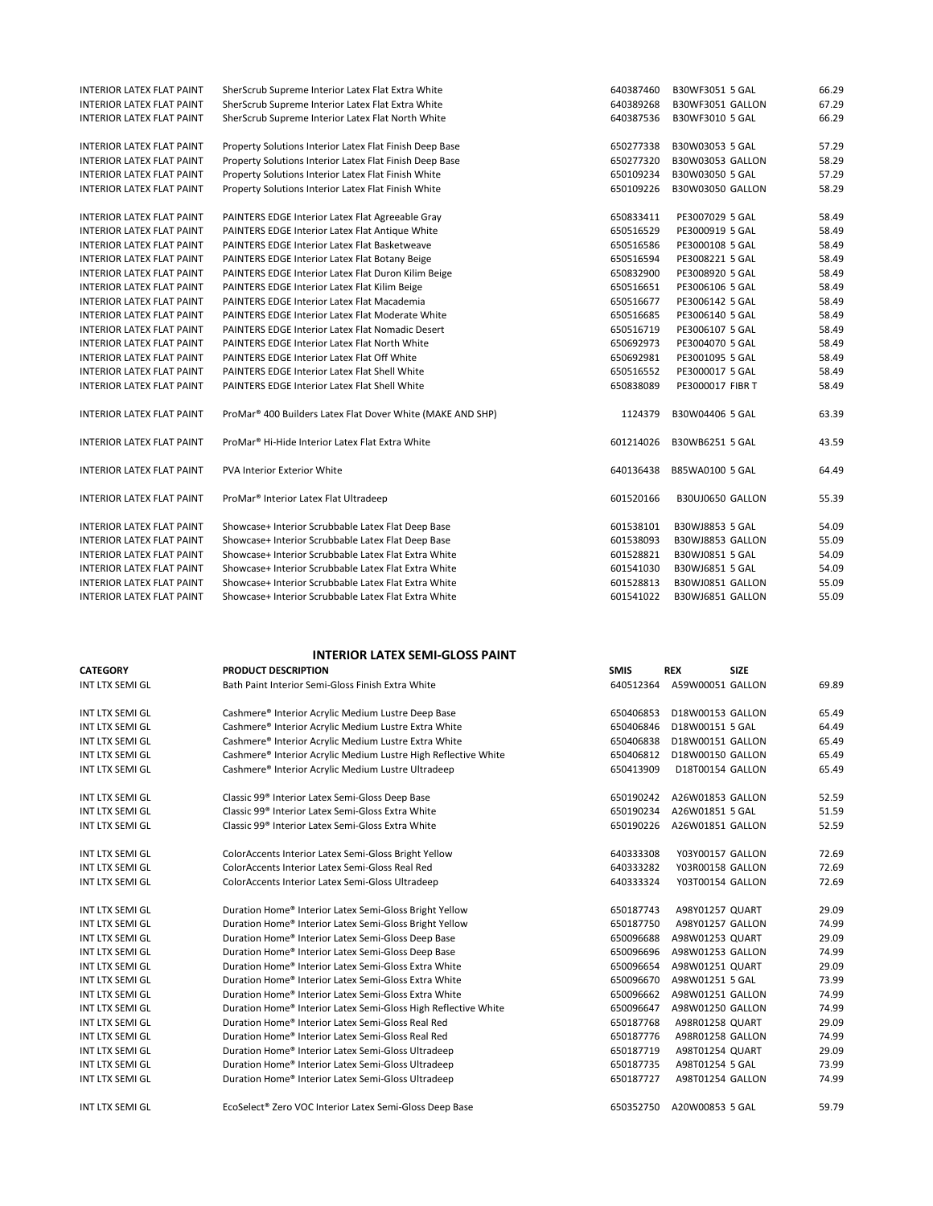| | | | | | |
|---|---|---|---|---|---|
| INTERIOR LATEX FLAT PAINT | SherScrub Supreme Interior Latex Flat Extra White | 640387460 | B30WF3051 | 5 GAL | 66.29 |
| INTERIOR LATEX FLAT PAINT | SherScrub Supreme Interior Latex Flat Extra White | 640389268 | B30WF3051 | GALLON | 67.29 |
| INTERIOR LATEX FLAT PAINT | SherScrub Supreme Interior Latex Flat North White | 640387536 | B30WF3010 | 5 GAL | 66.29 |
| INTERIOR LATEX FLAT PAINT | Property Solutions Interior Latex Flat Finish Deep Base | 650277338 | B30W03053 | 5 GAL | 57.29 |
| INTERIOR LATEX FLAT PAINT | Property Solutions Interior Latex Flat Finish Deep Base | 650277320 | B30W03053 | GALLON | 58.29 |
| INTERIOR LATEX FLAT PAINT | Property Solutions Interior Latex Flat Finish White | 650109234 | B30W03050 | 5 GAL | 57.29 |
| INTERIOR LATEX FLAT PAINT | Property Solutions Interior Latex Flat Finish White | 650109226 | B30W03050 | GALLON | 58.29 |
| INTERIOR LATEX FLAT PAINT | PAINTERS EDGE Interior Latex Flat Agreeable Gray | 650833411 | PE3007029 | 5 GAL | 58.49 |
| INTERIOR LATEX FLAT PAINT | PAINTERS EDGE Interior Latex Flat Antique White | 650516529 | PE3000919 | 5 GAL | 58.49 |
| INTERIOR LATEX FLAT PAINT | PAINTERS EDGE Interior Latex Flat Basketweave | 650516586 | PE3000108 | 5 GAL | 58.49 |
| INTERIOR LATEX FLAT PAINT | PAINTERS EDGE Interior Latex Flat Botany Beige | 650516594 | PE3008221 | 5 GAL | 58.49 |
| INTERIOR LATEX FLAT PAINT | PAINTERS EDGE Interior Latex Flat Duron Kilim Beige | 650832900 | PE3008920 | 5 GAL | 58.49 |
| INTERIOR LATEX FLAT PAINT | PAINTERS EDGE Interior Latex Flat Kilim Beige | 650516651 | PE3006106 | 5 GAL | 58.49 |
| INTERIOR LATEX FLAT PAINT | PAINTERS EDGE Interior Latex Flat Macademia | 650516677 | PE3006142 | 5 GAL | 58.49 |
| INTERIOR LATEX FLAT PAINT | PAINTERS EDGE Interior Latex Flat Moderate White | 650516685 | PE3006140 | 5 GAL | 58.49 |
| INTERIOR LATEX FLAT PAINT | PAINTERS EDGE Interior Latex Flat Nomadic Desert | 650516719 | PE3006107 | 5 GAL | 58.49 |
| INTERIOR LATEX FLAT PAINT | PAINTERS EDGE Interior Latex Flat North White | 650692973 | PE3004070 | 5 GAL | 58.49 |
| INTERIOR LATEX FLAT PAINT | PAINTERS EDGE Interior Latex Flat Off White | 650692981 | PE3001095 | 5 GAL | 58.49 |
| INTERIOR LATEX FLAT PAINT | PAINTERS EDGE Interior Latex Flat Shell White | 650516552 | PE3000017 | 5 GAL | 58.49 |
| INTERIOR LATEX FLAT PAINT | PAINTERS EDGE Interior Latex Flat Shell White | 650838089 | PE3000017 | FIBR T | 58.49 |
| INTERIOR LATEX FLAT PAINT | ProMar® 400 Builders Latex Flat Dover White (MAKE AND SHP) | 1124379 | B30W04406 | 5 GAL | 63.39 |
| INTERIOR LATEX FLAT PAINT | ProMar® Hi-Hide Interior Latex Flat Extra White | 601214026 | B30WB6251 | 5 GAL | 43.59 |
| INTERIOR LATEX FLAT PAINT | PVA Interior Exterior White | 640136438 | B85WA0100 | 5 GAL | 64.49 |
| INTERIOR LATEX FLAT PAINT | ProMar® Interior Latex Flat Ultradeep | 601520166 | B30UJ0650 | GALLON | 55.39 |
| INTERIOR LATEX FLAT PAINT | Showcase+ Interior Scrubbable Latex Flat Deep Base | 601538101 | B30WJ8853 | 5 GAL | 54.09 |
| INTERIOR LATEX FLAT PAINT | Showcase+ Interior Scrubbable Latex Flat Deep Base | 601538093 | B30WJ8853 | GALLON | 55.09 |
| INTERIOR LATEX FLAT PAINT | Showcase+ Interior Scrubbable Latex Flat Extra White | 601528821 | B30WJ0851 | 5 GAL | 54.09 |
| INTERIOR LATEX FLAT PAINT | Showcase+ Interior Scrubbable Latex Flat Extra White | 601541030 | B30WJ6851 | 5 GAL | 54.09 |
| INTERIOR LATEX FLAT PAINT | Showcase+ Interior Scrubbable Latex Flat Extra White | 601528813 | B30WJ0851 | GALLON | 55.09 |
| INTERIOR LATEX FLAT PAINT | Showcase+ Interior Scrubbable Latex Flat Extra White | 601541022 | B30WJ6851 | GALLON | 55.09 |

## INTERIOR LATEX SEMI-GLOSS PAINT

| CATEGORY | PRODUCT DESCRIPTION | SMIS | REX | SIZE | |
|---|---|---|---|---|---|
| INT LTX SEMI GL | Bath Paint Interior Semi-Gloss Finish Extra White | 640512364 | A59W00051 | GALLON | 69.89 |
| INT LTX SEMI GL | Cashmere® Interior Acrylic Medium Lustre Deep Base | 650406853 | D18W00153 | GALLON | 65.49 |
| INT LTX SEMI GL | Cashmere® Interior Acrylic Medium Lustre Extra White | 650406846 | D18W00151 | 5 GAL | 64.49 |
| INT LTX SEMI GL | Cashmere® Interior Acrylic Medium Lustre Extra White | 650406838 | D18W00151 | GALLON | 65.49 |
| INT LTX SEMI GL | Cashmere® Interior Acrylic Medium Lustre High Reflective White | 650406812 | D18W00150 | GALLON | 65.49 |
| INT LTX SEMI GL | Cashmere® Interior Acrylic Medium Lustre Ultradeep | 650413909 | D18T00154 | GALLON | 65.49 |
| INT LTX SEMI GL | Classic 99® Interior Latex Semi-Gloss Deep Base | 650190242 | A26W01853 | GALLON | 52.59 |
| INT LTX SEMI GL | Classic 99® Interior Latex Semi-Gloss Extra White | 650190234 | A26W01851 | 5 GAL | 51.59 |
| INT LTX SEMI GL | Classic 99® Interior Latex Semi-Gloss Extra White | 650190226 | A26W01851 | GALLON | 52.59 |
| INT LTX SEMI GL | ColorAccents Interior Latex Semi-Gloss Bright Yellow | 640333308 | Y03Y00157 | GALLON | 72.69 |
| INT LTX SEMI GL | ColorAccents Interior Latex Semi-Gloss Real Red | 640333282 | Y03R00158 | GALLON | 72.69 |
| INT LTX SEMI GL | ColorAccents Interior Latex Semi-Gloss Ultradeep | 640333324 | Y03T00154 | GALLON | 72.69 |
| INT LTX SEMI GL | Duration Home® Interior Latex Semi-Gloss Bright Yellow | 650187743 | A98Y01257 | QUART | 29.09 |
| INT LTX SEMI GL | Duration Home® Interior Latex Semi-Gloss Bright Yellow | 650187750 | A98Y01257 | GALLON | 74.99 |
| INT LTX SEMI GL | Duration Home® Interior Latex Semi-Gloss Deep Base | 650096688 | A98W01253 | QUART | 29.09 |
| INT LTX SEMI GL | Duration Home® Interior Latex Semi-Gloss Deep Base | 650096696 | A98W01253 | GALLON | 74.99 |
| INT LTX SEMI GL | Duration Home® Interior Latex Semi-Gloss Extra White | 650096654 | A98W01251 | QUART | 29.09 |
| INT LTX SEMI GL | Duration Home® Interior Latex Semi-Gloss Extra White | 650096670 | A98W01251 | 5 GAL | 73.99 |
| INT LTX SEMI GL | Duration Home® Interior Latex Semi-Gloss Extra White | 650096662 | A98W01251 | GALLON | 74.99 |
| INT LTX SEMI GL | Duration Home® Interior Latex Semi-Gloss High Reflective White | 650096647 | A98W01250 | GALLON | 74.99 |
| INT LTX SEMI GL | Duration Home® Interior Latex Semi-Gloss Real Red | 650187768 | A98R01258 | QUART | 29.09 |
| INT LTX SEMI GL | Duration Home® Interior Latex Semi-Gloss Real Red | 650187776 | A98R01258 | GALLON | 74.99 |
| INT LTX SEMI GL | Duration Home® Interior Latex Semi-Gloss Ultradeep | 650187719 | A98T01254 | QUART | 29.09 |
| INT LTX SEMI GL | Duration Home® Interior Latex Semi-Gloss Ultradeep | 650187735 | A98T01254 | 5 GAL | 73.99 |
| INT LTX SEMI GL | Duration Home® Interior Latex Semi-Gloss Ultradeep | 650187727 | A98T01254 | GALLON | 74.99 |
| INT LTX SEMI GL | EcoSelect® Zero VOC Interior Latex Semi-Gloss Deep Base | 650352750 | A20W00853 | 5 GAL | 59.79 |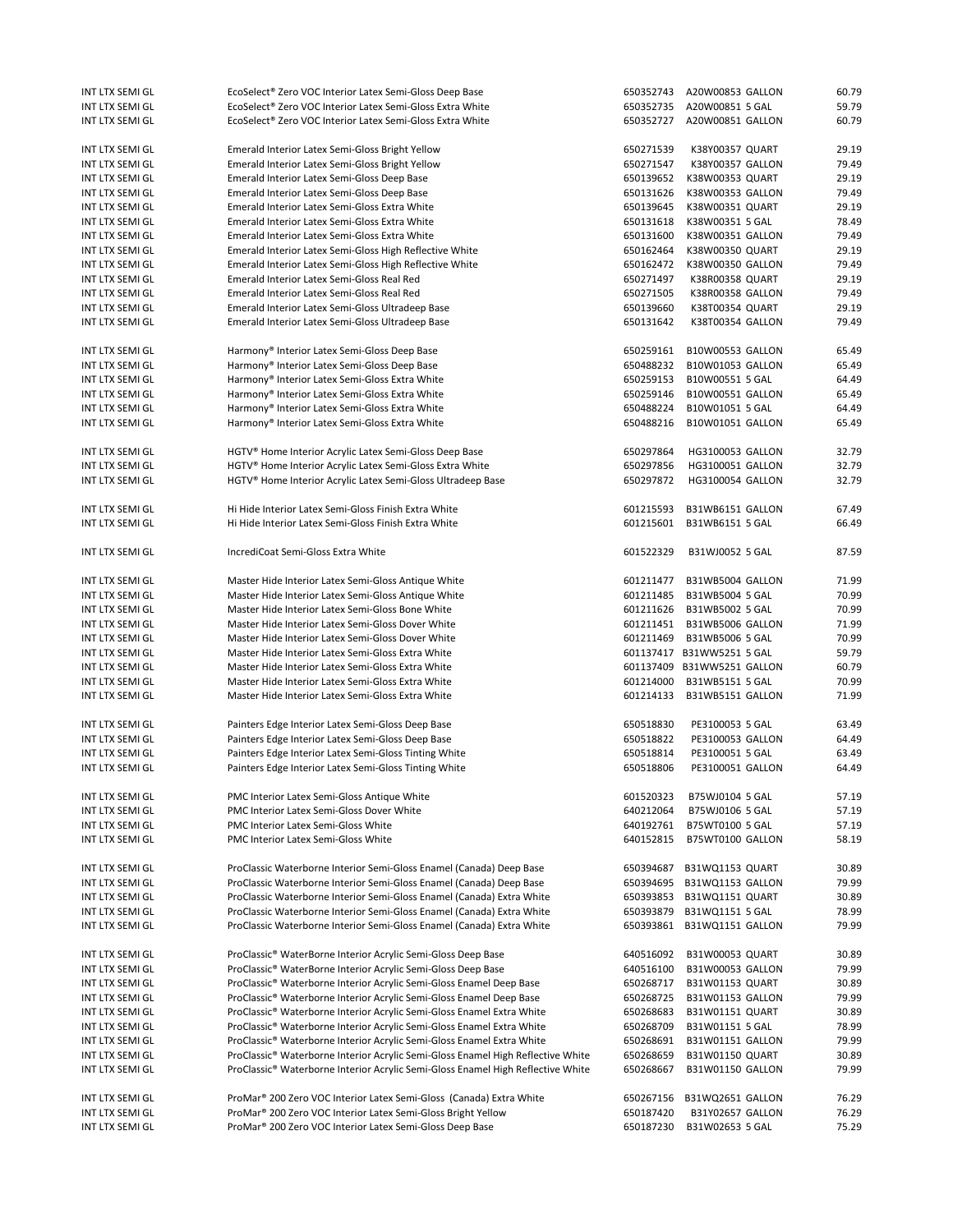| | | | | |
|---|---|---|---|---|
| INT LTX SEMI GL | EcoSelect® Zero VOC Interior Latex Semi-Gloss Deep Base | 650352743 | A20W00853 GALLON | 60.79 |
| INT LTX SEMI GL | EcoSelect® Zero VOC Interior Latex Semi-Gloss Extra White | 650352735 | A20W00851 5 GAL | 59.79 |
| INT LTX SEMI GL | EcoSelect® Zero VOC Interior Latex Semi-Gloss Extra White | 650352727 | A20W00851 GALLON | 60.79 |
| | | | | |
| INT LTX SEMI GL | Emerald Interior Latex Semi-Gloss Bright Yellow | 650271539 | K38Y00357 QUART | 29.19 |
| INT LTX SEMI GL | Emerald Interior Latex Semi-Gloss Bright Yellow | 650271547 | K38Y00357 GALLON | 79.49 |
| INT LTX SEMI GL | Emerald Interior Latex Semi-Gloss Deep Base | 650139652 | K38W00353 QUART | 29.19 |
| INT LTX SEMI GL | Emerald Interior Latex Semi-Gloss Deep Base | 650131626 | K38W00353 GALLON | 79.49 |
| INT LTX SEMI GL | Emerald Interior Latex Semi-Gloss Extra White | 650139645 | K38W00351 QUART | 29.19 |
| INT LTX SEMI GL | Emerald Interior Latex Semi-Gloss Extra White | 650131618 | K38W00351 5 GAL | 78.49 |
| INT LTX SEMI GL | Emerald Interior Latex Semi-Gloss Extra White | 650131600 | K38W00351 GALLON | 79.49 |
| INT LTX SEMI GL | Emerald Interior Latex Semi-Gloss High Reflective White | 650162464 | K38W00350 QUART | 29.19 |
| INT LTX SEMI GL | Emerald Interior Latex Semi-Gloss High Reflective White | 650162472 | K38W00350 GALLON | 79.49 |
| INT LTX SEMI GL | Emerald Interior Latex Semi-Gloss Real Red | 650271497 | K38R00358 QUART | 29.19 |
| INT LTX SEMI GL | Emerald Interior Latex Semi-Gloss Real Red | 650271505 | K38R00358 GALLON | 79.49 |
| INT LTX SEMI GL | Emerald Interior Latex Semi-Gloss Ultradeep Base | 650139660 | K38T00354 QUART | 29.19 |
| INT LTX SEMI GL | Emerald Interior Latex Semi-Gloss Ultradeep Base | 650131642 | K38T00354 GALLON | 79.49 |
| | | | | |
| INT LTX SEMI GL | Harmony® Interior Latex Semi-Gloss Deep Base | 650259161 | B10W00553 GALLON | 65.49 |
| INT LTX SEMI GL | Harmony® Interior Latex Semi-Gloss Deep Base | 650488232 | B10W01053 GALLON | 65.49 |
| INT LTX SEMI GL | Harmony® Interior Latex Semi-Gloss Extra White | 650259153 | B10W00551 5 GAL | 64.49 |
| INT LTX SEMI GL | Harmony® Interior Latex Semi-Gloss Extra White | 650259146 | B10W00551 GALLON | 65.49 |
| INT LTX SEMI GL | Harmony® Interior Latex Semi-Gloss Extra White | 650488224 | B10W01051 5 GAL | 64.49 |
| INT LTX SEMI GL | Harmony® Interior Latex Semi-Gloss Extra White | 650488216 | B10W01051 GALLON | 65.49 |
| | | | | |
| INT LTX SEMI GL | HGTV® Home Interior Acrylic Latex Semi-Gloss Deep Base | 650297864 | HG3100053 GALLON | 32.79 |
| INT LTX SEMI GL | HGTV® Home Interior Acrylic Latex Semi-Gloss Extra White | 650297856 | HG3100051 GALLON | 32.79 |
| INT LTX SEMI GL | HGTV® Home Interior Acrylic Latex Semi-Gloss Ultradeep Base | 650297872 | HG3100054 GALLON | 32.79 |
| | | | | |
| INT LTX SEMI GL | Hi Hide Interior Latex Semi-Gloss Finish Extra White | 601215593 | B31WB6151 GALLON | 67.49 |
| INT LTX SEMI GL | Hi Hide Interior Latex Semi-Gloss Finish Extra White | 601215601 | B31WB6151 5 GAL | 66.49 |
| | | | | |
| INT LTX SEMI GL | IncrediCoat Semi-Gloss Extra White | 601522329 | B31WJ0052 5 GAL | 87.59 |
| | | | | |
| INT LTX SEMI GL | Master Hide Interior Latex Semi-Gloss Antique White | 601211477 | B31WB5004 GALLON | 71.99 |
| INT LTX SEMI GL | Master Hide Interior Latex Semi-Gloss Antique White | 601211485 | B31WB5004 5 GAL | 70.99 |
| INT LTX SEMI GL | Master Hide Interior Latex Semi-Gloss Bone White | 601211626 | B31WB5002 5 GAL | 70.99 |
| INT LTX SEMI GL | Master Hide Interior Latex Semi-Gloss Dover White | 601211451 | B31WB5006 GALLON | 71.99 |
| INT LTX SEMI GL | Master Hide Interior Latex Semi-Gloss Dover White | 601211469 | B31WB5006 5 GAL | 70.99 |
| INT LTX SEMI GL | Master Hide Interior Latex Semi-Gloss Extra White | 601137417 | B31WW5251 5 GAL | 59.79 |
| INT LTX SEMI GL | Master Hide Interior Latex Semi-Gloss Extra White | 601137409 | B31WW5251 GALLON | 60.79 |
| INT LTX SEMI GL | Master Hide Interior Latex Semi-Gloss Extra White | 601214000 | B31WB5151 5 GAL | 70.99 |
| INT LTX SEMI GL | Master Hide Interior Latex Semi-Gloss Extra White | 601214133 | B31WB5151 GALLON | 71.99 |
| | | | | |
| INT LTX SEMI GL | Painters Edge Interior Latex Semi-Gloss Deep Base | 650518830 | PE3100053 5 GAL | 63.49 |
| INT LTX SEMI GL | Painters Edge Interior Latex Semi-Gloss Deep Base | 650518822 | PE3100053 GALLON | 64.49 |
| INT LTX SEMI GL | Painters Edge Interior Latex Semi-Gloss Tinting White | 650518814 | PE3100051 5 GAL | 63.49 |
| INT LTX SEMI GL | Painters Edge Interior Latex Semi-Gloss Tinting White | 650518806 | PE3100051 GALLON | 64.49 |
| | | | | |
| INT LTX SEMI GL | PMC Interior Latex Semi-Gloss Antique White | 601520323 | B75WJ0104 5 GAL | 57.19 |
| INT LTX SEMI GL | PMC Interior Latex Semi-Gloss Dover White | 640212064 | B75WJ0106 5 GAL | 57.19 |
| INT LTX SEMI GL | PMC Interior Latex Semi-Gloss White | 640192761 | B75WT0100 5 GAL | 57.19 |
| INT LTX SEMI GL | PMC Interior Latex Semi-Gloss White | 640152815 | B75WT0100 GALLON | 58.19 |
| | | | | |
| INT LTX SEMI GL | ProClassic Waterborne Interior Semi-Gloss Enamel (Canada) Deep Base | 650394687 | B31WQ1153 QUART | 30.89 |
| INT LTX SEMI GL | ProClassic Waterborne Interior Semi-Gloss Enamel (Canada) Deep Base | 650394695 | B31WQ1153 GALLON | 79.99 |
| INT LTX SEMI GL | ProClassic Waterborne Interior Semi-Gloss Enamel (Canada) Extra White | 650393853 | B31WQ1151 QUART | 30.89 |
| INT LTX SEMI GL | ProClassic Waterborne Interior Semi-Gloss Enamel (Canada) Extra White | 650393879 | B31WQ1151 5 GAL | 78.99 |
| INT LTX SEMI GL | ProClassic Waterborne Interior Semi-Gloss Enamel (Canada) Extra White | 650393861 | B31WQ1151 GALLON | 79.99 |
| | | | | |
| INT LTX SEMI GL | ProClassic® WaterBorne Interior Acrylic Semi-Gloss Deep Base | 640516092 | B31W00053 QUART | 30.89 |
| INT LTX SEMI GL | ProClassic® WaterBorne Interior Acrylic Semi-Gloss Deep Base | 640516100 | B31W00053 GALLON | 79.99 |
| INT LTX SEMI GL | ProClassic® Waterborne Interior Acrylic Semi-Gloss Enamel Deep Base | 650268717 | B31W01153 QUART | 30.89 |
| INT LTX SEMI GL | ProClassic® Waterborne Interior Acrylic Semi-Gloss Enamel Deep Base | 650268725 | B31W01153 GALLON | 79.99 |
| INT LTX SEMI GL | ProClassic® Waterborne Interior Acrylic Semi-Gloss Enamel Extra White | 650268683 | B31W01151 QUART | 30.89 |
| INT LTX SEMI GL | ProClassic® Waterborne Interior Acrylic Semi-Gloss Enamel Extra White | 650268709 | B31W01151 5 GAL | 78.99 |
| INT LTX SEMI GL | ProClassic® Waterborne Interior Acrylic Semi-Gloss Enamel Extra White | 650268691 | B31W01151 GALLON | 79.99 |
| INT LTX SEMI GL | ProClassic® Waterborne Interior Acrylic Semi-Gloss Enamel High Reflective White | 650268659 | B31W01150 QUART | 30.89 |
| INT LTX SEMI GL | ProClassic® Waterborne Interior Acrylic Semi-Gloss Enamel High Reflective White | 650268667 | B31W01150 GALLON | 79.99 |
| | | | | |
| INT LTX SEMI GL | ProMar® 200 Zero VOC Interior Latex Semi-Gloss (Canada) Extra White | 650267156 | B31WQ2651 GALLON | 76.29 |
| INT LTX SEMI GL | ProMar® 200 Zero VOC Interior Latex Semi-Gloss Bright Yellow | 650187420 | B31Y02657 GALLON | 76.29 |
| INT LTX SEMI GL | ProMar® 200 Zero VOC Interior Latex Semi-Gloss Deep Base | 650187230 | B31W02653 5 GAL | 75.29 |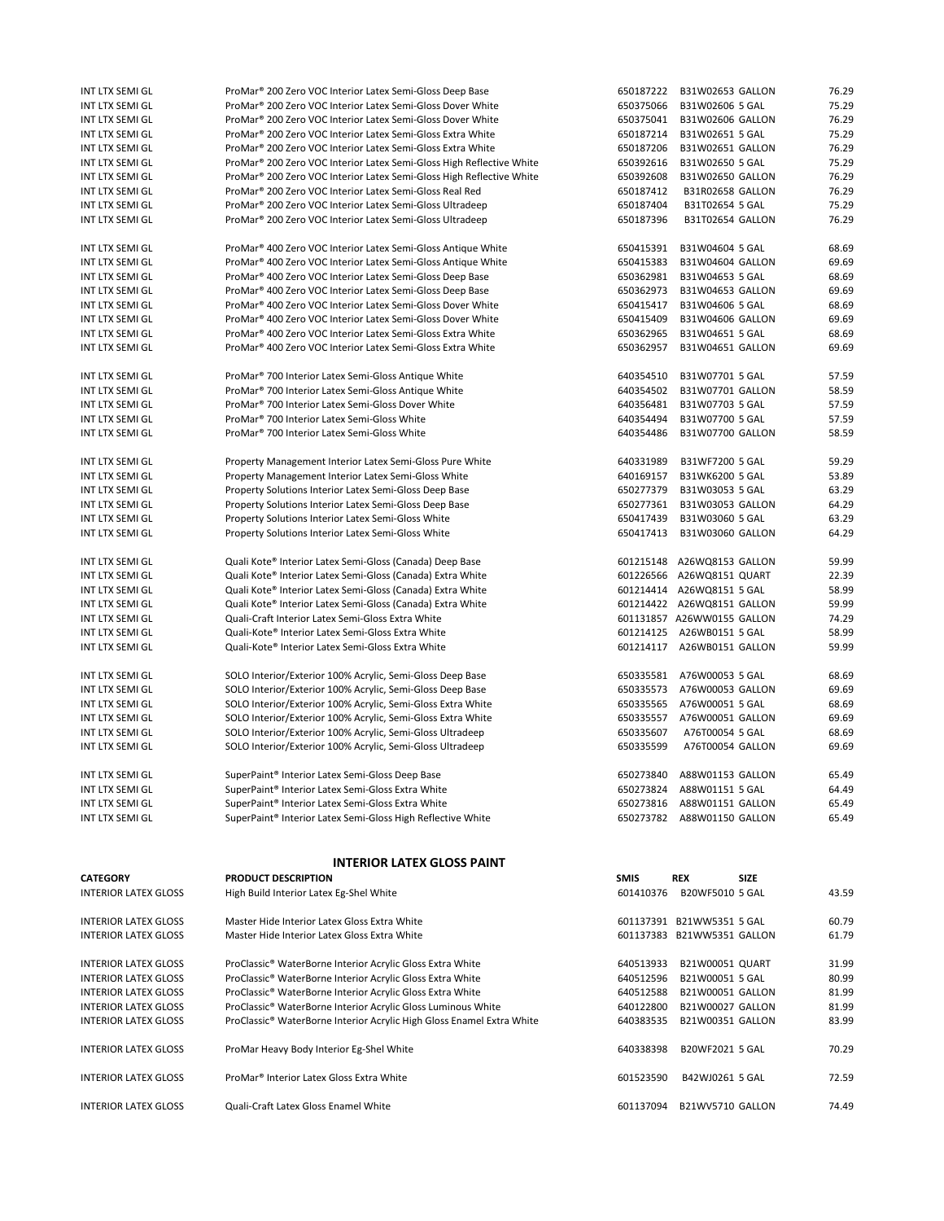| | | | | | |
|---|---|---|---|---|---|
| INT LTX SEMI GL | ProMar® 200 Zero VOC Interior Latex Semi-Gloss Deep Base | 650187222 | B31W02653 | GALLON | 76.29 |
| INT LTX SEMI GL | ProMar® 200 Zero VOC Interior Latex Semi-Gloss Dover White | 650375066 | B31W02606 | 5 GAL | 75.29 |
| INT LTX SEMI GL | ProMar® 200 Zero VOC Interior Latex Semi-Gloss Dover White | 650375041 | B31W02606 | GALLON | 76.29 |
| INT LTX SEMI GL | ProMar® 200 Zero VOC Interior Latex Semi-Gloss Extra White | 650187214 | B31W02651 | 5 GAL | 75.29 |
| INT LTX SEMI GL | ProMar® 200 Zero VOC Interior Latex Semi-Gloss Extra White | 650187206 | B31W02651 | GALLON | 76.29 |
| INT LTX SEMI GL | ProMar® 200 Zero VOC Interior Latex Semi-Gloss High Reflective White | 650392616 | B31W02650 | 5 GAL | 75.29 |
| INT LTX SEMI GL | ProMar® 200 Zero VOC Interior Latex Semi-Gloss High Reflective White | 650392608 | B31W02650 | GALLON | 76.29 |
| INT LTX SEMI GL | ProMar® 200 Zero VOC Interior Latex Semi-Gloss Real Red | 650187412 | B31R02658 | GALLON | 76.29 |
| INT LTX SEMI GL | ProMar® 200 Zero VOC Interior Latex Semi-Gloss Ultradeep | 650187404 | B31T02654 | 5 GAL | 75.29 |
| INT LTX SEMI GL | ProMar® 200 Zero VOC Interior Latex Semi-Gloss Ultradeep | 650187396 | B31T02654 | GALLON | 76.29 |
| INT LTX SEMI GL | ProMar® 400 Zero VOC Interior Latex Semi-Gloss Antique White | 650415391 | B31W04604 | 5 GAL | 68.69 |
| INT LTX SEMI GL | ProMar® 400 Zero VOC Interior Latex Semi-Gloss Antique White | 650415383 | B31W04604 | GALLON | 69.69 |
| INT LTX SEMI GL | ProMar® 400 Zero VOC Interior Latex Semi-Gloss Deep Base | 650362981 | B31W04653 | 5 GAL | 68.69 |
| INT LTX SEMI GL | ProMar® 400 Zero VOC Interior Latex Semi-Gloss Deep Base | 650362973 | B31W04653 | GALLON | 69.69 |
| INT LTX SEMI GL | ProMar® 400 Zero VOC Interior Latex Semi-Gloss Dover White | 650415417 | B31W04606 | 5 GAL | 68.69 |
| INT LTX SEMI GL | ProMar® 400 Zero VOC Interior Latex Semi-Gloss Dover White | 650415409 | B31W04606 | GALLON | 69.69 |
| INT LTX SEMI GL | ProMar® 400 Zero VOC Interior Latex Semi-Gloss Extra White | 650362965 | B31W04651 | 5 GAL | 68.69 |
| INT LTX SEMI GL | ProMar® 400 Zero VOC Interior Latex Semi-Gloss Extra White | 650362957 | B31W04651 | GALLON | 69.69 |
| INT LTX SEMI GL | ProMar® 700 Interior Latex Semi-Gloss Antique White | 640354510 | B31W07701 | 5 GAL | 57.59 |
| INT LTX SEMI GL | ProMar® 700 Interior Latex Semi-Gloss Antique White | 640354502 | B31W07701 | GALLON | 58.59 |
| INT LTX SEMI GL | ProMar® 700 Interior Latex Semi-Gloss Dover White | 640356481 | B31W07703 | 5 GAL | 57.59 |
| INT LTX SEMI GL | ProMar® 700 Interior Latex Semi-Gloss White | 640354494 | B31W07700 | 5 GAL | 57.59 |
| INT LTX SEMI GL | ProMar® 700 Interior Latex Semi-Gloss White | 640354486 | B31W07700 | GALLON | 58.59 |
| INT LTX SEMI GL | Property Management Interior Latex Semi-Gloss Pure White | 640331989 | B31WF7200 | 5 GAL | 59.29 |
| INT LTX SEMI GL | Property Management Interior Latex Semi-Gloss White | 640169157 | B31WK6200 | 5 GAL | 53.89 |
| INT LTX SEMI GL | Property Solutions Interior Latex Semi-Gloss Deep Base | 650277379 | B31W03053 | 5 GAL | 63.29 |
| INT LTX SEMI GL | Property Solutions Interior Latex Semi-Gloss Deep Base | 650277361 | B31W03053 | GALLON | 64.29 |
| INT LTX SEMI GL | Property Solutions Interior Latex Semi-Gloss White | 650417439 | B31W03060 | 5 GAL | 63.29 |
| INT LTX SEMI GL | Property Solutions Interior Latex Semi-Gloss White | 650417413 | B31W03060 | GALLON | 64.29 |
| INT LTX SEMI GL | Quali Kote® Interior Latex Semi-Gloss (Canada) Deep Base | 601215148 | A26WQ8153 | GALLON | 59.99 |
| INT LTX SEMI GL | Quali Kote® Interior Latex Semi-Gloss (Canada) Extra White | 601226566 | A26WQ8151 | QUART | 22.39 |
| INT LTX SEMI GL | Quali Kote® Interior Latex Semi-Gloss (Canada) Extra White | 601214414 | A26WQ8151 | 5 GAL | 58.99 |
| INT LTX SEMI GL | Quali Kote® Interior Latex Semi-Gloss (Canada) Extra White | 601214422 | A26WQ8151 | GALLON | 59.99 |
| INT LTX SEMI GL | Quali-Craft Interior Latex Semi-Gloss Extra White | 601131857 | A26WW0155 | GALLON | 74.29 |
| INT LTX SEMI GL | Quali-Kote® Interior Latex Semi-Gloss Extra White | 601214125 | A26WB0151 | 5 GAL | 58.99 |
| INT LTX SEMI GL | Quali-Kote® Interior Latex Semi-Gloss Extra White | 601214117 | A26WB0151 | GALLON | 59.99 |
| INT LTX SEMI GL | SOLO Interior/Exterior 100% Acrylic, Semi-Gloss Deep Base | 650335581 | A76W00053 | 5 GAL | 68.69 |
| INT LTX SEMI GL | SOLO Interior/Exterior 100% Acrylic, Semi-Gloss Deep Base | 650335573 | A76W00053 | GALLON | 69.69 |
| INT LTX SEMI GL | SOLO Interior/Exterior 100% Acrylic, Semi-Gloss Extra White | 650335565 | A76W00051 | 5 GAL | 68.69 |
| INT LTX SEMI GL | SOLO Interior/Exterior 100% Acrylic, Semi-Gloss Extra White | 650335557 | A76W00051 | GALLON | 69.69 |
| INT LTX SEMI GL | SOLO Interior/Exterior 100% Acrylic, Semi-Gloss Ultradeep | 650335607 | A76T00054 | 5 GAL | 68.69 |
| INT LTX SEMI GL | SOLO Interior/Exterior 100% Acrylic, Semi-Gloss Ultradeep | 650335599 | A76T00054 | GALLON | 69.69 |
| INT LTX SEMI GL | SuperPaint® Interior Latex Semi-Gloss Deep Base | 650273840 | A88W01153 | GALLON | 65.49 |
| INT LTX SEMI GL | SuperPaint® Interior Latex Semi-Gloss Extra White | 650273824 | A88W01151 | 5 GAL | 64.49 |
| INT LTX SEMI GL | SuperPaint® Interior Latex Semi-Gloss Extra White | 650273816 | A88W01151 | GALLON | 65.49 |
| INT LTX SEMI GL | SuperPaint® Interior Latex Semi-Gloss High Reflective White | 650273782 | A88W01150 | GALLON | 65.49 |

## INTERIOR LATEX GLOSS PAINT

| CATEGORY | PRODUCT DESCRIPTION | SMIS | REX | SIZE | |
|---|---|---|---|---|---|
| INTERIOR LATEX GLOSS | High Build Interior Latex Eg-Shel White | 601410376 | B20WF5010 | 5 GAL | 43.59 |
| INTERIOR LATEX GLOSS | Master Hide Interior Latex Gloss Extra White | 601137391 | B21WW5351 | 5 GAL | 60.79 |
| INTERIOR LATEX GLOSS | Master Hide Interior Latex Gloss Extra White | 601137383 | B21WW5351 | GALLON | 61.79 |
| INTERIOR LATEX GLOSS | ProClassic® WaterBorne Interior Acrylic Gloss Extra White | 640513933 | B21W00051 | QUART | 31.99 |
| INTERIOR LATEX GLOSS | ProClassic® WaterBorne Interior Acrylic Gloss Extra White | 640512596 | B21W00051 | 5 GAL | 80.99 |
| INTERIOR LATEX GLOSS | ProClassic® WaterBorne Interior Acrylic Gloss Extra White | 640512588 | B21W00051 | GALLON | 81.99 |
| INTERIOR LATEX GLOSS | ProClassic® WaterBorne Interior Acrylic Gloss Luminous White | 640122800 | B21W00027 | GALLON | 81.99 |
| INTERIOR LATEX GLOSS | ProClassic® WaterBorne Interior Acrylic High Gloss Enamel Extra White | 640383535 | B21W00351 | GALLON | 83.99 |
| INTERIOR LATEX GLOSS | ProMar Heavy Body Interior Eg-Shel White | 640338398 | B20WF2021 | 5 GAL | 70.29 |
| INTERIOR LATEX GLOSS | ProMar® Interior Latex Gloss Extra White | 601523590 | B42WJ0261 | 5 GAL | 72.59 |
| INTERIOR LATEX GLOSS | Quali-Craft Latex Gloss Enamel White | 601137094 | B21WV5710 | GALLON | 74.49 |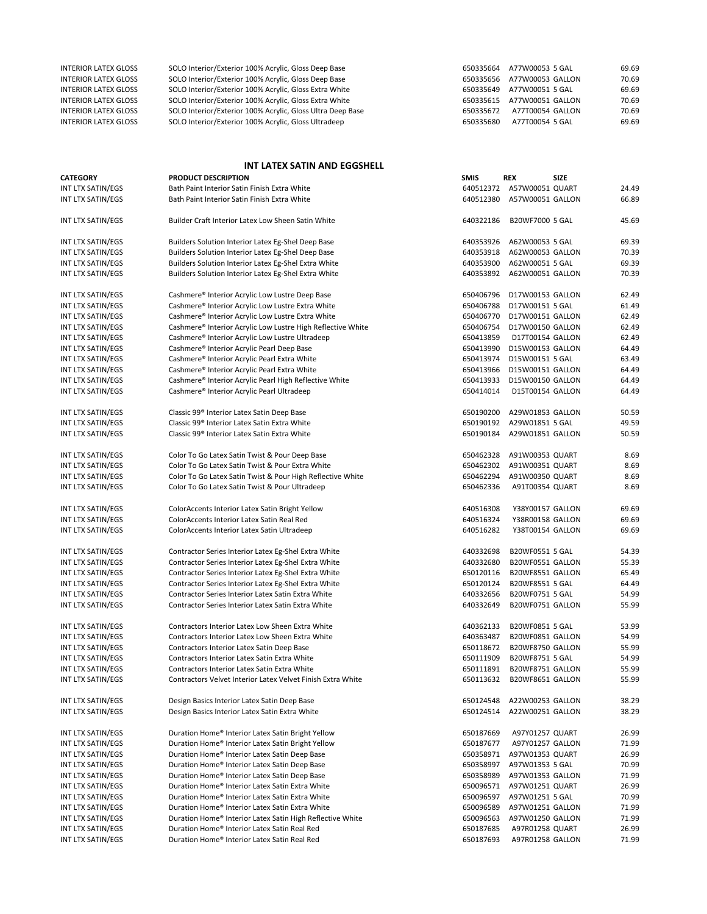| | | | | | |
|---|---|---|---|---|---|
| INTERIOR LATEX GLOSS | SOLO Interior/Exterior 100% Acrylic, Gloss Deep Base | 650335664 | A77W00053 | 5 GAL | 69.69 |
| INTERIOR LATEX GLOSS | SOLO Interior/Exterior 100% Acrylic, Gloss Deep Base | 650335656 | A77W00053 | GALLON | 70.69 |
| INTERIOR LATEX GLOSS | SOLO Interior/Exterior 100% Acrylic, Gloss Extra White | 650335649 | A77W00051 | 5 GAL | 69.69 |
| INTERIOR LATEX GLOSS | SOLO Interior/Exterior 100% Acrylic, Gloss Extra White | 650335615 | A77W00051 | GALLON | 70.69 |
| INTERIOR LATEX GLOSS | SOLO Interior/Exterior 100% Acrylic, Gloss Ultra Deep Base | 650335672 | A77T00054 | GALLON | 70.69 |
| INTERIOR LATEX GLOSS | SOLO Interior/Exterior 100% Acrylic, Gloss Ultradeep | 650335680 | A77T00054 | 5 GAL | 69.69 |

## INT LATEX SATIN AND EGGSHELL

| CATEGORY | PRODUCT DESCRIPTION | SMIS | REX | SIZE | |
|---|---|---|---|---|---|
| INT LTX SATIN/EGS | Bath Paint Interior Satin Finish Extra White | 640512372 | A57W00051 | QUART | 24.49 |
| INT LTX SATIN/EGS | Bath Paint Interior Satin Finish Extra White | 640512380 | A57W00051 | GALLON | 66.89 |
| INT LTX SATIN/EGS | Builder Craft Interior Latex Low Sheen Satin White | 640322186 | B20WF7000 | 5 GAL | 45.69 |
| INT LTX SATIN/EGS | Builders Solution Interior Latex Eg-Shel Deep Base | 640353926 | A62W00053 | 5 GAL | 69.39 |
| INT LTX SATIN/EGS | Builders Solution Interior Latex Eg-Shel Deep Base | 640353918 | A62W00053 | GALLON | 70.39 |
| INT LTX SATIN/EGS | Builders Solution Interior Latex Eg-Shel Extra White | 640353900 | A62W00051 | 5 GAL | 69.39 |
| INT LTX SATIN/EGS | Builders Solution Interior Latex Eg-Shel Extra White | 640353892 | A62W00051 | GALLON | 70.39 |
| INT LTX SATIN/EGS | Cashmere® Interior Acrylic Low Lustre Deep Base | 650406796 | D17W00153 | GALLON | 62.49 |
| INT LTX SATIN/EGS | Cashmere® Interior Acrylic Low Lustre Extra White | 650406788 | D17W00151 | 5 GAL | 61.49 |
| INT LTX SATIN/EGS | Cashmere® Interior Acrylic Low Lustre Extra White | 650406770 | D17W00151 | GALLON | 62.49 |
| INT LTX SATIN/EGS | Cashmere® Interior Acrylic Low Lustre High Reflective White | 650406754 | D17W00150 | GALLON | 62.49 |
| INT LTX SATIN/EGS | Cashmere® Interior Acrylic Low Lustre Ultradeep | 650413859 | D17T00154 | GALLON | 62.49 |
| INT LTX SATIN/EGS | Cashmere® Interior Acrylic Pearl Deep Base | 650413990 | D15W00153 | GALLON | 64.49 |
| INT LTX SATIN/EGS | Cashmere® Interior Acrylic Pearl Extra White | 650413974 | D15W00151 | 5 GAL | 63.49 |
| INT LTX SATIN/EGS | Cashmere® Interior Acrylic Pearl Extra White | 650413966 | D15W00151 | GALLON | 64.49 |
| INT LTX SATIN/EGS | Cashmere® Interior Acrylic Pearl High Reflective White | 650413933 | D15W00150 | GALLON | 64.49 |
| INT LTX SATIN/EGS | Cashmere® Interior Acrylic Pearl Ultradeep | 650414014 | D15T00154 | GALLON | 64.49 |
| INT LTX SATIN/EGS | Classic 99® Interior Latex Satin Deep Base | 650190200 | A29W01853 | GALLON | 50.59 |
| INT LTX SATIN/EGS | Classic 99® Interior Latex Satin Extra White | 650190192 | A29W01851 | 5 GAL | 49.59 |
| INT LTX SATIN/EGS | Classic 99® Interior Latex Satin Extra White | 650190184 | A29W01851 | GALLON | 50.59 |
| INT LTX SATIN/EGS | Color To Go Latex Satin Twist & Pour Deep Base | 650462328 | A91W00353 | QUART | 8.69 |
| INT LTX SATIN/EGS | Color To Go Latex Satin Twist & Pour Extra White | 650462302 | A91W00351 | QUART | 8.69 |
| INT LTX SATIN/EGS | Color To Go Latex Satin Twist & Pour High Reflective White | 650462294 | A91W00350 | QUART | 8.69 |
| INT LTX SATIN/EGS | Color To Go Latex Satin Twist & Pour Ultradeep | 650462336 | A91T00354 | QUART | 8.69 |
| INT LTX SATIN/EGS | ColorAccents Interior Latex Satin Bright Yellow | 640516308 | Y38Y00157 | GALLON | 69.69 |
| INT LTX SATIN/EGS | ColorAccents Interior Latex Satin Real Red | 640516324 | Y38R00158 | GALLON | 69.69 |
| INT LTX SATIN/EGS | ColorAccents Interior Latex Satin Ultradeep | 640516282 | Y38T00154 | GALLON | 69.69 |
| INT LTX SATIN/EGS | Contractor Series Interior Latex Eg-Shel Extra White | 640332698 | B20WF0551 | 5 GAL | 54.39 |
| INT LTX SATIN/EGS | Contractor Series Interior Latex Eg-Shel Extra White | 640332680 | B20WF0551 | GALLON | 55.39 |
| INT LTX SATIN/EGS | Contractor Series Interior Latex Eg-Shel Extra White | 650120116 | B20WF8551 | GALLON | 65.49 |
| INT LTX SATIN/EGS | Contractor Series Interior Latex Eg-Shel Extra White | 650120124 | B20WF8551 | 5 GAL | 64.49 |
| INT LTX SATIN/EGS | Contractor Series Interior Latex Satin Extra White | 640332656 | B20WF0751 | 5 GAL | 54.99 |
| INT LTX SATIN/EGS | Contractor Series Interior Latex Satin Extra White | 640332649 | B20WF0751 | GALLON | 55.99 |
| INT LTX SATIN/EGS | Contractors Interior Latex Low Sheen Extra White | 640362133 | B20WF0851 | 5 GAL | 53.99 |
| INT LTX SATIN/EGS | Contractors Interior Latex Low Sheen Extra White | 640363487 | B20WF0851 | GALLON | 54.99 |
| INT LTX SATIN/EGS | Contractors Interior Latex Satin Deep Base | 650118672 | B20WF8750 | GALLON | 55.99 |
| INT LTX SATIN/EGS | Contractors Interior Latex Satin Extra White | 650111909 | B20WF8751 | 5 GAL | 54.99 |
| INT LTX SATIN/EGS | Contractors Interior Latex Satin Extra White | 650111891 | B20WF8751 | GALLON | 55.99 |
| INT LTX SATIN/EGS | Contractors Velvet Interior Latex Velvet Finish Extra White | 650113632 | B20WF8651 | GALLON | 55.99 |
| INT LTX SATIN/EGS | Design Basics Interior Latex Satin Deep Base | 650124548 | A22W00253 | GALLON | 38.29 |
| INT LTX SATIN/EGS | Design Basics Interior Latex Satin Extra White | 650124514 | A22W00251 | GALLON | 38.29 |
| INT LTX SATIN/EGS | Duration Home® Interior Latex Satin Bright Yellow | 650187669 | A97Y01257 | QUART | 26.99 |
| INT LTX SATIN/EGS | Duration Home® Interior Latex Satin Bright Yellow | 650187677 | A97Y01257 | GALLON | 71.99 |
| INT LTX SATIN/EGS | Duration Home® Interior Latex Satin Deep Base | 650358971 | A97W01353 | QUART | 26.99 |
| INT LTX SATIN/EGS | Duration Home® Interior Latex Satin Deep Base | 650358997 | A97W01353 | 5 GAL | 70.99 |
| INT LTX SATIN/EGS | Duration Home® Interior Latex Satin Deep Base | 650358989 | A97W01353 | GALLON | 71.99 |
| INT LTX SATIN/EGS | Duration Home® Interior Latex Satin Extra White | 650096571 | A97W01251 | QUART | 26.99 |
| INT LTX SATIN/EGS | Duration Home® Interior Latex Satin Extra White | 650096597 | A97W01251 | 5 GAL | 70.99 |
| INT LTX SATIN/EGS | Duration Home® Interior Latex Satin Extra White | 650096589 | A97W01251 | GALLON | 71.99 |
| INT LTX SATIN/EGS | Duration Home® Interior Latex Satin High Reflective White | 650096563 | A97W01250 | GALLON | 71.99 |
| INT LTX SATIN/EGS | Duration Home® Interior Latex Satin Real Red | 650187685 | A97R01258 | QUART | 26.99 |
| INT LTX SATIN/EGS | Duration Home® Interior Latex Satin Real Red | 650187693 | A97R01258 | GALLON | 71.99 |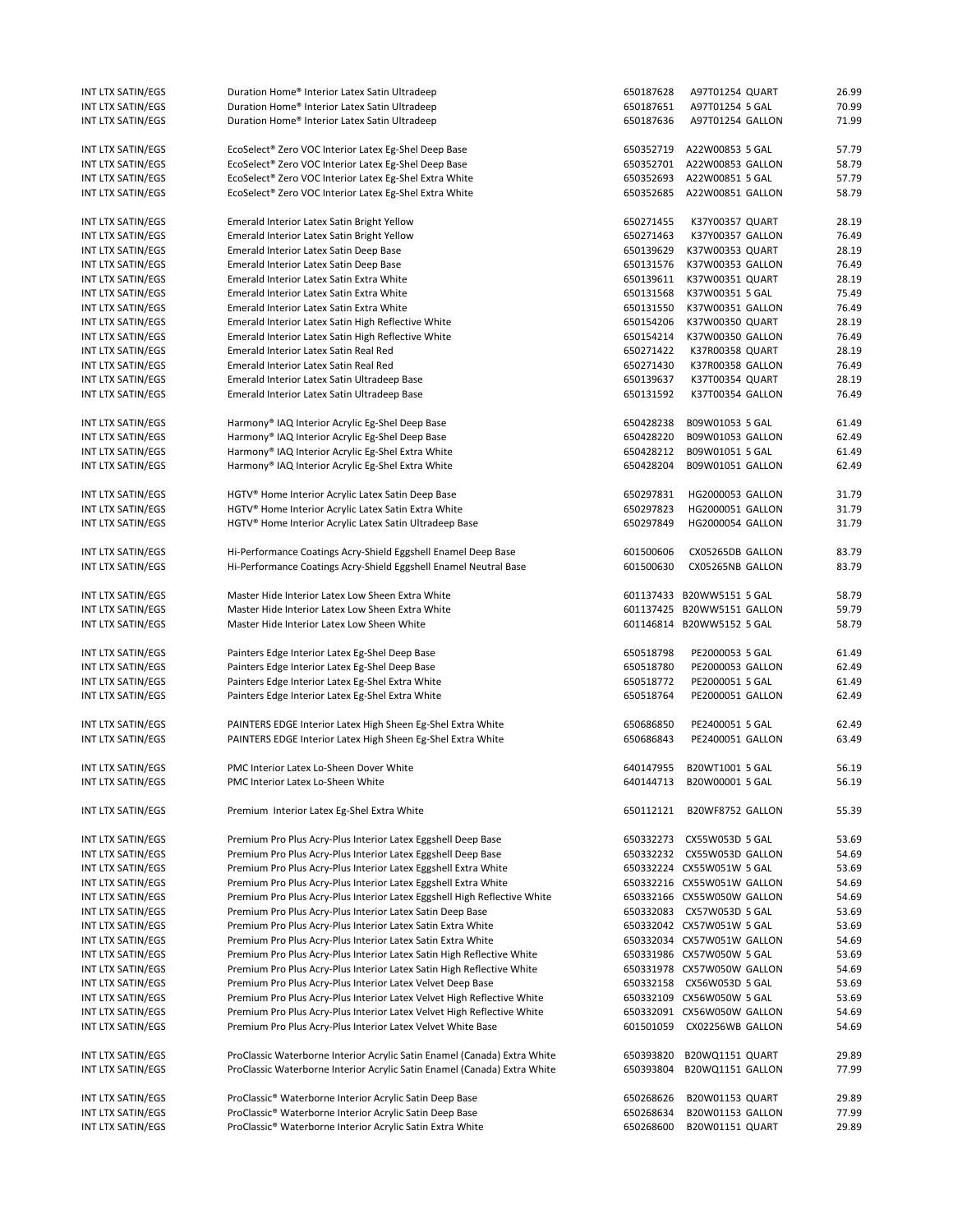| | | | | | |
|---|---|---|---|---|---|
| INT LTX SATIN/EGS | Duration Home® Interior Latex Satin Ultradeep | 650187628 | A97T01254 | QUART | 26.99 |
| INT LTX SATIN/EGS | Duration Home® Interior Latex Satin Ultradeep | 650187651 | A97T01254 | 5 GAL | 70.99 |
| INT LTX SATIN/EGS | Duration Home® Interior Latex Satin Ultradeep | 650187636 | A97T01254 | GALLON | 71.99 |
| | | | | | |
| INT LTX SATIN/EGS | EcoSelect® Zero VOC Interior Latex Eg-Shel Deep Base | 650352719 | A22W00853 | 5 GAL | 57.79 |
| INT LTX SATIN/EGS | EcoSelect® Zero VOC Interior Latex Eg-Shel Deep Base | 650352701 | A22W00853 | GALLON | 58.79 |
| INT LTX SATIN/EGS | EcoSelect® Zero VOC Interior Latex Eg-Shel Extra White | 650352693 | A22W00851 | 5 GAL | 57.79 |
| INT LTX SATIN/EGS | EcoSelect® Zero VOC Interior Latex Eg-Shel Extra White | 650352685 | A22W00851 | GALLON | 58.79 |
| | | | | | |
| INT LTX SATIN/EGS | Emerald Interior Latex Satin Bright Yellow | 650271455 | K37Y00357 | QUART | 28.19 |
| INT LTX SATIN/EGS | Emerald Interior Latex Satin Bright Yellow | 650271463 | K37Y00357 | GALLON | 76.49 |
| INT LTX SATIN/EGS | Emerald Interior Latex Satin Deep Base | 650139629 | K37W00353 | QUART | 28.19 |
| INT LTX SATIN/EGS | Emerald Interior Latex Satin Deep Base | 650131576 | K37W00353 | GALLON | 76.49 |
| INT LTX SATIN/EGS | Emerald Interior Latex Satin Extra White | 650139611 | K37W00351 | QUART | 28.19 |
| INT LTX SATIN/EGS | Emerald Interior Latex Satin Extra White | 650131568 | K37W00351 | 5 GAL | 75.49 |
| INT LTX SATIN/EGS | Emerald Interior Latex Satin Extra White | 650131550 | K37W00351 | GALLON | 76.49 |
| INT LTX SATIN/EGS | Emerald Interior Latex Satin High Reflective White | 650154206 | K37W00350 | QUART | 28.19 |
| INT LTX SATIN/EGS | Emerald Interior Latex Satin High Reflective White | 650154214 | K37W00350 | GALLON | 76.49 |
| INT LTX SATIN/EGS | Emerald Interior Latex Satin Real Red | 650271422 | K37R00358 | QUART | 28.19 |
| INT LTX SATIN/EGS | Emerald Interior Latex Satin Real Red | 650271430 | K37R00358 | GALLON | 76.49 |
| INT LTX SATIN/EGS | Emerald Interior Latex Satin Ultradeep Base | 650139637 | K37T00354 | QUART | 28.19 |
| INT LTX SATIN/EGS | Emerald Interior Latex Satin Ultradeep Base | 650131592 | K37T00354 | GALLON | 76.49 |
| | | | | | |
| INT LTX SATIN/EGS | Harmony® IAQ Interior Acrylic Eg-Shel Deep Base | 650428238 | B09W01053 | 5 GAL | 61.49 |
| INT LTX SATIN/EGS | Harmony® IAQ Interior Acrylic Eg-Shel Deep Base | 650428220 | B09W01053 | GALLON | 62.49 |
| INT LTX SATIN/EGS | Harmony® IAQ Interior Acrylic Eg-Shel Extra White | 650428212 | B09W01051 | 5 GAL | 61.49 |
| INT LTX SATIN/EGS | Harmony® IAQ Interior Acrylic Eg-Shel Extra White | 650428204 | B09W01051 | GALLON | 62.49 |
| | | | | | |
| INT LTX SATIN/EGS | HGTV® Home Interior Acrylic Latex Satin Deep Base | 650297831 | HG2000053 | GALLON | 31.79 |
| INT LTX SATIN/EGS | HGTV® Home Interior Acrylic Latex Satin Extra White | 650297823 | HG2000051 | GALLON | 31.79 |
| INT LTX SATIN/EGS | HGTV® Home Interior Acrylic Latex Satin Ultradeep Base | 650297849 | HG2000054 | GALLON | 31.79 |
| | | | | | |
| INT LTX SATIN/EGS | Hi-Performance Coatings Acry-Shield Eggshell Enamel Deep Base | 601500606 | CX05265DB | GALLON | 83.79 |
| INT LTX SATIN/EGS | Hi-Performance Coatings Acry-Shield Eggshell Enamel Neutral Base | 601500630 | CX05265NB | GALLON | 83.79 |
| | | | | | |
| INT LTX SATIN/EGS | Master Hide Interior Latex Low Sheen Extra White | 601137433 | B20WW5151 | 5 GAL | 58.79 |
| INT LTX SATIN/EGS | Master Hide Interior Latex Low Sheen Extra White | 601137425 | B20WW5151 | GALLON | 59.79 |
| INT LTX SATIN/EGS | Master Hide Interior Latex Low Sheen White | 601146814 | B20WW5152 | 5 GAL | 58.79 |
| | | | | | |
| INT LTX SATIN/EGS | Painters Edge Interior Latex Eg-Shel Deep Base | 650518798 | PE2000053 | 5 GAL | 61.49 |
| INT LTX SATIN/EGS | Painters Edge Interior Latex Eg-Shel Deep Base | 650518780 | PE2000053 | GALLON | 62.49 |
| INT LTX SATIN/EGS | Painters Edge Interior Latex Eg-Shel Extra White | 650518772 | PE2000051 | 5 GAL | 61.49 |
| INT LTX SATIN/EGS | Painters Edge Interior Latex Eg-Shel Extra White | 650518764 | PE2000051 | GALLON | 62.49 |
| | | | | | |
| INT LTX SATIN/EGS | PAINTERS EDGE Interior Latex High Sheen Eg-Shel Extra White | 650686850 | PE2400051 | 5 GAL | 62.49 |
| INT LTX SATIN/EGS | PAINTERS EDGE Interior Latex High Sheen Eg-Shel Extra White | 650686843 | PE2400051 | GALLON | 63.49 |
| | | | | | |
| INT LTX SATIN/EGS | PMC Interior Latex Lo-Sheen Dover White | 640147955 | B20WT1001 | 5 GAL | 56.19 |
| INT LTX SATIN/EGS | PMC Interior Latex Lo-Sheen White | 640144713 | B20W00001 | 5 GAL | 56.19 |
| | | | | | |
| INT LTX SATIN/EGS | Premium Interior Latex Eg-Shel Extra White | 650112121 | B20WF8752 | GALLON | 55.39 |
| | | | | | |
| INT LTX SATIN/EGS | Premium Pro Plus Acry-Plus Interior Latex Eggshell Deep Base | 650332273 | CX55W053D | 5 GAL | 53.69 |
| INT LTX SATIN/EGS | Premium Pro Plus Acry-Plus Interior Latex Eggshell Deep Base | 650332232 | CX55W053D | GALLON | 54.69 |
| INT LTX SATIN/EGS | Premium Pro Plus Acry-Plus Interior Latex Eggshell Extra White | 650332224 | CX55W051W | 5 GAL | 53.69 |
| INT LTX SATIN/EGS | Premium Pro Plus Acry-Plus Interior Latex Eggshell Extra White | 650332216 | CX55W051W | GALLON | 54.69 |
| INT LTX SATIN/EGS | Premium Pro Plus Acry-Plus Interior Latex Eggshell High Reflective White | 650332166 | CX55W050W | GALLON | 54.69 |
| INT LTX SATIN/EGS | Premium Pro Plus Acry-Plus Interior Latex Satin Deep Base | 650332083 | CX57W053D | 5 GAL | 53.69 |
| INT LTX SATIN/EGS | Premium Pro Plus Acry-Plus Interior Latex Satin Extra White | 650332042 | CX57W051W | 5 GAL | 53.69 |
| INT LTX SATIN/EGS | Premium Pro Plus Acry-Plus Interior Latex Satin Extra White | 650332034 | CX57W051W | GALLON | 54.69 |
| INT LTX SATIN/EGS | Premium Pro Plus Acry-Plus Interior Latex Satin High Reflective White | 650331986 | CX57W050W | 5 GAL | 53.69 |
| INT LTX SATIN/EGS | Premium Pro Plus Acry-Plus Interior Latex Satin High Reflective White | 650331978 | CX57W050W | GALLON | 54.69 |
| INT LTX SATIN/EGS | Premium Pro Plus Acry-Plus Interior Latex Velvet Deep Base | 650332158 | CX56W053D | 5 GAL | 53.69 |
| INT LTX SATIN/EGS | Premium Pro Plus Acry-Plus Interior Latex Velvet High Reflective White | 650332109 | CX56W050W | 5 GAL | 53.69 |
| INT LTX SATIN/EGS | Premium Pro Plus Acry-Plus Interior Latex Velvet High Reflective White | 650332091 | CX56W050W | GALLON | 54.69 |
| INT LTX SATIN/EGS | Premium Pro Plus Acry-Plus Interior Latex Velvet White Base | 601501059 | CX02256WB | GALLON | 54.69 |
| | | | | | |
| INT LTX SATIN/EGS | ProClassic Waterborne Interior Acrylic Satin Enamel (Canada) Extra White | 650393820 | B20WQ1151 | QUART | 29.89 |
| INT LTX SATIN/EGS | ProClassic Waterborne Interior Acrylic Satin Enamel (Canada) Extra White | 650393804 | B20WQ1151 | GALLON | 77.99 |
| | | | | | |
| INT LTX SATIN/EGS | ProClassic® Waterborne Interior Acrylic Satin Deep Base | 650268626 | B20W01153 | QUART | 29.89 |
| INT LTX SATIN/EGS | ProClassic® Waterborne Interior Acrylic Satin Deep Base | 650268634 | B20W01153 | GALLON | 77.99 |
| INT LTX SATIN/EGS | ProClassic® Waterborne Interior Acrylic Satin Extra White | 650268600 | B20W01151 | QUART | 29.89 |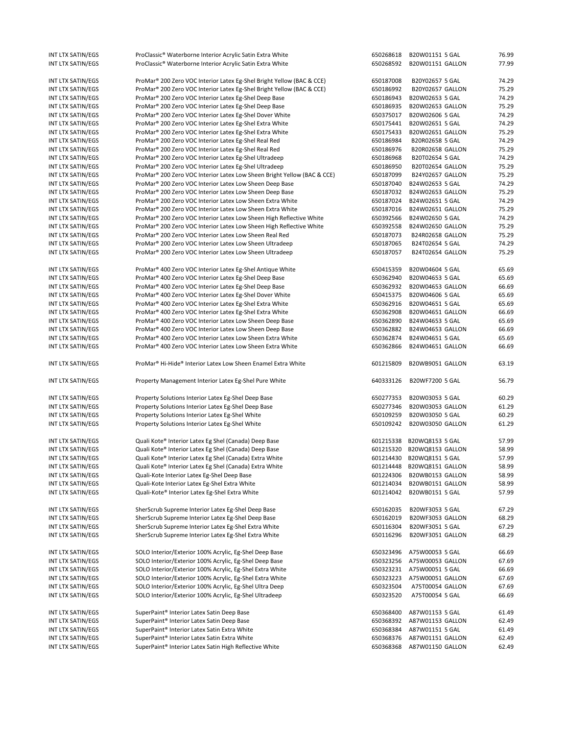| | | | | |
|---|---|---|---|---|
| INT LTX SATIN/EGS | ProClassic® Waterborne Interior Acrylic Satin Extra White | 650268618 | B20W01151 5 GAL | 76.99 |
| INT LTX SATIN/EGS | ProClassic® Waterborne Interior Acrylic Satin Extra White | 650268592 | B20W01151 GALLON | 77.99 |
| | | | | |
| INT LTX SATIN/EGS | ProMar® 200 Zero VOC Interior Latex Eg-Shel Bright Yellow (BAC & CCE) | 650187008 | B20Y02657 5 GAL | 74.29 |
| INT LTX SATIN/EGS | ProMar® 200 Zero VOC Interior Latex Eg-Shel Bright Yellow (BAC & CCE) | 650186992 | B20Y02657 GALLON | 75.29 |
| INT LTX SATIN/EGS | ProMar® 200 Zero VOC Interior Latex Eg-Shel Deep Base | 650186943 | B20W02653 5 GAL | 74.29 |
| INT LTX SATIN/EGS | ProMar® 200 Zero VOC Interior Latex Eg-Shel Deep Base | 650186935 | B20W02653 GALLON | 75.29 |
| INT LTX SATIN/EGS | ProMar® 200 Zero VOC Interior Latex Eg-Shel Dover White | 650375017 | B20W02606 5 GAL | 74.29 |
| INT LTX SATIN/EGS | ProMar® 200 Zero VOC Interior Latex Eg-Shel Extra White | 650175441 | B20W02651 5 GAL | 74.29 |
| INT LTX SATIN/EGS | ProMar® 200 Zero VOC Interior Latex Eg-Shel Extra White | 650175433 | B20W02651 GALLON | 75.29 |
| INT LTX SATIN/EGS | ProMar® 200 Zero VOC Interior Latex Eg-Shel Real Red | 650186984 | B20R02658 5 GAL | 74.29 |
| INT LTX SATIN/EGS | ProMar® 200 Zero VOC Interior Latex Eg-Shel Real Red | 650186976 | B20R02658 GALLON | 75.29 |
| INT LTX SATIN/EGS | ProMar® 200 Zero VOC Interior Latex Eg-Shel Ultradeep | 650186968 | B20T02654 5 GAL | 74.29 |
| INT LTX SATIN/EGS | ProMar® 200 Zero VOC Interior Latex Eg-Shel Ultradeep | 650186950 | B20T02654 GALLON | 75.29 |
| INT LTX SATIN/EGS | ProMar® 200 Zero VOC Interior Latex Low Sheen Bright Yellow (BAC & CCE) | 650187099 | B24Y02657 GALLON | 75.29 |
| INT LTX SATIN/EGS | ProMar® 200 Zero VOC Interior Latex Low Sheen Deep Base | 650187040 | B24W02653 5 GAL | 74.29 |
| INT LTX SATIN/EGS | ProMar® 200 Zero VOC Interior Latex Low Sheen Deep Base | 650187032 | B24W02653 GALLON | 75.29 |
| INT LTX SATIN/EGS | ProMar® 200 Zero VOC Interior Latex Low Sheen Extra White | 650187024 | B24W02651 5 GAL | 74.29 |
| INT LTX SATIN/EGS | ProMar® 200 Zero VOC Interior Latex Low Sheen Extra White | 650187016 | B24W02651 GALLON | 75.29 |
| INT LTX SATIN/EGS | ProMar® 200 Zero VOC Interior Latex Low Sheen High Reflective White | 650392566 | B24W02650 5 GAL | 74.29 |
| INT LTX SATIN/EGS | ProMar® 200 Zero VOC Interior Latex Low Sheen High Reflective White | 650392558 | B24W02650 GALLON | 75.29 |
| INT LTX SATIN/EGS | ProMar® 200 Zero VOC Interior Latex Low Sheen Real Red | 650187073 | B24R02658 GALLON | 75.29 |
| INT LTX SATIN/EGS | ProMar® 200 Zero VOC Interior Latex Low Sheen Ultradeep | 650187065 | B24T02654 5 GAL | 74.29 |
| INT LTX SATIN/EGS | ProMar® 200 Zero VOC Interior Latex Low Sheen Ultradeep | 650187057 | B24T02654 GALLON | 75.29 |
| | | | | |
| INT LTX SATIN/EGS | ProMar® 400 Zero VOC Interior Latex Eg-Shel Antique White | 650415359 | B20W04604 5 GAL | 65.69 |
| INT LTX SATIN/EGS | ProMar® 400 Zero VOC Interior Latex Eg-Shel Deep Base | 650362940 | B20W04653 5 GAL | 65.69 |
| INT LTX SATIN/EGS | ProMar® 400 Zero VOC Interior Latex Eg-Shel Deep Base | 650362932 | B20W04653 GALLON | 66.69 |
| INT LTX SATIN/EGS | ProMar® 400 Zero VOC Interior Latex Eg-Shel Dover White | 650415375 | B20W04606 5 GAL | 65.69 |
| INT LTX SATIN/EGS | ProMar® 400 Zero VOC Interior Latex Eg-Shel Extra White | 650362916 | B20W04651 5 GAL | 65.69 |
| INT LTX SATIN/EGS | ProMar® 400 Zero VOC Interior Latex Eg-Shel Extra White | 650362908 | B20W04651 GALLON | 66.69 |
| INT LTX SATIN/EGS | ProMar® 400 Zero VOC Interior Latex Low Sheen Deep Base | 650362890 | B24W04653 5 GAL | 65.69 |
| INT LTX SATIN/EGS | ProMar® 400 Zero VOC Interior Latex Low Sheen Deep Base | 650362882 | B24W04653 GALLON | 66.69 |
| INT LTX SATIN/EGS | ProMar® 400 Zero VOC Interior Latex Low Sheen Extra White | 650362874 | B24W04651 5 GAL | 65.69 |
| INT LTX SATIN/EGS | ProMar® 400 Zero VOC Interior Latex Low Sheen Extra White | 650362866 | B24W04651 GALLON | 66.69 |
| | | | | |
| INT LTX SATIN/EGS | ProMar® Hi-Hide® Interior Latex Low Sheen Enamel Extra White | 601215809 | B20WB9051 GALLON | 63.19 |
| | | | | |
| INT LTX SATIN/EGS | Property Management Interior Latex Eg-Shel Pure White | 640333126 | B20WF7200 5 GAL | 56.79 |
| | | | | |
| INT LTX SATIN/EGS | Property Solutions Interior Latex Eg-Shel Deep Base | 650277353 | B20W03053 5 GAL | 60.29 |
| INT LTX SATIN/EGS | Property Solutions Interior Latex Eg-Shel Deep Base | 650277346 | B20W03053 GALLON | 61.29 |
| INT LTX SATIN/EGS | Property Solutions Interior Latex Eg-Shel White | 650109259 | B20W03050 5 GAL | 60.29 |
| INT LTX SATIN/EGS | Property Solutions Interior Latex Eg-Shel White | 650109242 | B20W03050 GALLON | 61.29 |
| | | | | |
| INT LTX SATIN/EGS | Quali Kote® Interior Latex Eg Shel (Canada) Deep Base | 601215338 | B20WQ8153 5 GAL | 57.99 |
| INT LTX SATIN/EGS | Quali Kote® Interior Latex Eg Shel (Canada) Deep Base | 601215320 | B20WQ8153 GALLON | 58.99 |
| INT LTX SATIN/EGS | Quali Kote® Interior Latex Eg Shel (Canada) Extra White | 601214430 | B20WQ8151 5 GAL | 57.99 |
| INT LTX SATIN/EGS | Quali Kote® Interior Latex Eg Shel (Canada) Extra White | 601214448 | B20WQ8151 GALLON | 58.99 |
| INT LTX SATIN/EGS | Quali-Kote Interior Latex Eg-Shel Deep Base | 601224306 | B20WB0153 GALLON | 58.99 |
| INT LTX SATIN/EGS | Quali-Kote Interior Latex Eg-Shel Extra White | 601214034 | B20WB0151 GALLON | 58.99 |
| INT LTX SATIN/EGS | Quali-Kote® Interior Latex Eg-Shel Extra White | 601214042 | B20WB0151 5 GAL | 57.99 |
| | | | | |
| INT LTX SATIN/EGS | SherScrub Supreme Interior Latex Eg-Shel Deep Base | 650162035 | B20WF3053 5 GAL | 67.29 |
| INT LTX SATIN/EGS | SherScrub Supreme Interior Latex Eg-Shel Deep Base | 650162019 | B20WF3053 GALLON | 68.29 |
| INT LTX SATIN/EGS | SherScrub Supreme Interior Latex Eg-Shel Extra White | 650116304 | B20WF3051 5 GAL | 67.29 |
| INT LTX SATIN/EGS | SherScrub Supreme Interior Latex Eg-Shel Extra White | 650116296 | B20WF3051 GALLON | 68.29 |
| | | | | |
| INT LTX SATIN/EGS | SOLO Interior/Exterior 100% Acrylic, Eg-Shel Deep Base | 650323496 | A75W00053 5 GAL | 66.69 |
| INT LTX SATIN/EGS | SOLO Interior/Exterior 100% Acrylic, Eg-Shel Deep Base | 650323256 | A75W00053 GALLON | 67.69 |
| INT LTX SATIN/EGS | SOLO Interior/Exterior 100% Acrylic, Eg-Shel Extra White | 650323231 | A75W00051 5 GAL | 66.69 |
| INT LTX SATIN/EGS | SOLO Interior/Exterior 100% Acrylic, Eg-Shel Extra White | 650323223 | A75W00051 GALLON | 67.69 |
| INT LTX SATIN/EGS | SOLO Interior/Exterior 100% Acrylic, Eg-Shel Ultra Deep | 650323504 | A75T00054 GALLON | 67.69 |
| INT LTX SATIN/EGS | SOLO Interior/Exterior 100% Acrylic, Eg-Shel Ultradeep | 650323520 | A75T00054 5 GAL | 66.69 |
| | | | | |
| INT LTX SATIN/EGS | SuperPaint® Interior Latex Satin Deep Base | 650368400 | A87W01153 5 GAL | 61.49 |
| INT LTX SATIN/EGS | SuperPaint® Interior Latex Satin Deep Base | 650368392 | A87W01153 GALLON | 62.49 |
| INT LTX SATIN/EGS | SuperPaint® Interior Latex Satin Extra White | 650368384 | A87W01151 5 GAL | 61.49 |
| INT LTX SATIN/EGS | SuperPaint® Interior Latex Satin Extra White | 650368376 | A87W01151 GALLON | 62.49 |
| INT LTX SATIN/EGS | SuperPaint® Interior Latex Satin High Reflective White | 650368368 | A87W01150 GALLON | 62.49 |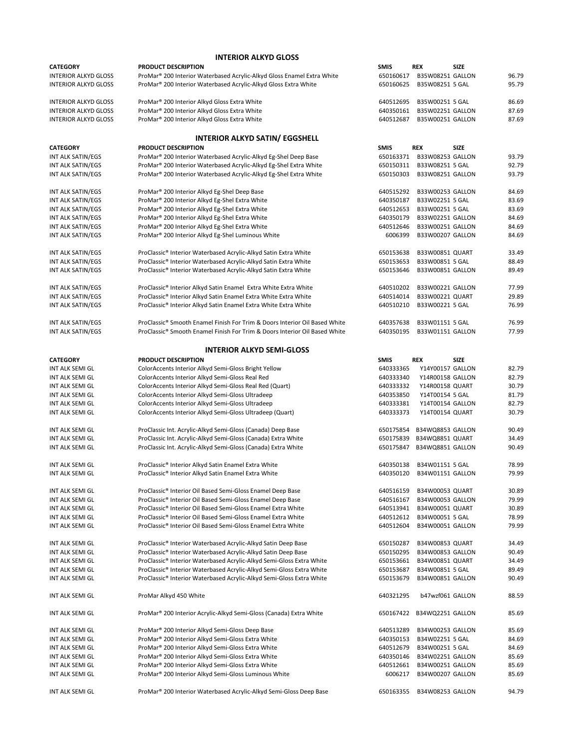## INTERIOR ALKYD GLOSS

| CATEGORY | PRODUCT DESCRIPTION | SMIS | REX | SIZE | |
|---|---|---|---|---|---|
| INTERIOR ALKYD GLOSS | ProMar® 200 Interior Waterbased Acrylic-Alkyd Gloss Enamel Extra White | 650160617 | B35W08251 | GALLON | 96.79 |
| INTERIOR ALKYD GLOSS | ProMar® 200 Interior Waterbased Acrylic-Alkyd Gloss Extra White | 650160625 | B35W08251 | 5 GAL | 95.79 |
| INTERIOR ALKYD GLOSS | ProMar® 200 Interior Alkyd Gloss Extra White | 640512695 | B35W00251 | 5 GAL | 86.69 |
| INTERIOR ALKYD GLOSS | ProMar® 200 Interior Alkyd Gloss Extra White | 640350161 | B35W02251 | GALLON | 87.69 |
| INTERIOR ALKYD GLOSS | ProMar® 200 Interior Alkyd Gloss Extra White | 640512687 | B35W00251 | GALLON | 87.69 |

## INTERIOR ALKYD SATIN/ EGGSHELL

| CATEGORY | PRODUCT DESCRIPTION | SMIS | REX | SIZE | |
|---|---|---|---|---|---|
| INT ALK SATIN/EGS | ProMar® 200 Interior Waterbased Acrylic-Alkyd Eg-Shel Deep Base | 650163371 | B33W08253 | GALLON | 93.79 |
| INT ALK SATIN/EGS | ProMar® 200 Interior Waterbased Acrylic-Alkyd Eg-Shel Extra White | 650150311 | B33W08251 | 5 GAL | 92.79 |
| INT ALK SATIN/EGS | ProMar® 200 Interior Waterbased Acrylic-Alkyd Eg-Shel Extra White | 650150303 | B33W08251 | GALLON | 93.79 |
| INT ALK SATIN/EGS | ProMar® 200 Interior Alkyd Eg-Shel Deep Base | 640515292 | B33W00253 | GALLON | 84.69 |
| INT ALK SATIN/EGS | ProMar® 200 Interior Alkyd Eg-Shel Extra White | 640350187 | B33W02251 | 5 GAL | 83.69 |
| INT ALK SATIN/EGS | ProMar® 200 Interior Alkyd Eg-Shel Extra White | 640512653 | B33W00251 | 5 GAL | 83.69 |
| INT ALK SATIN/EGS | ProMar® 200 Interior Alkyd Eg-Shel Extra White | 640350179 | B33W02251 | GALLON | 84.69 |
| INT ALK SATIN/EGS | ProMar® 200 Interior Alkyd Eg-Shel Extra White | 640512646 | B33W00251 | GALLON | 84.69 |
| INT ALK SATIN/EGS | ProMar® 200 Interior Alkyd Eg-Shel Luminous White | 6006399 | B33W00207 | GALLON | 84.69 |
| INT ALK SATIN/EGS | ProClassic® Interior Waterbased Acrylic-Alkyd Satin Extra White | 650153638 | B33W00851 | QUART | 33.49 |
| INT ALK SATIN/EGS | ProClassic® Interior Waterbased Acrylic-Alkyd Satin Extra White | 650153653 | B33W00851 | 5 GAL | 88.49 |
| INT ALK SATIN/EGS | ProClassic® Interior Waterbased Acrylic-Alkyd Satin Extra White | 650153646 | B33W00851 | GALLON | 89.49 |
| INT ALK SATIN/EGS | ProClassic® Interior Alkyd Satin Enamel Extra White Extra White | 640510202 | B33W00221 | GALLON | 77.99 |
| INT ALK SATIN/EGS | ProClassic® Interior Alkyd Satin Enamel Extra White Extra White | 640514014 | B33W00221 | QUART | 29.89 |
| INT ALK SATIN/EGS | ProClassic® Interior Alkyd Satin Enamel Extra White Extra White | 640510210 | B33W00221 | 5 GAL | 76.99 |
| INT ALK SATIN/EGS | ProClassic® Smooth Enamel Finish For Trim & Doors Interior Oil Based White | 640357638 | B33W01151 | 5 GAL | 76.99 |
| INT ALK SATIN/EGS | ProClassic® Smooth Enamel Finish For Trim & Doors Interior Oil Based White | 640350195 | B33W01151 | GALLON | 77.99 |

## INTERIOR ALKYD SEMI-GLOSS

| CATEGORY | PRODUCT DESCRIPTION | SMIS | REX | SIZE | |
|---|---|---|---|---|---|
| INT ALK SEMI GL | ColorAccents Interior Alkyd Semi-Gloss Bright Yellow | 640333365 | Y14Y00157 | GALLON | 82.79 |
| INT ALK SEMI GL | ColorAccents Interior Alkyd Semi-Gloss Real Red | 640333340 | Y14R00158 | GALLON | 82.79 |
| INT ALK SEMI GL | ColorAccents Interior Alkyd Semi-Gloss Real Red (Quart) | 640333332 | Y14R00158 | QUART | 30.79 |
| INT ALK SEMI GL | ColorAccents Interior Alkyd Semi-Gloss Ultradeep | 640353850 | Y14T00154 | 5 GAL | 81.79 |
| INT ALK SEMI GL | ColorAccents Interior Alkyd Semi-Gloss Ultradeep | 640333381 | Y14T00154 | GALLON | 82.79 |
| INT ALK SEMI GL | ColorAccents Interior Alkyd Semi-Gloss Ultradeep (Quart) | 640333373 | Y14T00154 | QUART | 30.79 |
| INT ALK SEMI GL | ProClassic Int. Acrylic-Alkyd Semi-Gloss (Canada) Deep Base | 650175854 | B34WQ8853 | GALLON | 90.49 |
| INT ALK SEMI GL | ProClassic Int. Acrylic-Alkyd Semi-Gloss (Canada) Extra White | 650175839 | B34WQ8851 | QUART | 34.49 |
| INT ALK SEMI GL | ProClassic Int. Acrylic-Alkyd Semi-Gloss (Canada) Extra White | 650175847 | B34WQ8851 | GALLON | 90.49 |
| INT ALK SEMI GL | ProClassic® Interior Alkyd Satin Enamel Extra White | 640350138 | B34W01151 | 5 GAL | 78.99 |
| INT ALK SEMI GL | ProClassic® Interior Alkyd Satin Enamel Extra White | 640350120 | B34W01151 | GALLON | 79.99 |
| INT ALK SEMI GL | ProClassic® Interior Oil Based Semi-Gloss Enamel Deep Base | 640516159 | B34W00053 | QUART | 30.89 |
| INT ALK SEMI GL | ProClassic® Interior Oil Based Semi-Gloss Enamel Deep Base | 640516167 | B34W00053 | GALLON | 79.99 |
| INT ALK SEMI GL | ProClassic® Interior Oil Based Semi-Gloss Enamel Extra White | 640513941 | B34W00051 | QUART | 30.89 |
| INT ALK SEMI GL | ProClassic® Interior Oil Based Semi-Gloss Enamel Extra White | 640512612 | B34W00051 | 5 GAL | 78.99 |
| INT ALK SEMI GL | ProClassic® Interior Oil Based Semi-Gloss Enamel Extra White | 640512604 | B34W00051 | GALLON | 79.99 |
| INT ALK SEMI GL | ProClassic® Interior Waterbased Acrylic-Alkyd Satin Deep Base | 650150287 | B34W00853 | QUART | 34.49 |
| INT ALK SEMI GL | ProClassic® Interior Waterbased Acrylic-Alkyd Satin Deep Base | 650150295 | B34W00853 | GALLON | 90.49 |
| INT ALK SEMI GL | ProClassic® Interior Waterbased Acrylic-Alkyd Semi-Gloss Extra White | 650153661 | B34W00851 | QUART | 34.49 |
| INT ALK SEMI GL | ProClassic® Interior Waterbased Acrylic-Alkyd Semi-Gloss Extra White | 650153687 | B34W00851 | 5 GAL | 89.49 |
| INT ALK SEMI GL | ProClassic® Interior Waterbased Acrylic-Alkyd Semi-Gloss Extra White | 650153679 | B34W00851 | GALLON | 90.49 |
| INT ALK SEMI GL | ProMar Alkyd 450 White | 640321295 | b47wzf061 | GALLON | 88.59 |
| INT ALK SEMI GL | ProMar® 200 Interior Acrylic-Alkyd Semi-Gloss (Canada) Extra White | 650167422 | B34WQ2251 | GALLON | 85.69 |
| INT ALK SEMI GL | ProMar® 200 Interior Alkyd Semi-Gloss Deep Base | 640513289 | B34W00253 | GALLON | 85.69 |
| INT ALK SEMI GL | ProMar® 200 Interior Alkyd Semi-Gloss Extra White | 640350153 | B34W02251 | 5 GAL | 84.69 |
| INT ALK SEMI GL | ProMar® 200 Interior Alkyd Semi-Gloss Extra White | 640512679 | B34W00251 | 5 GAL | 84.69 |
| INT ALK SEMI GL | ProMar® 200 Interior Alkyd Semi-Gloss Extra White | 640350146 | B34W02251 | GALLON | 85.69 |
| INT ALK SEMI GL | ProMar® 200 Interior Alkyd Semi-Gloss Extra White | 640512661 | B34W00251 | GALLON | 85.69 |
| INT ALK SEMI GL | ProMar® 200 Interior Alkyd Semi-Gloss Luminous White | 6006217 | B34W00207 | GALLON | 85.69 |
| INT ALK SEMI GL | ProMar® 200 Interior Waterbased Acrylic-Alkyd Semi-Gloss Deep Base | 650163355 | B34W08253 | GALLON | 94.79 |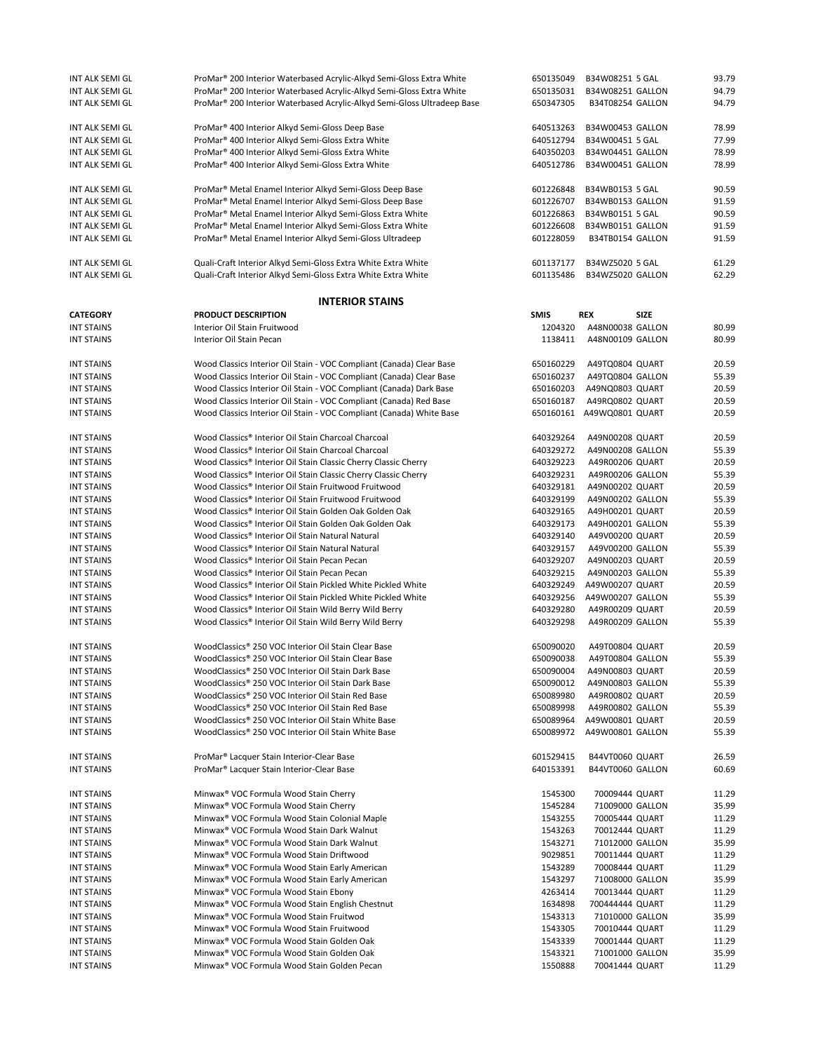| | | | | | |
|---|---|---|---|---|---|
| INT ALK SEMI GL | ProMar® 200 Interior Waterbased Acrylic-Alkyd Semi-Gloss Extra White | 650135049 | B34W08251 | 5 GAL | 93.79 |
| INT ALK SEMI GL | ProMar® 200 Interior Waterbased Acrylic-Alkyd Semi-Gloss Extra White | 650135031 | B34W08251 | GALLON | 94.79 |
| INT ALK SEMI GL | ProMar® 200 Interior Waterbased Acrylic-Alkyd Semi-Gloss Ultradeep Base | 650347305 | B34T08254 | GALLON | 94.79 |
| | | | | | |
| INT ALK SEMI GL | ProMar® 400 Interior Alkyd Semi-Gloss Deep Base | 640513263 | B34W00453 | GALLON | 78.99 |
| INT ALK SEMI GL | ProMar® 400 Interior Alkyd Semi-Gloss Extra White | 640512794 | B34W00451 | 5 GAL | 77.99 |
| INT ALK SEMI GL | ProMar® 400 Interior Alkyd Semi-Gloss Extra White | 640350203 | B34W04451 | GALLON | 78.99 |
| INT ALK SEMI GL | ProMar® 400 Interior Alkyd Semi-Gloss Extra White | 640512786 | B34W00451 | GALLON | 78.99 |
| | | | | | |
| INT ALK SEMI GL | ProMar® Metal Enamel Interior Alkyd Semi-Gloss Deep Base | 601226848 | B34WB0153 | 5 GAL | 90.59 |
| INT ALK SEMI GL | ProMar® Metal Enamel Interior Alkyd Semi-Gloss Deep Base | 601226707 | B34WB0153 | GALLON | 91.59 |
| INT ALK SEMI GL | ProMar® Metal Enamel Interior Alkyd Semi-Gloss Extra White | 601226863 | B34WB0151 | 5 GAL | 90.59 |
| INT ALK SEMI GL | ProMar® Metal Enamel Interior Alkyd Semi-Gloss Extra White | 601226608 | B34WB0151 | GALLON | 91.59 |
| INT ALK SEMI GL | ProMar® Metal Enamel Interior Alkyd Semi-Gloss Ultradeep | 601228059 | B34TB0154 | GALLON | 91.59 |
| | | | | | |
| INT ALK SEMI GL | Quali-Craft Interior Alkyd Semi-Gloss Extra White Extra White | 601137177 | B34WZ5020 | 5 GAL | 61.29 |
| INT ALK SEMI GL | Quali-Craft Interior Alkyd Semi-Gloss Extra White Extra White | 601135486 | B34WZ5020 | GALLON | 62.29 |

## INTERIOR STAINS

| CATEGORY | PRODUCT DESCRIPTION | SMIS | REX | SIZE | |
|---|---|---|---|---|---|
| INT STAINS | Interior Oil Stain Fruitwood | 1204320 | A48N00038 | GALLON | 80.99 |
| INT STAINS | Interior Oil Stain Pecan | 1138411 | A48N00109 | GALLON | 80.99 |
| | | | | | |
| INT STAINS | Wood Classics Interior Oil Stain - VOC Compliant (Canada) Clear Base | 650160229 | A49TQ0804 | QUART | 20.59 |
| INT STAINS | Wood Classics Interior Oil Stain - VOC Compliant (Canada) Clear Base | 650160237 | A49TQ0804 | GALLON | 55.39 |
| INT STAINS | Wood Classics Interior Oil Stain - VOC Compliant (Canada) Dark Base | 650160203 | A49NQ0803 | QUART | 20.59 |
| INT STAINS | Wood Classics Interior Oil Stain - VOC Compliant (Canada) Red Base | 650160187 | A49RQ0802 | QUART | 20.59 |
| INT STAINS | Wood Classics Interior Oil Stain - VOC Compliant (Canada) White Base | 650160161 | A49WQ0801 | QUART | 20.59 |
| | | | | | |
| INT STAINS | Wood Classics® Interior Oil Stain Charcoal Charcoal | 640329264 | A49N00208 | QUART | 20.59 |
| INT STAINS | Wood Classics® Interior Oil Stain Charcoal Charcoal | 640329272 | A49N00208 | GALLON | 55.39 |
| INT STAINS | Wood Classics® Interior Oil Stain Classic Cherry Classic Cherry | 640329223 | A49R00206 | QUART | 20.59 |
| INT STAINS | Wood Classics® Interior Oil Stain Classic Cherry Classic Cherry | 640329231 | A49R00206 | GALLON | 55.39 |
| INT STAINS | Wood Classics® Interior Oil Stain Fruitwood Fruitwood | 640329181 | A49N00202 | QUART | 20.59 |
| INT STAINS | Wood Classics® Interior Oil Stain Fruitwood Fruitwood | 640329199 | A49N00202 | GALLON | 55.39 |
| INT STAINS | Wood Classics® Interior Oil Stain Golden Oak Golden Oak | 640329165 | A49H00201 | QUART | 20.59 |
| INT STAINS | Wood Classics® Interior Oil Stain Golden Oak Golden Oak | 640329173 | A49H00201 | GALLON | 55.39 |
| INT STAINS | Wood Classics® Interior Oil Stain Natural Natural | 640329140 | A49V00200 | QUART | 20.59 |
| INT STAINS | Wood Classics® Interior Oil Stain Natural Natural | 640329157 | A49V00200 | GALLON | 55.39 |
| INT STAINS | Wood Classics® Interior Oil Stain Pecan Pecan | 640329207 | A49N00203 | QUART | 20.59 |
| INT STAINS | Wood Classics® Interior Oil Stain Pecan Pecan | 640329215 | A49N00203 | GALLON | 55.39 |
| INT STAINS | Wood Classics® Interior Oil Stain Pickled White Pickled White | 640329249 | A49W00207 | QUART | 20.59 |
| INT STAINS | Wood Classics® Interior Oil Stain Pickled White Pickled White | 640329256 | A49W00207 | GALLON | 55.39 |
| INT STAINS | Wood Classics® Interior Oil Stain Wild Berry Wild Berry | 640329280 | A49R00209 | QUART | 20.59 |
| INT STAINS | Wood Classics® Interior Oil Stain Wild Berry Wild Berry | 640329298 | A49R00209 | GALLON | 55.39 |
| | | | | | |
| INT STAINS | WoodClassics® 250 VOC Interior Oil Stain Clear Base | 650090020 | A49T00804 | QUART | 20.59 |
| INT STAINS | WoodClassics® 250 VOC Interior Oil Stain Clear Base | 650090038 | A49T00804 | GALLON | 55.39 |
| INT STAINS | WoodClassics® 250 VOC Interior Oil Stain Dark Base | 650090004 | A49N00803 | QUART | 20.59 |
| INT STAINS | WoodClassics® 250 VOC Interior Oil Stain Dark Base | 650090012 | A49N00803 | GALLON | 55.39 |
| INT STAINS | WoodClassics® 250 VOC Interior Oil Stain Red Base | 650089980 | A49R00802 | QUART | 20.59 |
| INT STAINS | WoodClassics® 250 VOC Interior Oil Stain Red Base | 650089998 | A49R00802 | GALLON | 55.39 |
| INT STAINS | WoodClassics® 250 VOC Interior Oil Stain White Base | 650089964 | A49W00801 | QUART | 20.59 |
| INT STAINS | WoodClassics® 250 VOC Interior Oil Stain White Base | 650089972 | A49W00801 | GALLON | 55.39 |
| | | | | | |
| INT STAINS | ProMar® Lacquer Stain Interior-Clear Base | 601529415 | B44VT0060 | QUART | 26.59 |
| INT STAINS | ProMar® Lacquer Stain Interior-Clear Base | 640153391 | B44VT0060 | GALLON | 60.69 |
| | | | | | |
| INT STAINS | Minwax® VOC Formula Wood Stain Cherry | 1545300 | 70009444 | QUART | 11.29 |
| INT STAINS | Minwax® VOC Formula Wood Stain Cherry | 1545284 | 71009000 | GALLON | 35.99 |
| INT STAINS | Minwax® VOC Formula Wood Stain Colonial Maple | 1543255 | 70005444 | QUART | 11.29 |
| INT STAINS | Minwax® VOC Formula Wood Stain Dark Walnut | 1543263 | 70012444 | QUART | 11.29 |
| INT STAINS | Minwax® VOC Formula Wood Stain Dark Walnut | 1543271 | 71012000 | GALLON | 35.99 |
| INT STAINS | Minwax® VOC Formula Wood Stain Driftwood | 9029851 | 70011444 | QUART | 11.29 |
| INT STAINS | Minwax® VOC Formula Wood Stain Early American | 1543289 | 70008444 | QUART | 11.29 |
| INT STAINS | Minwax® VOC Formula Wood Stain Early American | 1543297 | 71008000 | GALLON | 35.99 |
| INT STAINS | Minwax® VOC Formula Wood Stain Ebony | 4263414 | 70013444 | QUART | 11.29 |
| INT STAINS | Minwax® VOC Formula Wood Stain English Chestnut | 1634898 | 700444444 | QUART | 11.29 |
| INT STAINS | Minwax® VOC Formula Wood Stain Fruitwod | 1543313 | 71010000 | GALLON | 35.99 |
| INT STAINS | Minwax® VOC Formula Wood Stain Fruitwood | 1543305 | 70010444 | QUART | 11.29 |
| INT STAINS | Minwax® VOC Formula Wood Stain Golden Oak | 1543339 | 70001444 | QUART | 11.29 |
| INT STAINS | Minwax® VOC Formula Wood Stain Golden Oak | 1543321 | 71001000 | GALLON | 35.99 |
| INT STAINS | Minwax® VOC Formula Wood Stain Golden Pecan | 1550888 | 70041444 | QUART | 11.29 |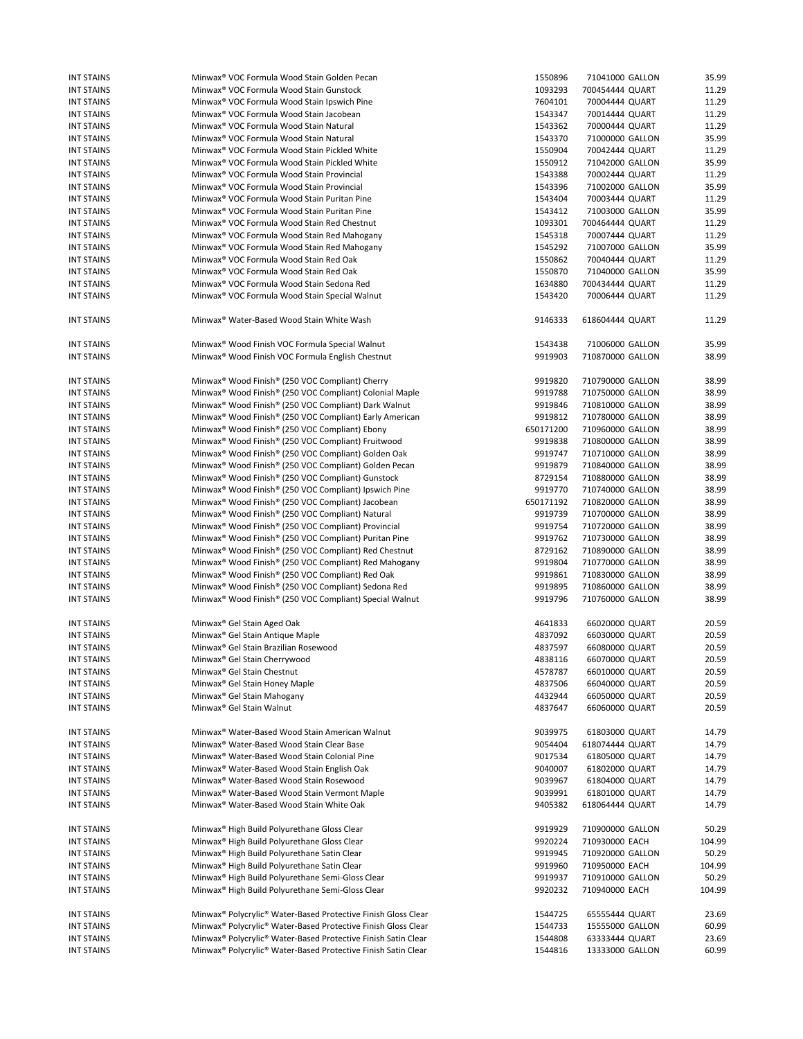| | | | | | |
|---|---|---|---|---|---|
| INT STAINS | Minwax® VOC Formula Wood Stain Golden Pecan | 1550896 | 71041000 | GALLON | 35.99 |
| INT STAINS | Minwax® VOC Formula Wood Stain Gunstock | 1093293 | 700454444 | QUART | 11.29 |
| INT STAINS | Minwax® VOC Formula Wood Stain Ipswich Pine | 7604101 | 70004444 | QUART | 11.29 |
| INT STAINS | Minwax® VOC Formula Wood Stain Jacobean | 1543347 | 70014444 | QUART | 11.29 |
| INT STAINS | Minwax® VOC Formula Wood Stain Natural | 1543362 | 70000444 | QUART | 11.29 |
| INT STAINS | Minwax® VOC Formula Wood Stain Natural | 1543370 | 71000000 | GALLON | 35.99 |
| INT STAINS | Minwax® VOC Formula Wood Stain Pickled White | 1550904 | 70042444 | QUART | 11.29 |
| INT STAINS | Minwax® VOC Formula Wood Stain Pickled White | 1550912 | 71042000 | GALLON | 35.99 |
| INT STAINS | Minwax® VOC Formula Wood Stain Provincial | 1543388 | 70002444 | QUART | 11.29 |
| INT STAINS | Minwax® VOC Formula Wood Stain Provincial | 1543396 | 71002000 | GALLON | 35.99 |
| INT STAINS | Minwax® VOC Formula Wood Stain Puritan Pine | 1543404 | 70003444 | QUART | 11.29 |
| INT STAINS | Minwax® VOC Formula Wood Stain Puritan Pine | 1543412 | 71003000 | GALLON | 35.99 |
| INT STAINS | Minwax® VOC Formula Wood Stain Red Chestnut | 1093301 | 700464444 | QUART | 11.29 |
| INT STAINS | Minwax® VOC Formula Wood Stain Red Mahogany | 1545318 | 70007444 | QUART | 11.29 |
| INT STAINS | Minwax® VOC Formula Wood Stain Red Mahogany | 1545292 | 71007000 | GALLON | 35.99 |
| INT STAINS | Minwax® VOC Formula Wood Stain Red Oak | 1550862 | 70040444 | QUART | 11.29 |
| INT STAINS | Minwax® VOC Formula Wood Stain Red Oak | 1550870 | 71040000 | GALLON | 35.99 |
| INT STAINS | Minwax® VOC Formula Wood Stain Sedona Red | 1634880 | 700434444 | QUART | 11.29 |
| INT STAINS | Minwax® VOC Formula Wood Stain Special Walnut | 1543420 | 70006444 | QUART | 11.29 |
| INT STAINS | Minwax® Water-Based Wood Stain White Wash | 9146333 | 618604444 | QUART | 11.29 |
| INT STAINS | Minwax® Wood Finish VOC Formula Special Walnut | 1543438 | 71006000 | GALLON | 35.99 |
| INT STAINS | Minwax® Wood Finish VOC Formula English Chestnut | 9919903 | 710870000 | GALLON | 38.99 |
| INT STAINS | Minwax® Wood Finish® (250 VOC Compliant) Cherry | 9919820 | 710790000 | GALLON | 38.99 |
| INT STAINS | Minwax® Wood Finish® (250 VOC Compliant) Colonial Maple | 9919788 | 710750000 | GALLON | 38.99 |
| INT STAINS | Minwax® Wood Finish® (250 VOC Compliant) Dark Walnut | 9919846 | 710810000 | GALLON | 38.99 |
| INT STAINS | Minwax® Wood Finish® (250 VOC Compliant) Early American | 9919812 | 710780000 | GALLON | 38.99 |
| INT STAINS | Minwax® Wood Finish® (250 VOC Compliant) Ebony | 650171200 | 710960000 | GALLON | 38.99 |
| INT STAINS | Minwax® Wood Finish® (250 VOC Compliant) Fruitwood | 9919838 | 710800000 | GALLON | 38.99 |
| INT STAINS | Minwax® Wood Finish® (250 VOC Compliant) Golden Oak | 9919747 | 710710000 | GALLON | 38.99 |
| INT STAINS | Minwax® Wood Finish® (250 VOC Compliant) Golden Pecan | 9919879 | 710840000 | GALLON | 38.99 |
| INT STAINS | Minwax® Wood Finish® (250 VOC Compliant) Gunstock | 8729154 | 710880000 | GALLON | 38.99 |
| INT STAINS | Minwax® Wood Finish® (250 VOC Compliant) Ipswich Pine | 9919770 | 710740000 | GALLON | 38.99 |
| INT STAINS | Minwax® Wood Finish® (250 VOC Compliant) Jacobean | 650171192 | 710820000 | GALLON | 38.99 |
| INT STAINS | Minwax® Wood Finish® (250 VOC Compliant) Natural | 9919739 | 710700000 | GALLON | 38.99 |
| INT STAINS | Minwax® Wood Finish® (250 VOC Compliant) Provincial | 9919754 | 710720000 | GALLON | 38.99 |
| INT STAINS | Minwax® Wood Finish® (250 VOC Compliant) Puritan Pine | 9919762 | 710730000 | GALLON | 38.99 |
| INT STAINS | Minwax® Wood Finish® (250 VOC Compliant) Red Chestnut | 8729162 | 710890000 | GALLON | 38.99 |
| INT STAINS | Minwax® Wood Finish® (250 VOC Compliant) Red Mahogany | 9919804 | 710770000 | GALLON | 38.99 |
| INT STAINS | Minwax® Wood Finish® (250 VOC Compliant) Red Oak | 9919861 | 710830000 | GALLON | 38.99 |
| INT STAINS | Minwax® Wood Finish® (250 VOC Compliant) Sedona Red | 9919895 | 710860000 | GALLON | 38.99 |
| INT STAINS | Minwax® Wood Finish® (250 VOC Compliant) Special Walnut | 9919796 | 710760000 | GALLON | 38.99 |
| INT STAINS | Minwax® Gel Stain Aged Oak | 4641833 | 66020000 | QUART | 20.59 |
| INT STAINS | Minwax® Gel Stain Antique Maple | 4837092 | 66030000 | QUART | 20.59 |
| INT STAINS | Minwax® Gel Stain Brazilian Rosewood | 4837597 | 66080000 | QUART | 20.59 |
| INT STAINS | Minwax® Gel Stain Cherrywood | 4838116 | 66070000 | QUART | 20.59 |
| INT STAINS | Minwax® Gel Stain Chestnut | 4578787 | 66010000 | QUART | 20.59 |
| INT STAINS | Minwax® Gel Stain Honey Maple | 4837506 | 66040000 | QUART | 20.59 |
| INT STAINS | Minwax® Gel Stain Mahogany | 4432944 | 66050000 | QUART | 20.59 |
| INT STAINS | Minwax® Gel Stain Walnut | 4837647 | 66060000 | QUART | 20.59 |
| INT STAINS | Minwax® Water-Based Wood Stain American Walnut | 9039975 | 61803000 | QUART | 14.79 |
| INT STAINS | Minwax® Water-Based Wood Stain Clear Base | 9054404 | 618074444 | QUART | 14.79 |
| INT STAINS | Minwax® Water-Based Wood Stain Colonial Pine | 9017534 | 61805000 | QUART | 14.79 |
| INT STAINS | Minwax® Water-Based Wood Stain English Oak | 9040007 | 61802000 | QUART | 14.79 |
| INT STAINS | Minwax® Water-Based Wood Stain Rosewood | 9039967 | 61804000 | QUART | 14.79 |
| INT STAINS | Minwax® Water-Based Wood Stain Vermont Maple | 9039991 | 61801000 | QUART | 14.79 |
| INT STAINS | Minwax® Water-Based Wood Stain White Oak | 9405382 | 618064444 | QUART | 14.79 |
| INT STAINS | Minwax® High Build Polyurethane Gloss Clear | 9919929 | 710900000 | GALLON | 50.29 |
| INT STAINS | Minwax® High Build Polyurethane Gloss Clear | 9920224 | 710930000 | EACH | 104.99 |
| INT STAINS | Minwax® High Build Polyurethane Satin Clear | 9919945 | 710920000 | GALLON | 50.29 |
| INT STAINS | Minwax® High Build Polyurethane Satin Clear | 9919960 | 710950000 | EACH | 104.99 |
| INT STAINS | Minwax® High Build Polyurethane Semi-Gloss Clear | 9919937 | 710910000 | GALLON | 50.29 |
| INT STAINS | Minwax® High Build Polyurethane Semi-Gloss Clear | 9920232 | 710940000 | EACH | 104.99 |
| INT STAINS | Minwax® Polycrylic® Water-Based Protective Finish Gloss Clear | 1544725 | 65555444 | QUART | 23.69 |
| INT STAINS | Minwax® Polycrylic® Water-Based Protective Finish Gloss Clear | 1544733 | 15555000 | GALLON | 60.99 |
| INT STAINS | Minwax® Polycrylic® Water-Based Protective Finish Satin Clear | 1544808 | 63333444 | QUART | 23.69 |
| INT STAINS | Minwax® Polycrylic® Water-Based Protective Finish Satin Clear | 1544816 | 13333000 | GALLON | 60.99 |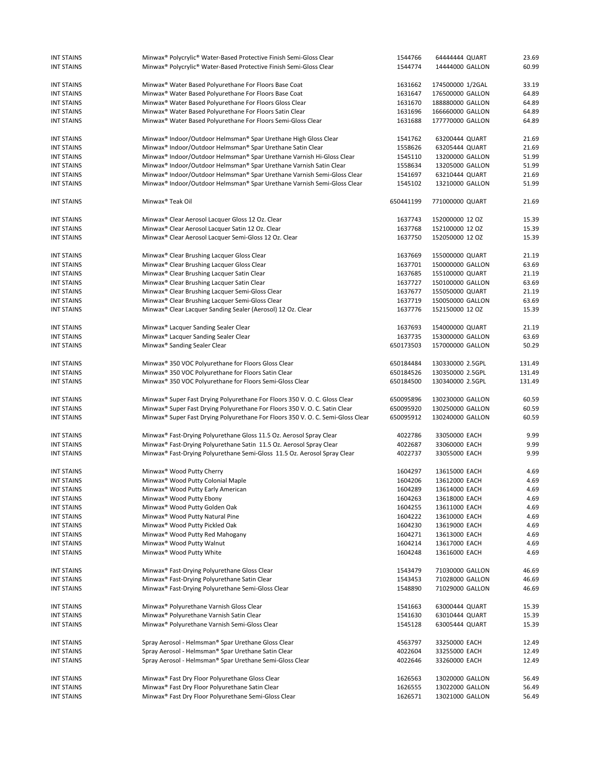| | | | | | |
|---|---|---|---|---|---|
| INT STAINS | Minwax® Polycrylic® Water-Based Protective Finish Semi-Gloss Clear | 1544766 | 64444444 | QUART | 23.69 |
| INT STAINS | Minwax® Polycrylic® Water-Based Protective Finish Semi-Gloss Clear | 1544774 | 14444000 | GALLON | 60.99 |
| | | | | | |
| INT STAINS | Minwax® Water Based Polyurethane For Floors Base Coat | 1631662 | 174500000 | 1/2GAL | 33.19 |
| INT STAINS | Minwax® Water Based Polyurethane For Floors Base Coat | 1631647 | 176500000 | GALLON | 64.89 |
| INT STAINS | Minwax® Water Based Polyurethane For Floors Gloss Clear | 1631670 | 188880000 | GALLON | 64.89 |
| INT STAINS | Minwax® Water Based Polyurethane For Floors Satin Clear | 1631696 | 166660000 | GALLON | 64.89 |
| INT STAINS | Minwax® Water Based Polyurethane For Floors Semi-Gloss Clear | 1631688 | 177770000 | GALLON | 64.89 |
| | | | | | |
| INT STAINS | Minwax® Indoor/Outdoor Helmsman® Spar Urethane High Gloss Clear | 1541762 | 63200444 | QUART | 21.69 |
| INT STAINS | Minwax® Indoor/Outdoor Helmsman® Spar Urethane Satin Clear | 1558626 | 63205444 | QUART | 21.69 |
| INT STAINS | Minwax® Indoor/Outdoor Helmsman® Spar Urethane Varnish Hi-Gloss Clear | 1545110 | 13200000 | GALLON | 51.99 |
| INT STAINS | Minwax® Indoor/Outdoor Helmsman® Spar Urethane Varnish Satin Clear | 1558634 | 13205000 | GALLON | 51.99 |
| INT STAINS | Minwax® Indoor/Outdoor Helmsman® Spar Urethane Varnish Semi-Gloss Clear | 1541697 | 63210444 | QUART | 21.69 |
| INT STAINS | Minwax® Indoor/Outdoor Helmsman® Spar Urethane Varnish Semi-Gloss Clear | 1545102 | 13210000 | GALLON | 51.99 |
| | | | | | |
| INT STAINS | Minwax® Teak Oil | 650441199 | 771000000 | QUART | 21.69 |
| | | | | | |
| INT STAINS | Minwax® Clear Aerosol Lacquer Gloss 12 Oz. Clear | 1637743 | 152000000 | 12 OZ | 15.39 |
| INT STAINS | Minwax® Clear Aerosol Lacquer Satin 12 Oz. Clear | 1637768 | 152100000 | 12 OZ | 15.39 |
| INT STAINS | Minwax® Clear Aerosol Lacquer Semi-Gloss 12 Oz. Clear | 1637750 | 152050000 | 12 OZ | 15.39 |
| | | | | | |
| INT STAINS | Minwax® Clear Brushing Lacquer Gloss Clear | 1637669 | 155000000 | QUART | 21.19 |
| INT STAINS | Minwax® Clear Brushing Lacquer Gloss Clear | 1637701 | 150000000 | GALLON | 63.69 |
| INT STAINS | Minwax® Clear Brushing Lacquer Satin Clear | 1637685 | 155100000 | QUART | 21.19 |
| INT STAINS | Minwax® Clear Brushing Lacquer Satin Clear | 1637727 | 150100000 | GALLON | 63.69 |
| INT STAINS | Minwax® Clear Brushing Lacquer Semi-Gloss Clear | 1637677 | 155050000 | QUART | 21.19 |
| INT STAINS | Minwax® Clear Brushing Lacquer Semi-Gloss Clear | 1637719 | 150050000 | GALLON | 63.69 |
| INT STAINS | Minwax® Clear Lacquer Sanding Sealer (Aerosol) 12 Oz. Clear | 1637776 | 152150000 | 12 OZ | 15.39 |
| | | | | | |
| INT STAINS | Minwax® Lacquer Sanding Sealer Clear | 1637693 | 154000000 | QUART | 21.19 |
| INT STAINS | Minwax® Lacquer Sanding Sealer Clear | 1637735 | 153000000 | GALLON | 63.69 |
| INT STAINS | Minwax® Sanding Sealer Clear | 650173503 | 157000000 | GALLON | 50.29 |
| | | | | | |
| INT STAINS | Minwax® 350 VOC Polyurethane for Floors Gloss Clear | 650184484 | 130330000 | 2.5GPL | 131.49 |
| INT STAINS | Minwax® 350 VOC Polyurethane for Floors Satin Clear | 650184526 | 130350000 | 2.5GPL | 131.49 |
| INT STAINS | Minwax® 350 VOC Polyurethane for Floors Semi-Gloss Clear | 650184500 | 130340000 | 2.5GPL | 131.49 |
| | | | | | |
| INT STAINS | Minwax® Super Fast Drying Polyurethane For Floors 350 V. O. C. Gloss Clear | 650095896 | 130230000 | GALLON | 60.59 |
| INT STAINS | Minwax® Super Fast Drying Polyurethane For Floors 350 V. O. C. Satin Clear | 650095920 | 130250000 | GALLON | 60.59 |
| INT STAINS | Minwax® Super Fast Drying Polyurethane For Floors 350 V. O. C. Semi-Gloss Clear | 650095912 | 130240000 | GALLON | 60.59 |
| | | | | | |
| INT STAINS | Minwax® Fast-Drying Polyurethane Gloss 11.5 Oz. Aerosol Spray Clear | 4022786 | 33050000 | EACH | 9.99 |
| INT STAINS | Minwax® Fast-Drying Polyurethane Satin 11.5 Oz. Aerosol Spray Clear | 4022687 | 33060000 | EACH | 9.99 |
| INT STAINS | Minwax® Fast-Drying Polyurethane Semi-Gloss 11.5 Oz. Aerosol Spray Clear | 4022737 | 33055000 | EACH | 9.99 |
| | | | | | |
| INT STAINS | Minwax® Wood Putty Cherry | 1604297 | 13615000 | EACH | 4.69 |
| INT STAINS | Minwax® Wood Putty Colonial Maple | 1604206 | 13612000 | EACH | 4.69 |
| INT STAINS | Minwax® Wood Putty Early American | 1604289 | 13614000 | EACH | 4.69 |
| INT STAINS | Minwax® Wood Putty Ebony | 1604263 | 13618000 | EACH | 4.69 |
| INT STAINS | Minwax® Wood Putty Golden Oak | 1604255 | 13611000 | EACH | 4.69 |
| INT STAINS | Minwax® Wood Putty Natural Pine | 1604222 | 13610000 | EACH | 4.69 |
| INT STAINS | Minwax® Wood Putty Pickled Oak | 1604230 | 13619000 | EACH | 4.69 |
| INT STAINS | Minwax® Wood Putty Red Mahogany | 1604271 | 13613000 | EACH | 4.69 |
| INT STAINS | Minwax® Wood Putty Walnut | 1604214 | 13617000 | EACH | 4.69 |
| INT STAINS | Minwax® Wood Putty White | 1604248 | 13616000 | EACH | 4.69 |
| | | | | | |
| INT STAINS | Minwax® Fast-Drying Polyurethane Gloss Clear | 1543479 | 71030000 | GALLON | 46.69 |
| INT STAINS | Minwax® Fast-Drying Polyurethane Satin Clear | 1543453 | 71028000 | GALLON | 46.69 |
| INT STAINS | Minwax® Fast-Drying Polyurethane Semi-Gloss Clear | 1548890 | 71029000 | GALLON | 46.69 |
| | | | | | |
| INT STAINS | Minwax® Polyurethane Varnish Gloss Clear | 1541663 | 63000444 | QUART | 15.39 |
| INT STAINS | Minwax® Polyurethane Varnish Satin Clear | 1541630 | 63010444 | QUART | 15.39 |
| INT STAINS | Minwax® Polyurethane Varnish Semi-Gloss Clear | 1545128 | 63005444 | QUART | 15.39 |
| | | | | | |
| INT STAINS | Spray Aerosol - Helmsman® Spar Urethane Gloss Clear | 4563797 | 33250000 | EACH | 12.49 |
| INT STAINS | Spray Aerosol - Helmsman® Spar Urethane Satin Clear | 4022604 | 33255000 | EACH | 12.49 |
| INT STAINS | Spray Aerosol - Helmsman® Spar Urethane Semi-Gloss Clear | 4022646 | 33260000 | EACH | 12.49 |
| | | | | | |
| INT STAINS | Minwax® Fast Dry Floor Polyurethane Gloss Clear | 1626563 | 13020000 | GALLON | 56.49 |
| INT STAINS | Minwax® Fast Dry Floor Polyurethane Satin Clear | 1626555 | 13022000 | GALLON | 56.49 |
| INT STAINS | Minwax® Fast Dry Floor Polyurethane Semi-Gloss Clear | 1626571 | 13021000 | GALLON | 56.49 |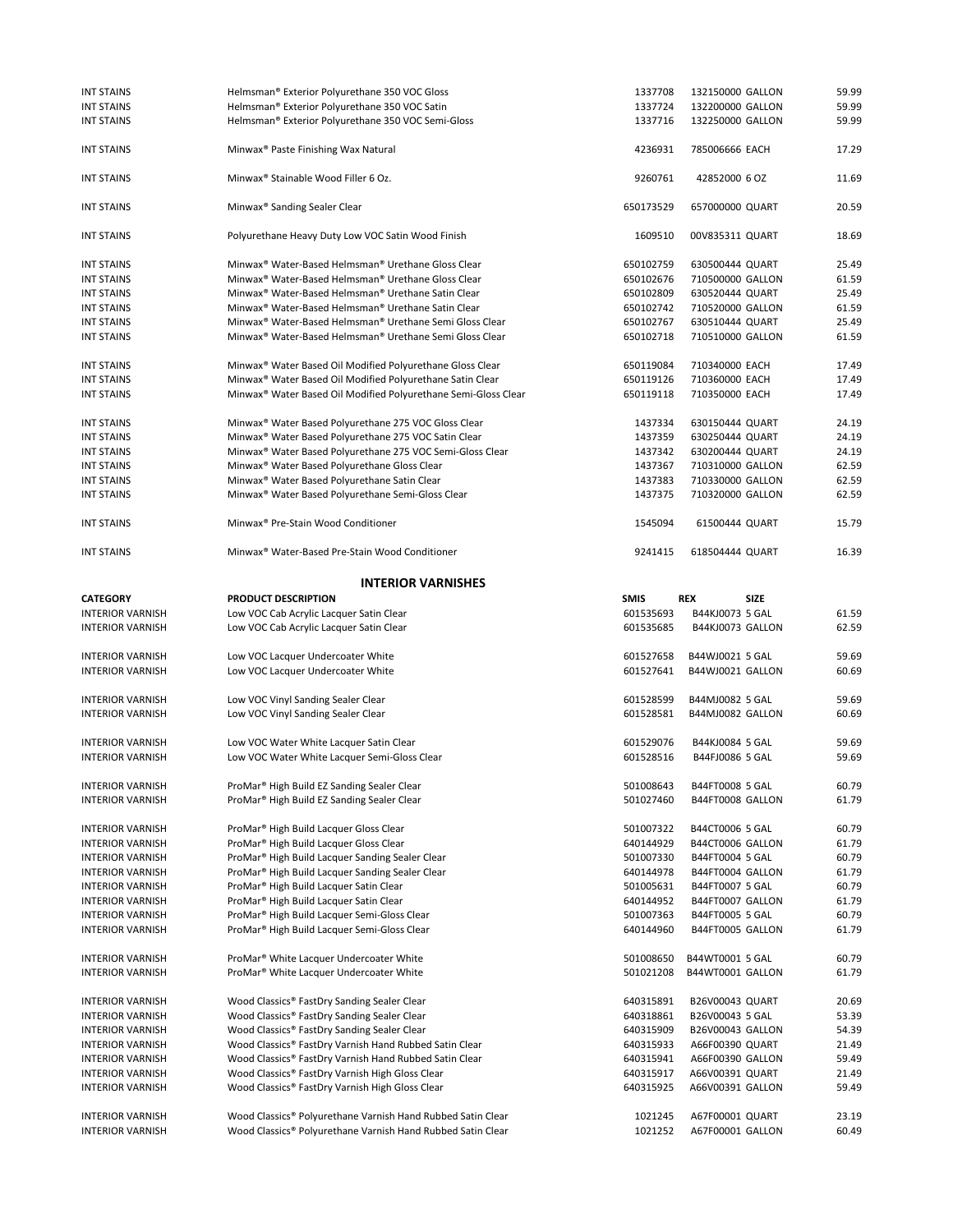| | | | | | |
|---|---|---|---|---|---|
| INT STAINS | Helmsman® Exterior Polyurethane 350 VOC Gloss | 1337708 | 132150000 | GALLON | 59.99 |
| INT STAINS | Helmsman® Exterior Polyurethane 350 VOC Satin | 1337724 | 132200000 | GALLON | 59.99 |
| INT STAINS | Helmsman® Exterior Polyurethane 350 VOC Semi-Gloss | 1337716 | 132250000 | GALLON | 59.99 |
| INT STAINS | Minwax® Paste Finishing Wax Natural | 4236931 | 785006666 | EACH | 17.29 |
| INT STAINS | Minwax® Stainable Wood Filler 6 Oz. | 9260761 | 42852000 | 6 OZ | 11.69 |
| INT STAINS | Minwax® Sanding Sealer Clear | 650173529 | 657000000 | QUART | 20.59 |
| INT STAINS | Polyurethane Heavy Duty Low VOC Satin Wood Finish | 1609510 | 00V835311 | QUART | 18.69 |
| INT STAINS | Minwax® Water-Based Helmsman® Urethane Gloss Clear | 650102759 | 630500444 | QUART | 25.49 |
| INT STAINS | Minwax® Water-Based Helmsman® Urethane Gloss Clear | 650102676 | 710500000 | GALLON | 61.59 |
| INT STAINS | Minwax® Water-Based Helmsman® Urethane Satin Clear | 650102809 | 630520444 | QUART | 25.49 |
| INT STAINS | Minwax® Water-Based Helmsman® Urethane Satin Clear | 650102742 | 710520000 | GALLON | 61.59 |
| INT STAINS | Minwax® Water-Based Helmsman® Urethane Semi Gloss Clear | 650102767 | 630510444 | QUART | 25.49 |
| INT STAINS | Minwax® Water-Based Helmsman® Urethane Semi Gloss Clear | 650102718 | 710510000 | GALLON | 61.59 |
| INT STAINS | Minwax® Water Based Oil Modified Polyurethane Gloss Clear | 650119084 | 710340000 | EACH | 17.49 |
| INT STAINS | Minwax® Water Based Oil Modified Polyurethane Satin Clear | 650119126 | 710360000 | EACH | 17.49 |
| INT STAINS | Minwax® Water Based Oil Modified Polyurethane Semi-Gloss Clear | 650119118 | 710350000 | EACH | 17.49 |
| INT STAINS | Minwax® Water Based Polyurethane 275 VOC Gloss Clear | 1437334 | 630150444 | QUART | 24.19 |
| INT STAINS | Minwax® Water Based Polyurethane 275 VOC Satin Clear | 1437359 | 630250444 | QUART | 24.19 |
| INT STAINS | Minwax® Water Based Polyurethane 275 VOC Semi-Gloss Clear | 1437342 | 630200444 | QUART | 24.19 |
| INT STAINS | Minwax® Water Based Polyurethane Gloss Clear | 1437367 | 710310000 | GALLON | 62.59 |
| INT STAINS | Minwax® Water Based Polyurethane Satin Clear | 1437383 | 710330000 | GALLON | 62.59 |
| INT STAINS | Minwax® Water Based Polyurethane Semi-Gloss Clear | 1437375 | 710320000 | GALLON | 62.59 |
| INT STAINS | Minwax® Pre-Stain Wood Conditioner | 1545094 | 61500444 | QUART | 15.79 |
| INT STAINS | Minwax® Water-Based Pre-Stain Wood Conditioner | 9241415 | 618504444 | QUART | 16.39 |

## INTERIOR VARNISHES

| CATEGORY | PRODUCT DESCRIPTION | SMIS | REX | SIZE | |
|---|---|---|---|---|---|
| INTERIOR VARNISH | Low VOC Cab Acrylic Lacquer Satin Clear | 601535693 | B44KJ0073 | 5 GAL | 61.59 |
| INTERIOR VARNISH | Low VOC Cab Acrylic Lacquer Satin Clear | 601535685 | B44KJ0073 | GALLON | 62.59 |
| INTERIOR VARNISH | Low VOC Lacquer Undercoater White | 601527658 | B44WJ0021 | 5 GAL | 59.69 |
| INTERIOR VARNISH | Low VOC Lacquer Undercoater White | 601527641 | B44WJ0021 | GALLON | 60.69 |
| INTERIOR VARNISH | Low VOC Vinyl Sanding Sealer Clear | 601528599 | B44MJ0082 | 5 GAL | 59.69 |
| INTERIOR VARNISH | Low VOC Vinyl Sanding Sealer Clear | 601528581 | B44MJ0082 | GALLON | 60.69 |
| INTERIOR VARNISH | Low VOC Water White Lacquer Satin Clear | 601529076 | B44KJ0084 | 5 GAL | 59.69 |
| INTERIOR VARNISH | Low VOC Water White Lacquer Semi-Gloss Clear | 601528516 | B44FJ0086 | 5 GAL | 59.69 |
| INTERIOR VARNISH | ProMar® High Build EZ Sanding Sealer Clear | 501008643 | B44FT0008 | 5 GAL | 60.79 |
| INTERIOR VARNISH | ProMar® High Build EZ Sanding Sealer Clear | 501027460 | B44FT0008 | GALLON | 61.79 |
| INTERIOR VARNISH | ProMar® High Build Lacquer Gloss Clear | 501007322 | B44CT0006 | 5 GAL | 60.79 |
| INTERIOR VARNISH | ProMar® High Build Lacquer Gloss Clear | 640144929 | B44CT0006 | GALLON | 61.79 |
| INTERIOR VARNISH | ProMar® High Build Lacquer Sanding Sealer Clear | 501007330 | B44FT0004 | 5 GAL | 60.79 |
| INTERIOR VARNISH | ProMar® High Build Lacquer Sanding Sealer Clear | 640144978 | B44FT0004 | GALLON | 61.79 |
| INTERIOR VARNISH | ProMar® High Build Lacquer Satin Clear | 501005631 | B44FT0007 | 5 GAL | 60.79 |
| INTERIOR VARNISH | ProMar® High Build Lacquer Satin Clear | 640144952 | B44FT0007 | GALLON | 61.79 |
| INTERIOR VARNISH | ProMar® High Build Lacquer Semi-Gloss Clear | 501007363 | B44FT0005 | 5 GAL | 60.79 |
| INTERIOR VARNISH | ProMar® High Build Lacquer Semi-Gloss Clear | 640144960 | B44FT0005 | GALLON | 61.79 |
| INTERIOR VARNISH | ProMar® White Lacquer Undercoater White | 501008650 | B44WT0001 | 5 GAL | 60.79 |
| INTERIOR VARNISH | ProMar® White Lacquer Undercoater White | 501021208 | B44WT0001 | GALLON | 61.79 |
| INTERIOR VARNISH | Wood Classics® FastDry Sanding Sealer Clear | 640315891 | B26V00043 | QUART | 20.69 |
| INTERIOR VARNISH | Wood Classics® FastDry Sanding Sealer Clear | 640318861 | B26V00043 | 5 GAL | 53.39 |
| INTERIOR VARNISH | Wood Classics® FastDry Sanding Sealer Clear | 640315909 | B26V00043 | GALLON | 54.39 |
| INTERIOR VARNISH | Wood Classics® FastDry Varnish Hand Rubbed Satin Clear | 640315933 | A66F00390 | QUART | 21.49 |
| INTERIOR VARNISH | Wood Classics® FastDry Varnish Hand Rubbed Satin Clear | 640315941 | A66F00390 | GALLON | 59.49 |
| INTERIOR VARNISH | Wood Classics® FastDry Varnish High Gloss Clear | 640315917 | A66V00391 | QUART | 21.49 |
| INTERIOR VARNISH | Wood Classics® FastDry Varnish High Gloss Clear | 640315925 | A66V00391 | GALLON | 59.49 |
| INTERIOR VARNISH | Wood Classics® Polyurethane Varnish Hand Rubbed Satin Clear | 1021245 | A67F00001 | QUART | 23.19 |
| INTERIOR VARNISH | Wood Classics® Polyurethane Varnish Hand Rubbed Satin Clear | 1021252 | A67F00001 | GALLON | 60.49 |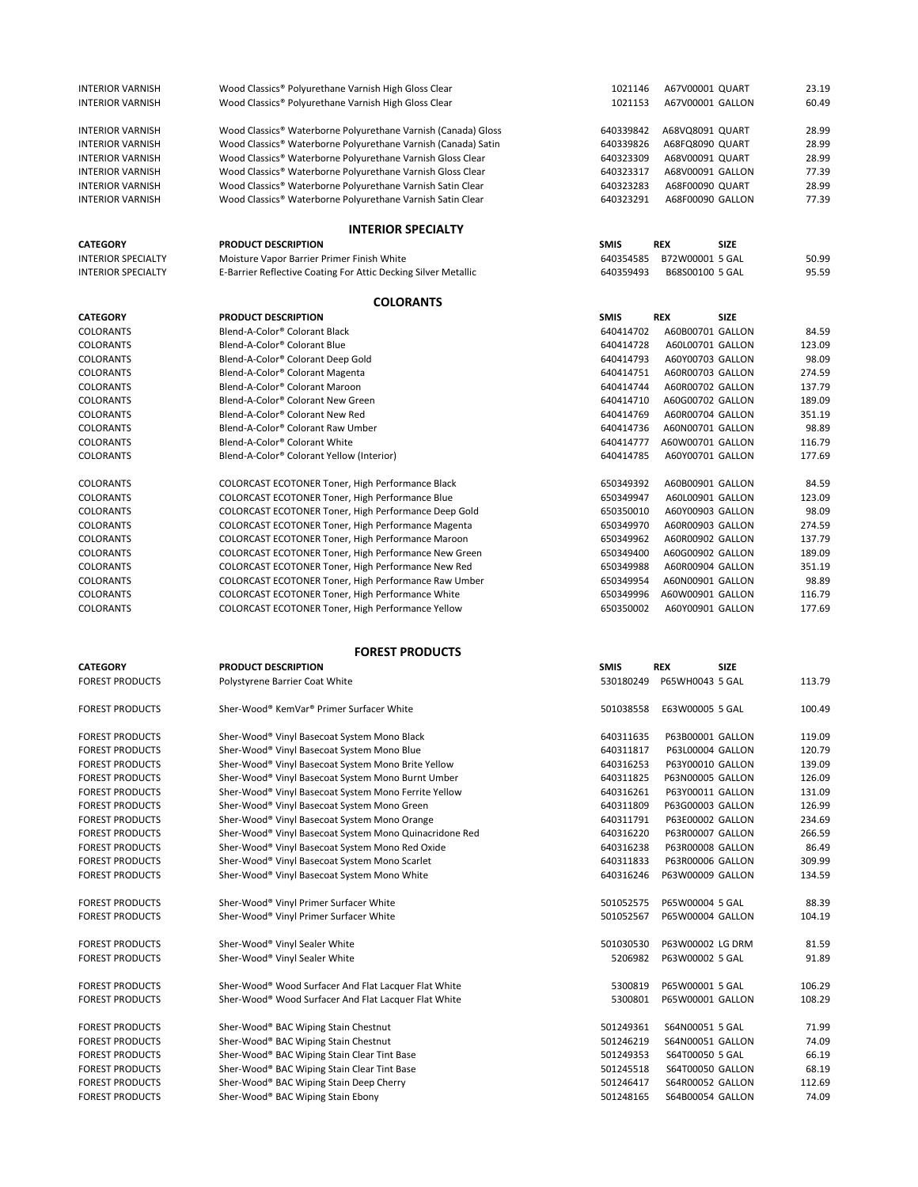| | | | | | |
|---|---|---|---|---|---|
| INTERIOR VARNISH | Wood Classics® Polyurethane Varnish High Gloss Clear | 1021146 | A67V00001 | QUART | 23.19 |
| INTERIOR VARNISH | Wood Classics® Polyurethane Varnish High Gloss Clear | 1021153 | A67V00001 | GALLON | 60.49 |
| INTERIOR VARNISH | Wood Classics® Waterborne Polyurethane Varnish (Canada) Gloss | 640339842 | A68VQ8091 | QUART | 28.99 |
| INTERIOR VARNISH | Wood Classics® Waterborne Polyurethane Varnish (Canada) Satin | 640339826 | A68FQ8090 | QUART | 28.99 |
| INTERIOR VARNISH | Wood Classics® Waterborne Polyurethane Varnish Gloss Clear | 640323309 | A68V00091 | QUART | 28.99 |
| INTERIOR VARNISH | Wood Classics® Waterborne Polyurethane Varnish Gloss Clear | 640323317 | A68V00091 | GALLON | 77.39 |
| INTERIOR VARNISH | Wood Classics® Waterborne Polyurethane Varnish Satin Clear | 640323283 | A68F00090 | QUART | 28.99 |
| INTERIOR VARNISH | Wood Classics® Waterborne Polyurethane Varnish Satin Clear | 640323291 | A68F00090 | GALLON | 77.39 |

## INTERIOR SPECIALTY

| CATEGORY | PRODUCT DESCRIPTION | SMIS | REX | SIZE | |
|---|---|---|---|---|---|
| INTERIOR SPECIALTY | Moisture Vapor Barrier Primer Finish White | 640354585 | B72W00001 | 5 GAL | 50.99 |
| INTERIOR SPECIALTY | E-Barrier Reflective Coating For Attic Decking Silver Metallic | 640359493 | B68S00100 | 5 GAL | 95.59 |

## COLORANTS

| CATEGORY | PRODUCT DESCRIPTION | SMIS | REX | SIZE | |
|---|---|---|---|---|---|
| COLORANTS | Blend-A-Color® Colorant Black | 640414702 | A60B00701 | GALLON | 84.59 |
| COLORANTS | Blend-A-Color® Colorant Blue | 640414728 | A60L00701 | GALLON | 123.09 |
| COLORANTS | Blend-A-Color® Colorant Deep Gold | 640414793 | A60Y00703 | GALLON | 98.09 |
| COLORANTS | Blend-A-Color® Colorant Magenta | 640414751 | A60R00703 | GALLON | 274.59 |
| COLORANTS | Blend-A-Color® Colorant Maroon | 640414744 | A60R00702 | GALLON | 137.79 |
| COLORANTS | Blend-A-Color® Colorant New Green | 640414710 | A60G00702 | GALLON | 189.09 |
| COLORANTS | Blend-A-Color® Colorant New Red | 640414769 | A60R00704 | GALLON | 351.19 |
| COLORANTS | Blend-A-Color® Colorant Raw Umber | 640414736 | A60N00701 | GALLON | 98.89 |
| COLORANTS | Blend-A-Color® Colorant White | 640414777 | A60W00701 | GALLON | 116.79 |
| COLORANTS | Blend-A-Color® Colorant Yellow (Interior) | 640414785 | A60Y00701 | GALLON | 177.69 |
| COLORANTS | COLORCAST ECOTONER Toner, High Performance Black | 650349392 | A60B00901 | GALLON | 84.59 |
| COLORANTS | COLORCAST ECOTONER Toner, High Performance Blue | 650349947 | A60L00901 | GALLON | 123.09 |
| COLORANTS | COLORCAST ECOTONER Toner, High Performance Deep Gold | 650350010 | A60Y00903 | GALLON | 98.09 |
| COLORANTS | COLORCAST ECOTONER Toner, High Performance Magenta | 650349970 | A60R00903 | GALLON | 274.59 |
| COLORANTS | COLORCAST ECOTONER Toner, High Performance Maroon | 650349962 | A60R00902 | GALLON | 137.79 |
| COLORANTS | COLORCAST ECOTONER Toner, High Performance New Green | 650349400 | A60G00902 | GALLON | 189.09 |
| COLORANTS | COLORCAST ECOTONER Toner, High Performance New Red | 650349988 | A60R00904 | GALLON | 351.19 |
| COLORANTS | COLORCAST ECOTONER Toner, High Performance Raw Umber | 650349954 | A60N00901 | GALLON | 98.89 |
| COLORANTS | COLORCAST ECOTONER Toner, High Performance White | 650349996 | A60W00901 | GALLON | 116.79 |
| COLORANTS | COLORCAST ECOTONER Toner, High Performance Yellow | 650350002 | A60Y00901 | GALLON | 177.69 |

## FOREST PRODUCTS

| CATEGORY | PRODUCT DESCRIPTION | SMIS | REX | SIZE | |
|---|---|---|---|---|---|
| FOREST PRODUCTS | Polystyrene Barrier Coat White | 530180249 | P65WH0043 | 5 GAL | 113.79 |
| FOREST PRODUCTS | Sher-Wood® KemVar® Primer Surfacer White | 501038558 | E63W00005 | 5 GAL | 100.49 |
| FOREST PRODUCTS | Sher-Wood® Vinyl Basecoat System Mono Black | 640311635 | P63B00001 | GALLON | 119.09 |
| FOREST PRODUCTS | Sher-Wood® Vinyl Basecoat System Mono Blue | 640311817 | P63L00004 | GALLON | 120.79 |
| FOREST PRODUCTS | Sher-Wood® Vinyl Basecoat System Mono Brite Yellow | 640316253 | P63Y00010 | GALLON | 139.09 |
| FOREST PRODUCTS | Sher-Wood® Vinyl Basecoat System Mono Burnt Umber | 640311825 | P63N00005 | GALLON | 126.09 |
| FOREST PRODUCTS | Sher-Wood® Vinyl Basecoat System Mono Ferrite Yellow | 640316261 | P63Y00011 | GALLON | 131.09 |
| FOREST PRODUCTS | Sher-Wood® Vinyl Basecoat System Mono Green | 640311809 | P63G00003 | GALLON | 126.99 |
| FOREST PRODUCTS | Sher-Wood® Vinyl Basecoat System Mono Orange | 640311791 | P63E00002 | GALLON | 234.69 |
| FOREST PRODUCTS | Sher-Wood® Vinyl Basecoat System Mono Quinacridone Red | 640316220 | P63R00007 | GALLON | 266.59 |
| FOREST PRODUCTS | Sher-Wood® Vinyl Basecoat System Mono Red Oxide | 640316238 | P63R00008 | GALLON | 86.49 |
| FOREST PRODUCTS | Sher-Wood® Vinyl Basecoat System Mono Scarlet | 640311833 | P63R00006 | GALLON | 309.99 |
| FOREST PRODUCTS | Sher-Wood® Vinyl Basecoat System Mono White | 640316246 | P63W00009 | GALLON | 134.59 |
| FOREST PRODUCTS | Sher-Wood® Vinyl Primer Surfacer White | 501052575 | P65W00004 | 5 GAL | 88.39 |
| FOREST PRODUCTS | Sher-Wood® Vinyl Primer Surfacer White | 501052567 | P65W00004 | GALLON | 104.19 |
| FOREST PRODUCTS | Sher-Wood® Vinyl Sealer White | 501030530 | P63W00002 | LG DRM | 81.59 |
| FOREST PRODUCTS | Sher-Wood® Vinyl Sealer White | 5206982 | P63W00002 | 5 GAL | 91.89 |
| FOREST PRODUCTS | Sher-Wood® Wood Surfacer And Flat Lacquer Flat White | 5300819 | P65W00001 | 5 GAL | 106.29 |
| FOREST PRODUCTS | Sher-Wood® Wood Surfacer And Flat Lacquer Flat White | 5300801 | P65W00001 | GALLON | 108.29 |
| FOREST PRODUCTS | Sher-Wood® BAC Wiping Stain Chestnut | 501249361 | S64N00051 | 5 GAL | 71.99 |
| FOREST PRODUCTS | Sher-Wood® BAC Wiping Stain Chestnut | 501246219 | S64N00051 | GALLON | 74.09 |
| FOREST PRODUCTS | Sher-Wood® BAC Wiping Stain Clear Tint Base | 501249353 | S64T00050 | 5 GAL | 66.19 |
| FOREST PRODUCTS | Sher-Wood® BAC Wiping Stain Clear Tint Base | 501245518 | S64T00050 | GALLON | 68.19 |
| FOREST PRODUCTS | Sher-Wood® BAC Wiping Stain Deep Cherry | 501246417 | S64R00052 | GALLON | 112.69 |
| FOREST PRODUCTS | Sher-Wood® BAC Wiping Stain Ebony | 501248165 | S64B00054 | GALLON | 74.09 |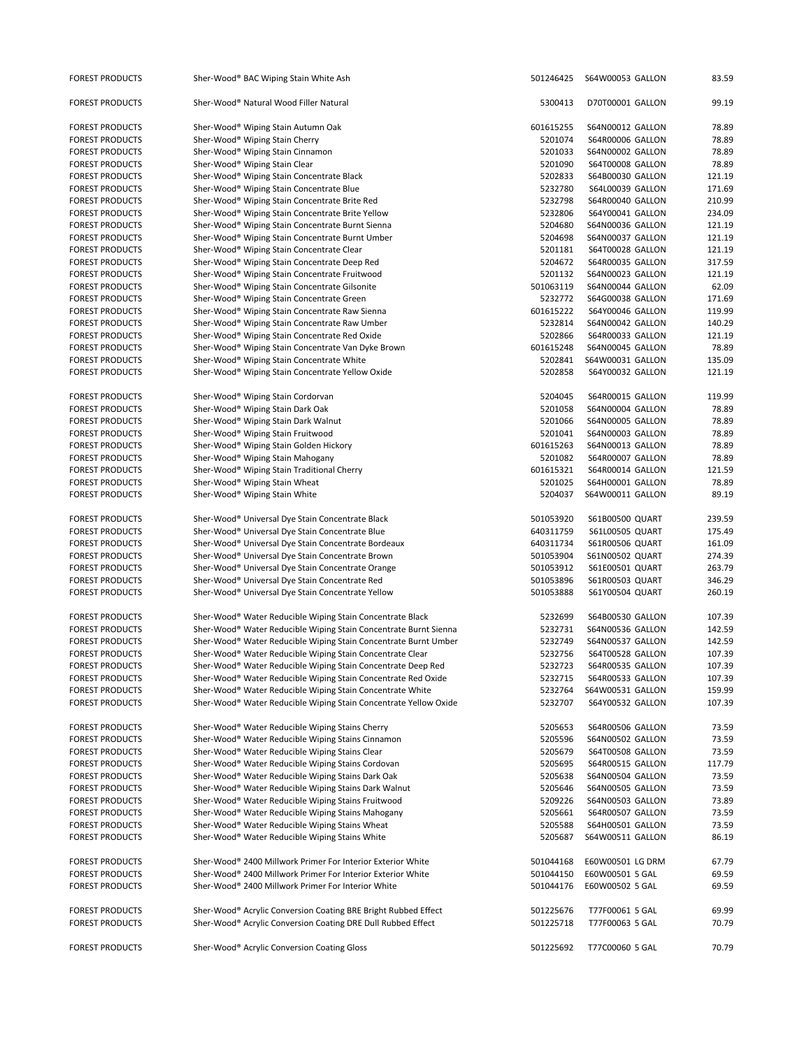| | | | | |
|---|---|---|---|---|
| FOREST PRODUCTS | Sher-Wood® BAC Wiping Stain White Ash | 501246425 | S64W00053 GALLON | 83.59 |
| | | | | |
| FOREST PRODUCTS | Sher-Wood® Natural Wood Filler Natural | 5300413 | D70T00001 GALLON | 99.19 |
| | | | | |
| FOREST PRODUCTS | Sher-Wood® Wiping Stain Autumn Oak | 601615255 | S64N00012 GALLON | 78.89 |
| FOREST PRODUCTS | Sher-Wood® Wiping Stain Cherry | 5201074 | S64R00006 GALLON | 78.89 |
| FOREST PRODUCTS | Sher-Wood® Wiping Stain Cinnamon | 5201033 | S64N00002 GALLON | 78.89 |
| FOREST PRODUCTS | Sher-Wood® Wiping Stain Clear | 5201090 | S64T00008 GALLON | 78.89 |
| FOREST PRODUCTS | Sher-Wood® Wiping Stain Concentrate Black | 5202833 | S64B00030 GALLON | 121.19 |
| FOREST PRODUCTS | Sher-Wood® Wiping Stain Concentrate Blue | 5232780 | S64L00039 GALLON | 171.69 |
| FOREST PRODUCTS | Sher-Wood® Wiping Stain Concentrate Brite Red | 5232798 | S64R00040 GALLON | 210.99 |
| FOREST PRODUCTS | Sher-Wood® Wiping Stain Concentrate Brite Yellow | 5232806 | S64Y00041 GALLON | 234.09 |
| FOREST PRODUCTS | Sher-Wood® Wiping Stain Concentrate Burnt Sienna | 5204680 | S64N00036 GALLON | 121.19 |
| FOREST PRODUCTS | Sher-Wood® Wiping Stain Concentrate Burnt Umber | 5204698 | S64N00037 GALLON | 121.19 |
| FOREST PRODUCTS | Sher-Wood® Wiping Stain Concentrate Clear | 5201181 | S64T00028 GALLON | 121.19 |
| FOREST PRODUCTS | Sher-Wood® Wiping Stain Concentrate Deep Red | 5204672 | S64R00035 GALLON | 317.59 |
| FOREST PRODUCTS | Sher-Wood® Wiping Stain Concentrate Fruitwood | 5201132 | S64N00023 GALLON | 121.19 |
| FOREST PRODUCTS | Sher-Wood® Wiping Stain Concentrate Gilsonite | 501063119 | S64N00044 GALLON | 62.09 |
| FOREST PRODUCTS | Sher-Wood® Wiping Stain Concentrate Green | 5232772 | S64G00038 GALLON | 171.69 |
| FOREST PRODUCTS | Sher-Wood® Wiping Stain Concentrate Raw Sienna | 601615222 | S64Y00046 GALLON | 119.99 |
| FOREST PRODUCTS | Sher-Wood® Wiping Stain Concentrate Raw Umber | 5232814 | S64N00042 GALLON | 140.29 |
| FOREST PRODUCTS | Sher-Wood® Wiping Stain Concentrate Red Oxide | 5202866 | S64R00033 GALLON | 121.19 |
| FOREST PRODUCTS | Sher-Wood® Wiping Stain Concentrate Van Dyke Brown | 601615248 | S64N00045 GALLON | 78.89 |
| FOREST PRODUCTS | Sher-Wood® Wiping Stain Concentrate White | 5202841 | S64W00031 GALLON | 135.09 |
| FOREST PRODUCTS | Sher-Wood® Wiping Stain Concentrate Yellow Oxide | 5202858 | S64Y00032 GALLON | 121.19 |
| | | | | |
| FOREST PRODUCTS | Sher-Wood® Wiping Stain Cordorvan | 5204045 | S64R00015 GALLON | 119.99 |
| FOREST PRODUCTS | Sher-Wood® Wiping Stain Dark Oak | 5201058 | S64N00004 GALLON | 78.89 |
| FOREST PRODUCTS | Sher-Wood® Wiping Stain Dark Walnut | 5201066 | S64N00005 GALLON | 78.89 |
| FOREST PRODUCTS | Sher-Wood® Wiping Stain Fruitwood | 5201041 | S64N00003 GALLON | 78.89 |
| FOREST PRODUCTS | Sher-Wood® Wiping Stain Golden Hickory | 601615263 | S64N00013 GALLON | 78.89 |
| FOREST PRODUCTS | Sher-Wood® Wiping Stain Mahogany | 5201082 | S64R00007 GALLON | 78.89 |
| FOREST PRODUCTS | Sher-Wood® Wiping Stain Traditional Cherry | 601615321 | S64R00014 GALLON | 121.59 |
| FOREST PRODUCTS | Sher-Wood® Wiping Stain Wheat | 5201025 | S64H00001 GALLON | 78.89 |
| FOREST PRODUCTS | Sher-Wood® Wiping Stain White | 5204037 | S64W00011 GALLON | 89.19 |
| | | | | |
| FOREST PRODUCTS | Sher-Wood® Universal Dye Stain Concentrate Black | 501053920 | S61B00500 QUART | 239.59 |
| FOREST PRODUCTS | Sher-Wood® Universal Dye Stain Concentrate Blue | 640311759 | S61L00505 QUART | 175.49 |
| FOREST PRODUCTS | Sher-Wood® Universal Dye Stain Concentrate Bordeaux | 640311734 | S61R00506 QUART | 161.09 |
| FOREST PRODUCTS | Sher-Wood® Universal Dye Stain Concentrate Brown | 501053904 | S61N00502 QUART | 274.39 |
| FOREST PRODUCTS | Sher-Wood® Universal Dye Stain Concentrate Orange | 501053912 | S61E00501 QUART | 263.79 |
| FOREST PRODUCTS | Sher-Wood® Universal Dye Stain Concentrate Red | 501053896 | S61R00503 QUART | 346.29 |
| FOREST PRODUCTS | Sher-Wood® Universal Dye Stain Concentrate Yellow | 501053888 | S61Y00504 QUART | 260.19 |
| | | | | |
| FOREST PRODUCTS | Sher-Wood® Water Reducible Wiping Stain Concentrate Black | 5232699 | S64B00530 GALLON | 107.39 |
| FOREST PRODUCTS | Sher-Wood® Water Reducible Wiping Stain Concentrate Burnt Sienna | 5232731 | S64N00536 GALLON | 142.59 |
| FOREST PRODUCTS | Sher-Wood® Water Reducible Wiping Stain Concentrate Burnt Umber | 5232749 | S64N00537 GALLON | 142.59 |
| FOREST PRODUCTS | Sher-Wood® Water Reducible Wiping Stain Concentrate Clear | 5232756 | S64T00528 GALLON | 107.39 |
| FOREST PRODUCTS | Sher-Wood® Water Reducible Wiping Stain Concentrate Deep Red | 5232723 | S64R00535 GALLON | 107.39 |
| FOREST PRODUCTS | Sher-Wood® Water Reducible Wiping Stain Concentrate Red Oxide | 5232715 | S64R00533 GALLON | 107.39 |
| FOREST PRODUCTS | Sher-Wood® Water Reducible Wiping Stain Concentrate White | 5232764 | S64W00531 GALLON | 159.99 |
| FOREST PRODUCTS | Sher-Wood® Water Reducible Wiping Stain Concentrate Yellow Oxide | 5232707 | S64Y00532 GALLON | 107.39 |
| | | | | |
| FOREST PRODUCTS | Sher-Wood® Water Reducible Wiping Stains Cherry | 5205653 | S64R00506 GALLON | 73.59 |
| FOREST PRODUCTS | Sher-Wood® Water Reducible Wiping Stains Cinnamon | 5205596 | S64N00502 GALLON | 73.59 |
| FOREST PRODUCTS | Sher-Wood® Water Reducible Wiping Stains Clear | 5205679 | S64T00508 GALLON | 73.59 |
| FOREST PRODUCTS | Sher-Wood® Water Reducible Wiping Stains Cordovan | 5205695 | S64R00515 GALLON | 117.79 |
| FOREST PRODUCTS | Sher-Wood® Water Reducible Wiping Stains Dark Oak | 5205638 | S64N00504 GALLON | 73.59 |
| FOREST PRODUCTS | Sher-Wood® Water Reducible Wiping Stains Dark Walnut | 5205646 | S64N00505 GALLON | 73.59 |
| FOREST PRODUCTS | Sher-Wood® Water Reducible Wiping Stains Fruitwood | 5209226 | S64N00503 GALLON | 73.89 |
| FOREST PRODUCTS | Sher-Wood® Water Reducible Wiping Stains Mahogany | 5205661 | S64R00507 GALLON | 73.59 |
| FOREST PRODUCTS | Sher-Wood® Water Reducible Wiping Stains Wheat | 5205588 | S64H00501 GALLON | 73.59 |
| FOREST PRODUCTS | Sher-Wood® Water Reducible Wiping Stains White | 5205687 | S64W00511 GALLON | 86.19 |
| | | | | |
| FOREST PRODUCTS | Sher-Wood® 2400 Millwork Primer For Interior Exterior White | 501044168 | E60W00501 LG DRM | 67.79 |
| FOREST PRODUCTS | Sher-Wood® 2400 Millwork Primer For Interior Exterior White | 501044150 | E60W00501 5 GAL | 69.59 |
| FOREST PRODUCTS | Sher-Wood® 2400 Millwork Primer For Interior White | 501044176 | E60W00502 5 GAL | 69.59 |
| | | | | |
| FOREST PRODUCTS | Sher-Wood® Acrylic Conversion Coating BRE Bright Rubbed Effect | 501225676 | T77F00061 5 GAL | 69.99 |
| FOREST PRODUCTS | Sher-Wood® Acrylic Conversion Coating DRE Dull Rubbed Effect | 501225718 | T77F00063 5 GAL | 70.79 |
| | | | | |
| FOREST PRODUCTS | Sher-Wood® Acrylic Conversion Coating Gloss | 501225692 | T77C00060 5 GAL | 70.79 |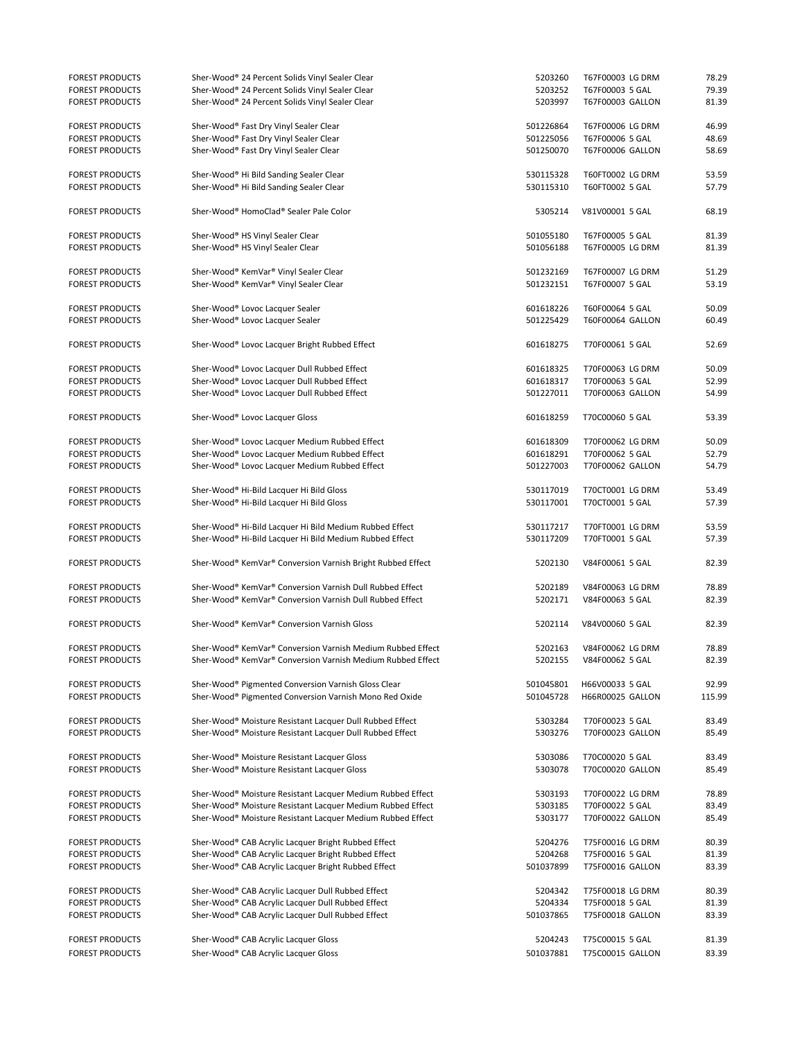| | | | | |
|---|---|---|---|---|
| FOREST PRODUCTS | Sher-Wood® 24 Percent Solids Vinyl Sealer Clear | 5203260 | T67F00003 LG DRM | 78.29 |
| FOREST PRODUCTS | Sher-Wood® 24 Percent Solids Vinyl Sealer Clear | 5203252 | T67F00003 5 GAL | 79.39 |
| FOREST PRODUCTS | Sher-Wood® 24 Percent Solids Vinyl Sealer Clear | 5203997 | T67F00003 GALLON | 81.39 |
| FOREST PRODUCTS | Sher-Wood® Fast Dry Vinyl Sealer Clear | 501226864 | T67F00006 LG DRM | 46.99 |
| FOREST PRODUCTS | Sher-Wood® Fast Dry Vinyl Sealer Clear | 501225056 | T67F00006 5 GAL | 48.69 |
| FOREST PRODUCTS | Sher-Wood® Fast Dry Vinyl Sealer Clear | 501250070 | T67F00006 GALLON | 58.69 |
| FOREST PRODUCTS | Sher-Wood® Hi Bild Sanding Sealer Clear | 530115328 | T60FT0002 LG DRM | 53.59 |
| FOREST PRODUCTS | Sher-Wood® Hi Bild Sanding Sealer Clear | 530115310 | T60FT0002 5 GAL | 57.79 |
| FOREST PRODUCTS | Sher-Wood® HomoClad® Sealer Pale Color | 5305214 | V81V00001 5 GAL | 68.19 |
| FOREST PRODUCTS | Sher-Wood® HS Vinyl Sealer Clear | 501055180 | T67F00005 5 GAL | 81.39 |
| FOREST PRODUCTS | Sher-Wood® HS Vinyl Sealer Clear | 501056188 | T67F00005 LG DRM | 81.39 |
| FOREST PRODUCTS | Sher-Wood® KemVar® Vinyl Sealer Clear | 501232169 | T67F00007 LG DRM | 51.29 |
| FOREST PRODUCTS | Sher-Wood® KemVar® Vinyl Sealer Clear | 501232151 | T67F00007 5 GAL | 53.19 |
| FOREST PRODUCTS | Sher-Wood® Lovoc Lacquer Sealer | 601618226 | T60F00064 5 GAL | 50.09 |
| FOREST PRODUCTS | Sher-Wood® Lovoc Lacquer Sealer | 501225429 | T60F00064 GALLON | 60.49 |
| FOREST PRODUCTS | Sher-Wood® Lovoc Lacquer Bright Rubbed Effect | 601618275 | T70F00061 5 GAL | 52.69 |
| FOREST PRODUCTS | Sher-Wood® Lovoc Lacquer Dull Rubbed Effect | 601618325 | T70F00063 LG DRM | 50.09 |
| FOREST PRODUCTS | Sher-Wood® Lovoc Lacquer Dull Rubbed Effect | 601618317 | T70F00063 5 GAL | 52.99 |
| FOREST PRODUCTS | Sher-Wood® Lovoc Lacquer Dull Rubbed Effect | 501227011 | T70F00063 GALLON | 54.99 |
| FOREST PRODUCTS | Sher-Wood® Lovoc Lacquer Gloss | 601618259 | T70C00060 5 GAL | 53.39 |
| FOREST PRODUCTS | Sher-Wood® Lovoc Lacquer Medium Rubbed Effect | 601618309 | T70F00062 LG DRM | 50.09 |
| FOREST PRODUCTS | Sher-Wood® Lovoc Lacquer Medium Rubbed Effect | 601618291 | T70F00062 5 GAL | 52.79 |
| FOREST PRODUCTS | Sher-Wood® Lovoc Lacquer Medium Rubbed Effect | 501227003 | T70F00062 GALLON | 54.79 |
| FOREST PRODUCTS | Sher-Wood® Hi-Bild Lacquer Hi Bild Gloss | 530117019 | T70CT0001 LG DRM | 53.49 |
| FOREST PRODUCTS | Sher-Wood® Hi-Bild Lacquer Hi Bild Gloss | 530117001 | T70CT0001 5 GAL | 57.39 |
| FOREST PRODUCTS | Sher-Wood® Hi-Bild Lacquer Hi Bild Medium Rubbed Effect | 530117217 | T70FT0001 LG DRM | 53.59 |
| FOREST PRODUCTS | Sher-Wood® Hi-Bild Lacquer Hi Bild Medium Rubbed Effect | 530117209 | T70FT0001 5 GAL | 57.39 |
| FOREST PRODUCTS | Sher-Wood® KemVar® Conversion Varnish Bright Rubbed Effect | 5202130 | V84F00061 5 GAL | 82.39 |
| FOREST PRODUCTS | Sher-Wood® KemVar® Conversion Varnish Dull Rubbed Effect | 5202189 | V84F00063 LG DRM | 78.89 |
| FOREST PRODUCTS | Sher-Wood® KemVar® Conversion Varnish Dull Rubbed Effect | 5202171 | V84F00063 5 GAL | 82.39 |
| FOREST PRODUCTS | Sher-Wood® KemVar® Conversion Varnish Gloss | 5202114 | V84V00060 5 GAL | 82.39 |
| FOREST PRODUCTS | Sher-Wood® KemVar® Conversion Varnish Medium Rubbed Effect | 5202163 | V84F00062 LG DRM | 78.89 |
| FOREST PRODUCTS | Sher-Wood® KemVar® Conversion Varnish Medium Rubbed Effect | 5202155 | V84F00062 5 GAL | 82.39 |
| FOREST PRODUCTS | Sher-Wood® Pigmented Conversion Varnish Gloss Clear | 501045801 | H66V00033 5 GAL | 92.99 |
| FOREST PRODUCTS | Sher-Wood® Pigmented Conversion Varnish Mono Red Oxide | 501045728 | H66R00025 GALLON | 115.99 |
| FOREST PRODUCTS | Sher-Wood® Moisture Resistant Lacquer Dull Rubbed Effect | 5303284 | T70F00023 5 GAL | 83.49 |
| FOREST PRODUCTS | Sher-Wood® Moisture Resistant Lacquer Dull Rubbed Effect | 5303276 | T70F00023 GALLON | 85.49 |
| FOREST PRODUCTS | Sher-Wood® Moisture Resistant Lacquer Gloss | 5303086 | T70C00020 5 GAL | 83.49 |
| FOREST PRODUCTS | Sher-Wood® Moisture Resistant Lacquer Gloss | 5303078 | T70C00020 GALLON | 85.49 |
| FOREST PRODUCTS | Sher-Wood® Moisture Resistant Lacquer Medium Rubbed Effect | 5303193 | T70F00022 LG DRM | 78.89 |
| FOREST PRODUCTS | Sher-Wood® Moisture Resistant Lacquer Medium Rubbed Effect | 5303185 | T70F00022 5 GAL | 83.49 |
| FOREST PRODUCTS | Sher-Wood® Moisture Resistant Lacquer Medium Rubbed Effect | 5303177 | T70F00022 GALLON | 85.49 |
| FOREST PRODUCTS | Sher-Wood® CAB Acrylic Lacquer Bright Rubbed Effect | 5204276 | T75F00016 LG DRM | 80.39 |
| FOREST PRODUCTS | Sher-Wood® CAB Acrylic Lacquer Bright Rubbed Effect | 5204268 | T75F00016 5 GAL | 81.39 |
| FOREST PRODUCTS | Sher-Wood® CAB Acrylic Lacquer Bright Rubbed Effect | 501037899 | T75F00016 GALLON | 83.39 |
| FOREST PRODUCTS | Sher-Wood® CAB Acrylic Lacquer Dull Rubbed Effect | 5204342 | T75F00018 LG DRM | 80.39 |
| FOREST PRODUCTS | Sher-Wood® CAB Acrylic Lacquer Dull Rubbed Effect | 5204334 | T75F00018 5 GAL | 81.39 |
| FOREST PRODUCTS | Sher-Wood® CAB Acrylic Lacquer Dull Rubbed Effect | 501037865 | T75F00018 GALLON | 83.39 |
| FOREST PRODUCTS | Sher-Wood® CAB Acrylic Lacquer Gloss | 5204243 | T75C00015 5 GAL | 81.39 |
| FOREST PRODUCTS | Sher-Wood® CAB Acrylic Lacquer Gloss | 501037881 | T75C00015 GALLON | 83.39 |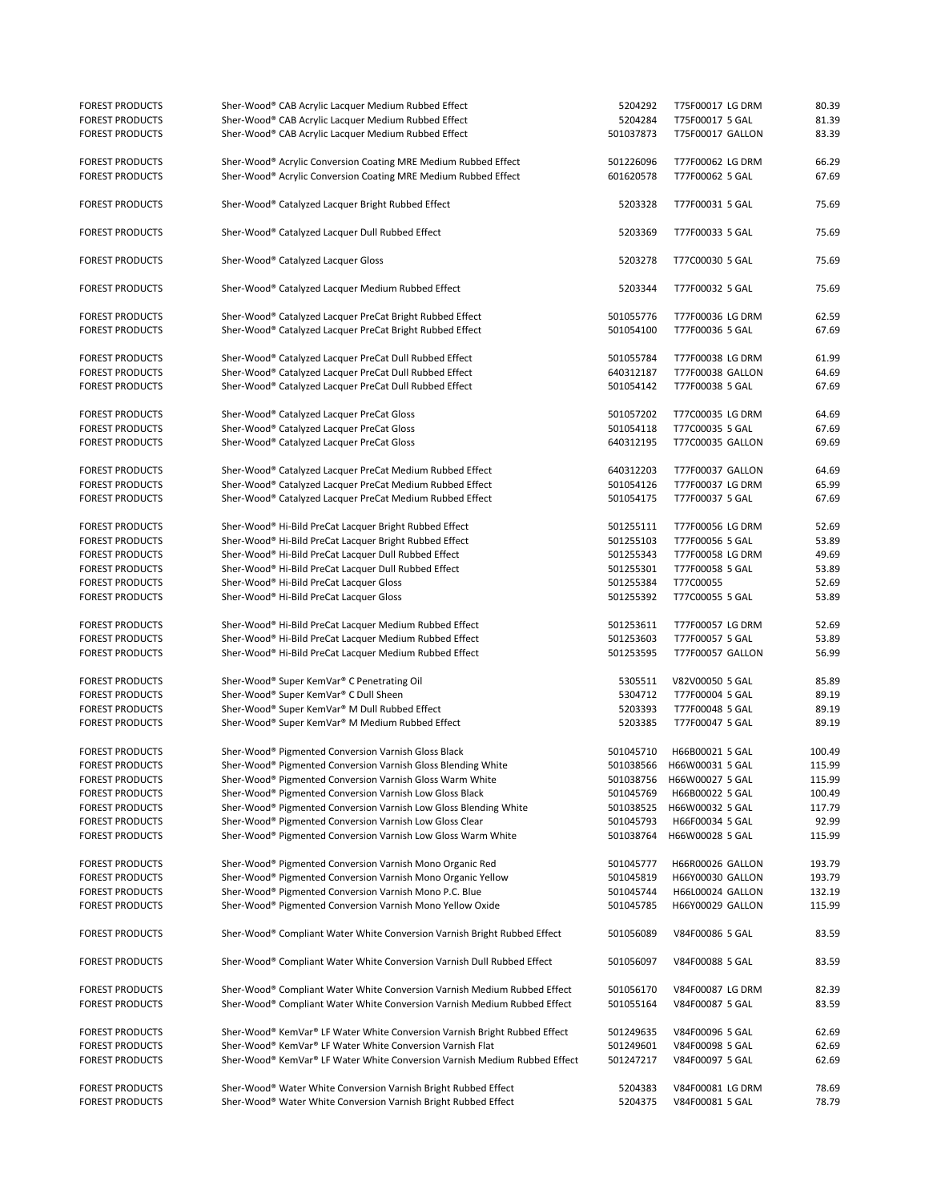| | | | | |
|---|---|---|---|---|
| FOREST PRODUCTS | Sher-Wood® CAB Acrylic Lacquer Medium Rubbed Effect | 5204292 | T75F00017 LG DRM | 80.39 |
| FOREST PRODUCTS | Sher-Wood® CAB Acrylic Lacquer Medium Rubbed Effect | 5204284 | T75F00017 5 GAL | 81.39 |
| FOREST PRODUCTS | Sher-Wood® CAB Acrylic Lacquer Medium Rubbed Effect | 501037873 | T75F00017 GALLON | 83.39 |
| FOREST PRODUCTS | Sher-Wood® Acrylic Conversion Coating MRE Medium Rubbed Effect | 501226096 | T77F00062 LG DRM | 66.29 |
| FOREST PRODUCTS | Sher-Wood® Acrylic Conversion Coating MRE Medium Rubbed Effect | 601620578 | T77F00062 5 GAL | 67.69 |
| FOREST PRODUCTS | Sher-Wood® Catalyzed Lacquer Bright Rubbed Effect | 5203328 | T77F00031 5 GAL | 75.69 |
| FOREST PRODUCTS | Sher-Wood® Catalyzed Lacquer Dull Rubbed Effect | 5203369 | T77F00033 5 GAL | 75.69 |
| FOREST PRODUCTS | Sher-Wood® Catalyzed Lacquer Gloss | 5203278 | T77C00030 5 GAL | 75.69 |
| FOREST PRODUCTS | Sher-Wood® Catalyzed Lacquer Medium Rubbed Effect | 5203344 | T77F00032 5 GAL | 75.69 |
| FOREST PRODUCTS | Sher-Wood® Catalyzed Lacquer PreCat Bright Rubbed Effect | 501055776 | T77F00036 LG DRM | 62.59 |
| FOREST PRODUCTS | Sher-Wood® Catalyzed Lacquer PreCat Bright Rubbed Effect | 501054100 | T77F00036 5 GAL | 67.69 |
| FOREST PRODUCTS | Sher-Wood® Catalyzed Lacquer PreCat Dull Rubbed Effect | 501055784 | T77F00038 LG DRM | 61.99 |
| FOREST PRODUCTS | Sher-Wood® Catalyzed Lacquer PreCat Dull Rubbed Effect | 640312187 | T77F00038 GALLON | 64.69 |
| FOREST PRODUCTS | Sher-Wood® Catalyzed Lacquer PreCat Dull Rubbed Effect | 501054142 | T77F00038 5 GAL | 67.69 |
| FOREST PRODUCTS | Sher-Wood® Catalyzed Lacquer PreCat Gloss | 501057202 | T77C00035 LG DRM | 64.69 |
| FOREST PRODUCTS | Sher-Wood® Catalyzed Lacquer PreCat Gloss | 501054118 | T77C00035 5 GAL | 67.69 |
| FOREST PRODUCTS | Sher-Wood® Catalyzed Lacquer PreCat Gloss | 640312195 | T77C00035 GALLON | 69.69 |
| FOREST PRODUCTS | Sher-Wood® Catalyzed Lacquer PreCat Medium Rubbed Effect | 640312203 | T77F00037 GALLON | 64.69 |
| FOREST PRODUCTS | Sher-Wood® Catalyzed Lacquer PreCat Medium Rubbed Effect | 501054126 | T77F00037 LG DRM | 65.99 |
| FOREST PRODUCTS | Sher-Wood® Catalyzed Lacquer PreCat Medium Rubbed Effect | 501054175 | T77F00037 5 GAL | 67.69 |
| FOREST PRODUCTS | Sher-Wood® Hi-Bild PreCat Lacquer Bright Rubbed Effect | 501255111 | T77F00056 LG DRM | 52.69 |
| FOREST PRODUCTS | Sher-Wood® Hi-Bild PreCat Lacquer Bright Rubbed Effect | 501255103 | T77F00056 5 GAL | 53.89 |
| FOREST PRODUCTS | Sher-Wood® Hi-Bild PreCat Lacquer Dull Rubbed Effect | 501255343 | T77F00058 LG DRM | 49.69 |
| FOREST PRODUCTS | Sher-Wood® Hi-Bild PreCat Lacquer Dull Rubbed Effect | 501255301 | T77F00058 5 GAL | 53.89 |
| FOREST PRODUCTS | Sher-Wood® Hi-Bild PreCat Lacquer Gloss | 501255384 | T77C00055 | 52.69 |
| FOREST PRODUCTS | Sher-Wood® Hi-Bild PreCat Lacquer Gloss | 501255392 | T77C00055 5 GAL | 53.89 |
| FOREST PRODUCTS | Sher-Wood® Hi-Bild PreCat Lacquer Medium Rubbed Effect | 501253611 | T77F00057 LG DRM | 52.69 |
| FOREST PRODUCTS | Sher-Wood® Hi-Bild PreCat Lacquer Medium Rubbed Effect | 501253603 | T77F00057 5 GAL | 53.89 |
| FOREST PRODUCTS | Sher-Wood® Hi-Bild PreCat Lacquer Medium Rubbed Effect | 501253595 | T77F00057 GALLON | 56.99 |
| FOREST PRODUCTS | Sher-Wood® Super KemVar® C Penetrating Oil | 5305511 | V82V00050 5 GAL | 85.89 |
| FOREST PRODUCTS | Sher-Wood® Super KemVar® C Dull Sheen | 5304712 | T77F00004 5 GAL | 89.19 |
| FOREST PRODUCTS | Sher-Wood® Super KemVar® M Dull Rubbed Effect | 5203393 | T77F00048 5 GAL | 89.19 |
| FOREST PRODUCTS | Sher-Wood® Super KemVar® M Medium Rubbed Effect | 5203385 | T77F00047 5 GAL | 89.19 |
| FOREST PRODUCTS | Sher-Wood® Pigmented Conversion Varnish Gloss Black | 501045710 | H66B00021 5 GAL | 100.49 |
| FOREST PRODUCTS | Sher-Wood® Pigmented Conversion Varnish Gloss Blending White | 501038566 | H66W00031 5 GAL | 115.99 |
| FOREST PRODUCTS | Sher-Wood® Pigmented Conversion Varnish Gloss Warm White | 501038756 | H66W00027 5 GAL | 115.99 |
| FOREST PRODUCTS | Sher-Wood® Pigmented Conversion Varnish Low Gloss Black | 501045769 | H66B00022 5 GAL | 100.49 |
| FOREST PRODUCTS | Sher-Wood® Pigmented Conversion Varnish Low Gloss Blending White | 501038525 | H66W00032 5 GAL | 117.79 |
| FOREST PRODUCTS | Sher-Wood® Pigmented Conversion Varnish Low Gloss Clear | 501045793 | H66F00034 5 GAL | 92.99 |
| FOREST PRODUCTS | Sher-Wood® Pigmented Conversion Varnish Low Gloss Warm White | 501038764 | H66W00028 5 GAL | 115.99 |
| FOREST PRODUCTS | Sher-Wood® Pigmented Conversion Varnish Mono Organic Red | 501045777 | H66R00026 GALLON | 193.79 |
| FOREST PRODUCTS | Sher-Wood® Pigmented Conversion Varnish Mono Organic Yellow | 501045819 | H66Y00030 GALLON | 193.79 |
| FOREST PRODUCTS | Sher-Wood® Pigmented Conversion Varnish Mono P.C. Blue | 501045744 | H66L00024 GALLON | 132.19 |
| FOREST PRODUCTS | Sher-Wood® Pigmented Conversion Varnish Mono Yellow Oxide | 501045785 | H66Y00029 GALLON | 115.99 |
| FOREST PRODUCTS | Sher-Wood® Compliant Water White Conversion Varnish Bright Rubbed Effect | 501056089 | V84F00086 5 GAL | 83.59 |
| FOREST PRODUCTS | Sher-Wood® Compliant Water White Conversion Varnish Dull Rubbed Effect | 501056097 | V84F00088 5 GAL | 83.59 |
| FOREST PRODUCTS | Sher-Wood® Compliant Water White Conversion Varnish Medium Rubbed Effect | 501056170 | V84F00087 LG DRM | 82.39 |
| FOREST PRODUCTS | Sher-Wood® Compliant Water White Conversion Varnish Medium Rubbed Effect | 501055164 | V84F00087 5 GAL | 83.59 |
| FOREST PRODUCTS | Sher-Wood® KemVar® LF Water White Conversion Varnish Bright Rubbed Effect | 501249635 | V84F00096 5 GAL | 62.69 |
| FOREST PRODUCTS | Sher-Wood® KemVar® LF Water White Conversion Varnish Flat | 501249601 | V84F00098 5 GAL | 62.69 |
| FOREST PRODUCTS | Sher-Wood® KemVar® LF Water White Conversion Varnish Medium Rubbed Effect | 501247217 | V84F00097 5 GAL | 62.69 |
| FOREST PRODUCTS | Sher-Wood® Water White Conversion Varnish Bright Rubbed Effect | 5204383 | V84F00081 LG DRM | 78.69 |
| FOREST PRODUCTS | Sher-Wood® Water White Conversion Varnish Bright Rubbed Effect | 5204375 | V84F00081 5 GAL | 78.79 |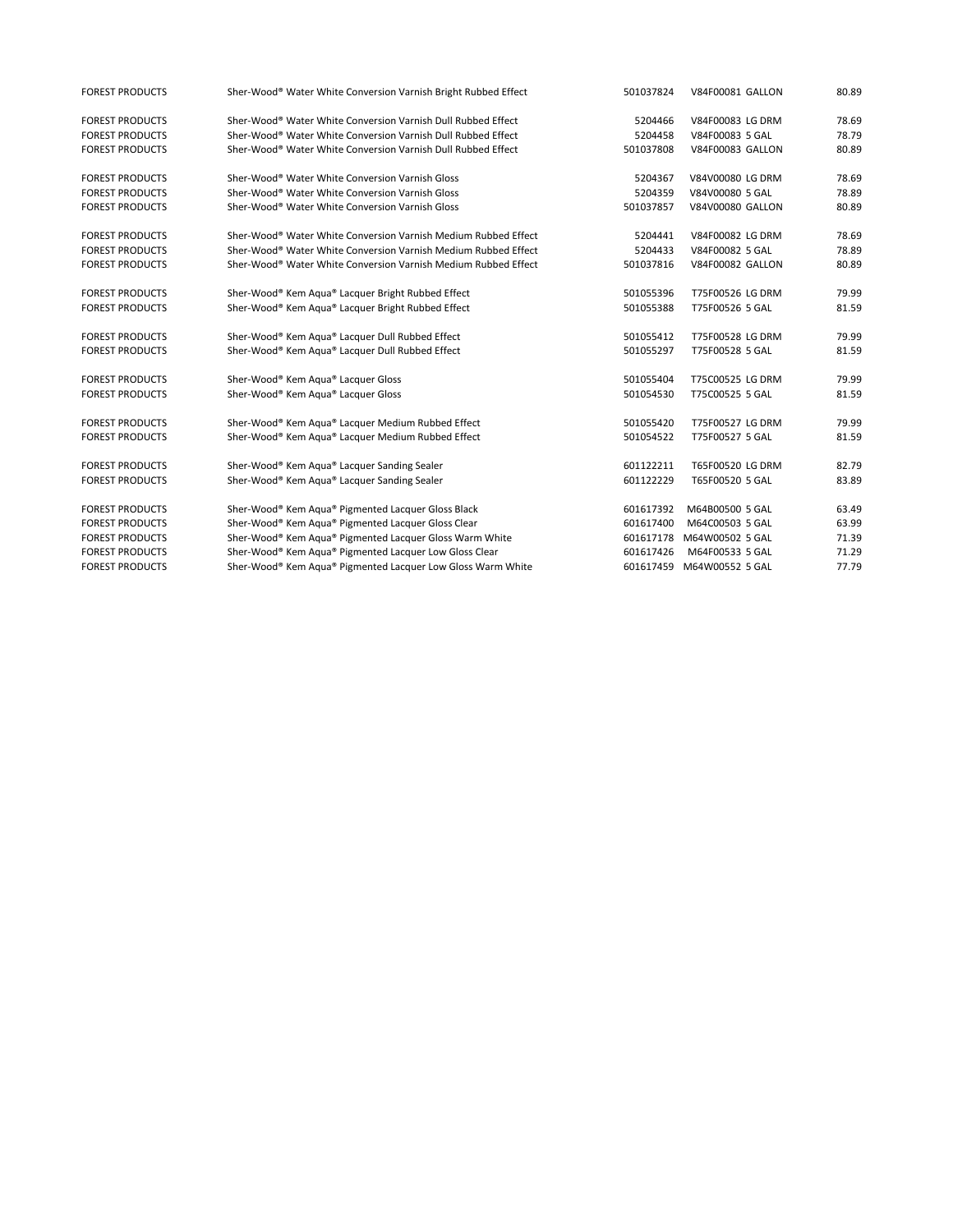| | | | | |
|---|---|---|---|---|
| FOREST PRODUCTS | Sher-Wood® Water White Conversion Varnish Bright Rubbed Effect | 501037824 | V84F00081 GALLON | 80.89 |
| FOREST PRODUCTS | Sher-Wood® Water White Conversion Varnish Dull Rubbed Effect | 5204466 | V84F00083 LG DRM | 78.69 |
| FOREST PRODUCTS | Sher-Wood® Water White Conversion Varnish Dull Rubbed Effect | 5204458 | V84F00083 5 GAL | 78.79 |
| FOREST PRODUCTS | Sher-Wood® Water White Conversion Varnish Dull Rubbed Effect | 501037808 | V84F00083 GALLON | 80.89 |
| FOREST PRODUCTS | Sher-Wood® Water White Conversion Varnish Gloss | 5204367 | V84V00080 LG DRM | 78.69 |
| FOREST PRODUCTS | Sher-Wood® Water White Conversion Varnish Gloss | 5204359 | V84V00080 5 GAL | 78.89 |
| FOREST PRODUCTS | Sher-Wood® Water White Conversion Varnish Gloss | 501037857 | V84V00080 GALLON | 80.89 |
| FOREST PRODUCTS | Sher-Wood® Water White Conversion Varnish Medium Rubbed Effect | 5204441 | V84F00082 LG DRM | 78.69 |
| FOREST PRODUCTS | Sher-Wood® Water White Conversion Varnish Medium Rubbed Effect | 5204433 | V84F00082 5 GAL | 78.89 |
| FOREST PRODUCTS | Sher-Wood® Water White Conversion Varnish Medium Rubbed Effect | 501037816 | V84F00082 GALLON | 80.89 |
| FOREST PRODUCTS | Sher-Wood® Kem Aqua® Lacquer Bright Rubbed Effect | 501055396 | T75F00526 LG DRM | 79.99 |
| FOREST PRODUCTS | Sher-Wood® Kem Aqua® Lacquer Bright Rubbed Effect | 501055388 | T75F00526 5 GAL | 81.59 |
| FOREST PRODUCTS | Sher-Wood® Kem Aqua® Lacquer Dull Rubbed Effect | 501055412 | T75F00528 LG DRM | 79.99 |
| FOREST PRODUCTS | Sher-Wood® Kem Aqua® Lacquer Dull Rubbed Effect | 501055297 | T75F00528 5 GAL | 81.59 |
| FOREST PRODUCTS | Sher-Wood® Kem Aqua® Lacquer Gloss | 501055404 | T75C00525 LG DRM | 79.99 |
| FOREST PRODUCTS | Sher-Wood® Kem Aqua® Lacquer Gloss | 501054530 | T75C00525 5 GAL | 81.59 |
| FOREST PRODUCTS | Sher-Wood® Kem Aqua® Lacquer Medium Rubbed Effect | 501055420 | T75F00527 LG DRM | 79.99 |
| FOREST PRODUCTS | Sher-Wood® Kem Aqua® Lacquer Medium Rubbed Effect | 501054522 | T75F00527 5 GAL | 81.59 |
| FOREST PRODUCTS | Sher-Wood® Kem Aqua® Lacquer Sanding Sealer | 601122211 | T65F00520 LG DRM | 82.79 |
| FOREST PRODUCTS | Sher-Wood® Kem Aqua® Lacquer Sanding Sealer | 601122229 | T65F00520 5 GAL | 83.89 |
| FOREST PRODUCTS | Sher-Wood® Kem Aqua® Pigmented Lacquer Gloss Black | 601617392 | M64B00500 5 GAL | 63.49 |
| FOREST PRODUCTS | Sher-Wood® Kem Aqua® Pigmented Lacquer Gloss Clear | 601617400 | M64C00503 5 GAL | 63.99 |
| FOREST PRODUCTS | Sher-Wood® Kem Aqua® Pigmented Lacquer Gloss Warm White | 601617178 | M64W00502 5 GAL | 71.39 |
| FOREST PRODUCTS | Sher-Wood® Kem Aqua® Pigmented Lacquer Low Gloss Clear | 601617426 | M64F00533 5 GAL | 71.29 |
| FOREST PRODUCTS | Sher-Wood® Kem Aqua® Pigmented Lacquer Low Gloss Warm White | 601617459 | M64W00552 5 GAL | 77.79 |